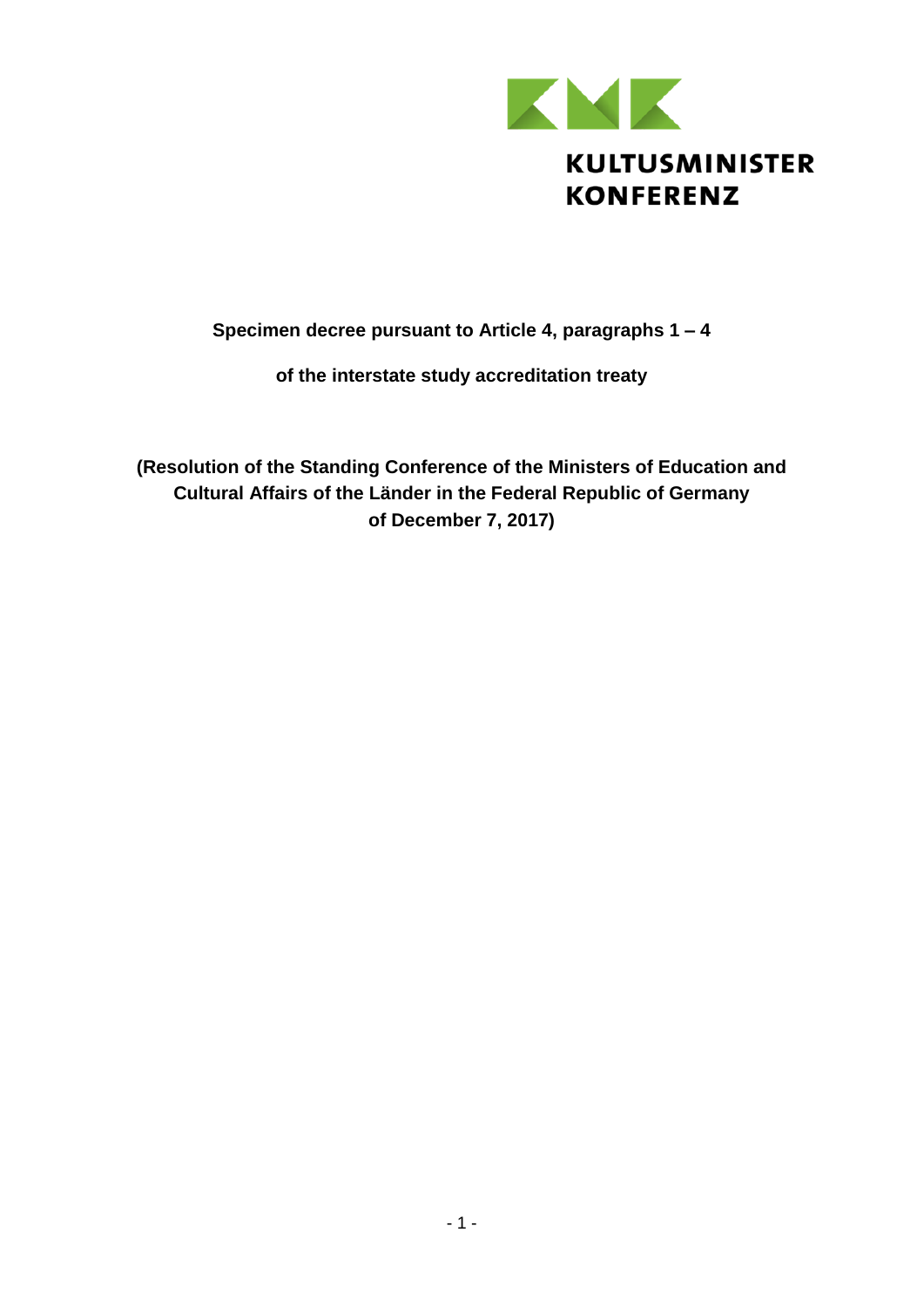KULTUSMINISTER KONFERENZ

**Specimen decree pursuant to Article 4, paragraphs 1 – 4**

**of the interstate study accreditation treaty**

**(Resolution of the Standing Conference of the Ministers of Education and Cultural Affairs of the Länder in the Federal Republic of Germany of December 7, 2017)**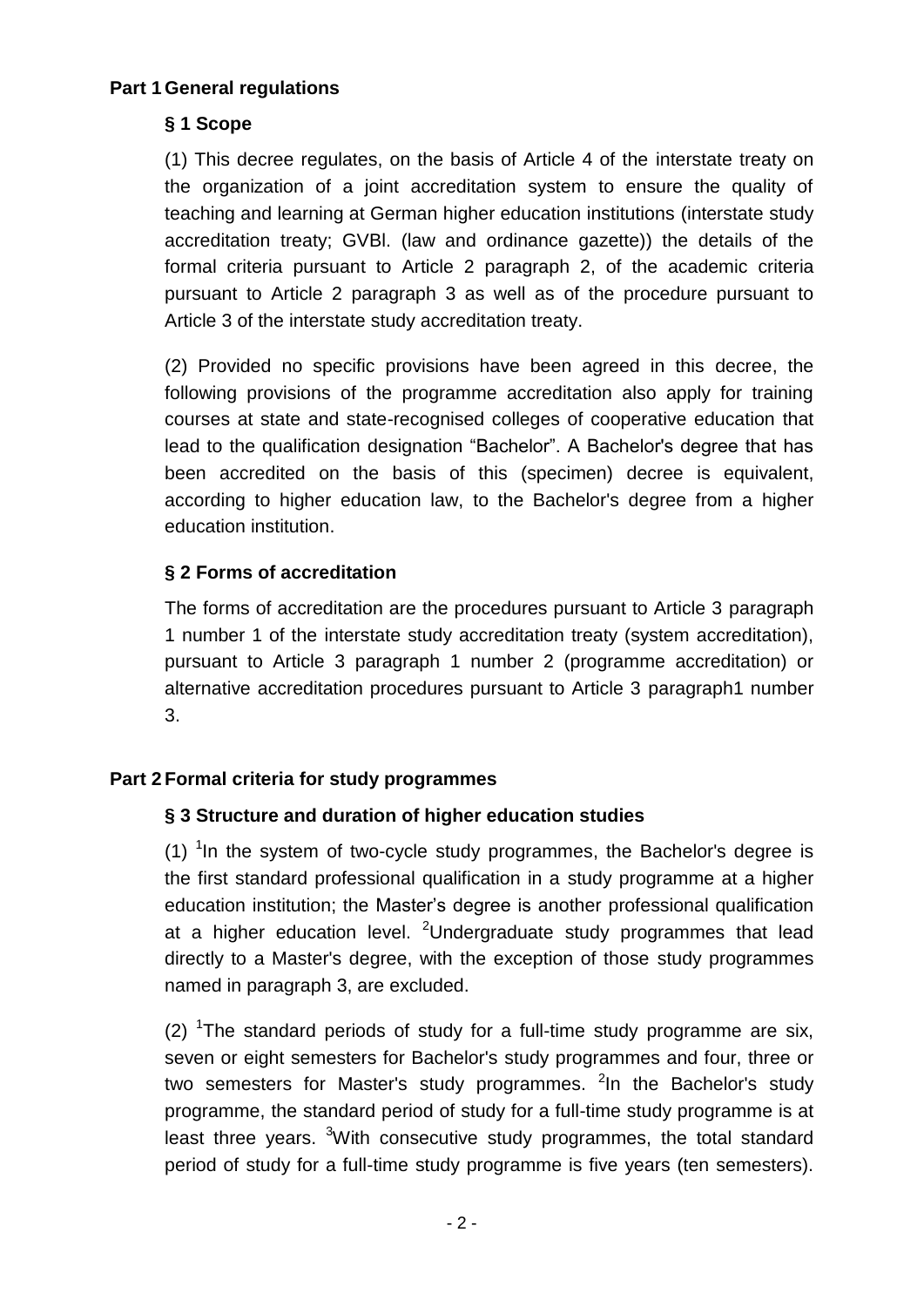## Part 1 General regulations

### § 1 Scope

(1) This decree regulates, on the basis of Article 4 of the interstate treaty on the organization of a joint accreditation system to ensure the quality of teaching and learning at German higher education institutions (interstate study accreditation treaty; GVBl. (law and ordinance gazette)) the details of the formal criteria pursuant to Article 2 paragraph 2, of the academic criteria pursuant to Article 2 paragraph 3 as well as of the procedure pursuant to Article 3 of the interstate study accreditation treaty.

(2) Provided no specific provisions have been agreed in this decree, the following provisions of the programme accreditation also apply for training courses at state and state-recognised colleges of cooperative education that lead to the qualification designation “Bachelor”. A Bachelor's degree that has been accredited on the basis of this (specimen) decree is equivalent, according to higher education law, to the Bachelor's degree from a higher education institution.

### § 2 Forms of accreditation

The forms of accreditation are the procedures pursuant to Article 3 paragraph 1 number 1 of the interstate study accreditation treaty (system accreditation), pursuant to Article 3 paragraph 1 number 2 (programme accreditation) or alternative accreditation procedures pursuant to Article 3 paragraph1 number 3.

## Part 2 Formal criteria for study programmes

### § 3 Structure and duration of higher education studies

(1) [1]In the system of two-cycle study programmes, the Bachelor's degree is the first standard professional qualification in a study programme at a higher education institution; the Master’s degree is another professional qualification at a higher education level. [2]Undergraduate study programmes that lead directly to a Master's degree, with the exception of those study programmes named in paragraph 3, are excluded.

(2) [1]The standard periods of study for a full-time study programme are six, seven or eight semesters for Bachelor's study programmes and four, three or two semesters for Master's study programmes. [2]In the Bachelor's study programme, the standard period of study for a full-time study programme is at least three years. [3]With consecutive study programmes, the total standard period of study for a full-time study programme is five years (ten semesters).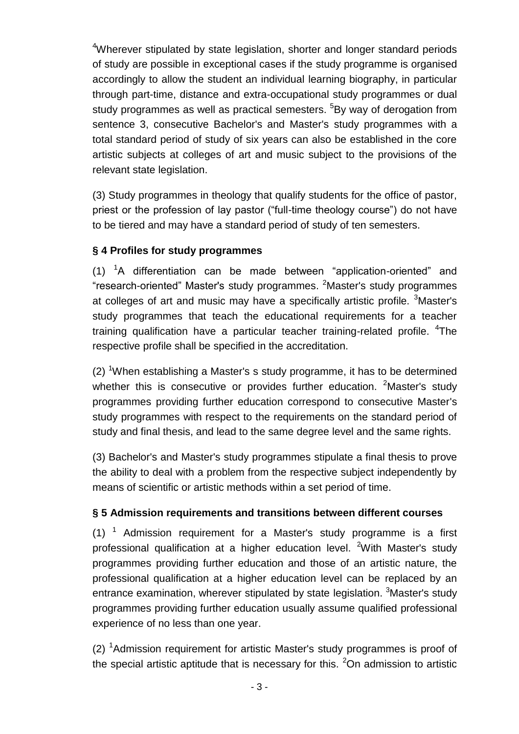[4]Wherever stipulated by state legislation, shorter and longer standard periods of study are possible in exceptional cases if the study programme is organised accordingly to allow the student an individual learning biography, in particular through part-time, distance and extra-occupational study programmes or dual study programmes as well as practical semesters. [5]By way of derogation from sentence 3, consecutive Bachelor's and Master's study programmes with a total standard period of study of six years can also be established in the core artistic subjects at colleges of art and music subject to the provisions of the relevant state legislation.

(3) Study programmes in theology that qualify students for the office of pastor, priest or the profession of lay pastor ("full-time theology course") do not have to be tiered and may have a standard period of study of ten semesters.

### § 4 Profiles for study programmes

(1) [1]A differentiation can be made between "application-oriented" and "research-oriented" Master's study programmes. [2]Master's study programmes at colleges of art and music may have a specifically artistic profile. [3]Master's study programmes that teach the educational requirements for a teacher training qualification have a particular teacher training-related profile. [4]The respective profile shall be specified in the accreditation.

(2) [1]When establishing a Master's s study programme, it has to be determined whether this is consecutive or provides further education. [2]Master's study programmes providing further education correspond to consecutive Master's study programmes with respect to the requirements on the standard period of study and final thesis, and lead to the same degree level and the same rights.

(3) Bachelor's and Master's study programmes stipulate a final thesis to prove the ability to deal with a problem from the respective subject independently by means of scientific or artistic methods within a set period of time.

### § 5 Admission requirements and transitions between different courses

(1) [1] Admission requirement for a Master's study programme is a first professional qualification at a higher education level. [2]With Master's study programmes providing further education and those of an artistic nature, the professional qualification at a higher education level can be replaced by an entrance examination, wherever stipulated by state legislation. [3]Master's study programmes providing further education usually assume qualified professional experience of no less than one year.

(2) [1]Admission requirement for artistic Master's study programmes is proof of the special artistic aptitude that is necessary for this. [2]On admission to artistic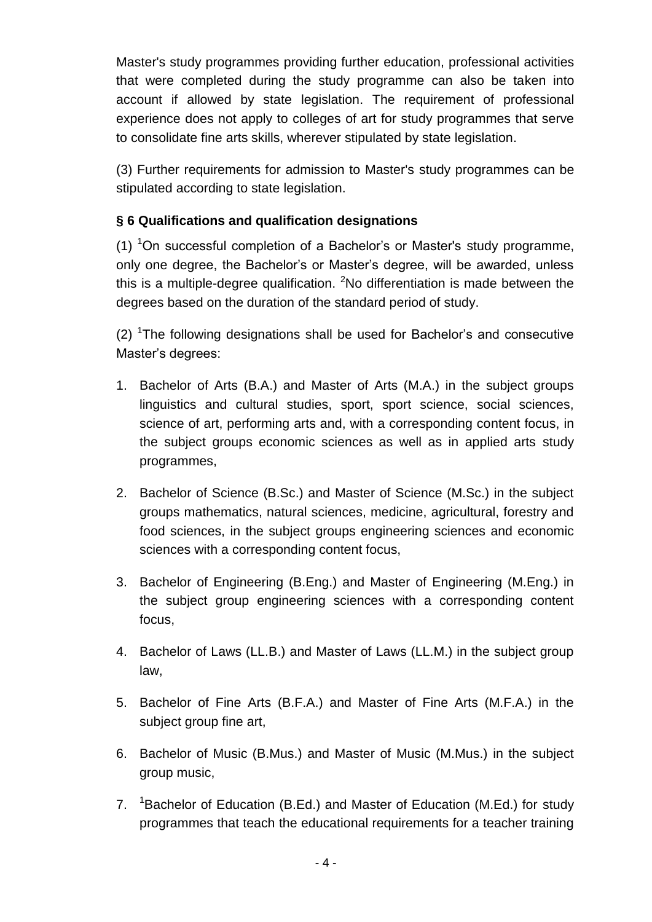Master's study programmes providing further education, professional activities that were completed during the study programme can also be taken into account if allowed by state legislation. The requirement of professional experience does not apply to colleges of art for study programmes that serve to consolidate fine arts skills, wherever stipulated by state legislation.

(3) Further requirements for admission to Master's study programmes can be stipulated according to state legislation.

**§ 6 Qualifications and qualification designations**

(1) [1]On successful completion of a Bachelor's or Master's study programme, only one degree, the Bachelor's or Master's degree, will be awarded, unless this is a multiple-degree qualification. [2]No differentiation is made between the degrees based on the duration of the standard period of study.

(2) [1]The following designations shall be used for Bachelor's and consecutive Master's degrees:

1. Bachelor of Arts (B.A.) and Master of Arts (M.A.) in the subject groups linguistics and cultural studies, sport, sport science, social sciences, science of art, performing arts and, with a corresponding content focus, in the subject groups economic sciences as well as in applied arts study programmes,
2. Bachelor of Science (B.Sc.) and Master of Science (M.Sc.) in the subject groups mathematics, natural sciences, medicine, agricultural, forestry and food sciences, in the subject groups engineering sciences and economic sciences with a corresponding content focus,
3. Bachelor of Engineering (B.Eng.) and Master of Engineering (M.Eng.) in the subject group engineering sciences with a corresponding content focus,
4. Bachelor of Laws (LL.B.) and Master of Laws (LL.M.) in the subject group law,
5. Bachelor of Fine Arts (B.F.A.) and Master of Fine Arts (M.F.A.) in the subject group fine art,
6. Bachelor of Music (B.Mus.) and Master of Music (M.Mus.) in the subject group music,
7. [1]Bachelor of Education (B.Ed.) and Master of Education (M.Ed.) for study programmes that teach the educational requirements for a teacher training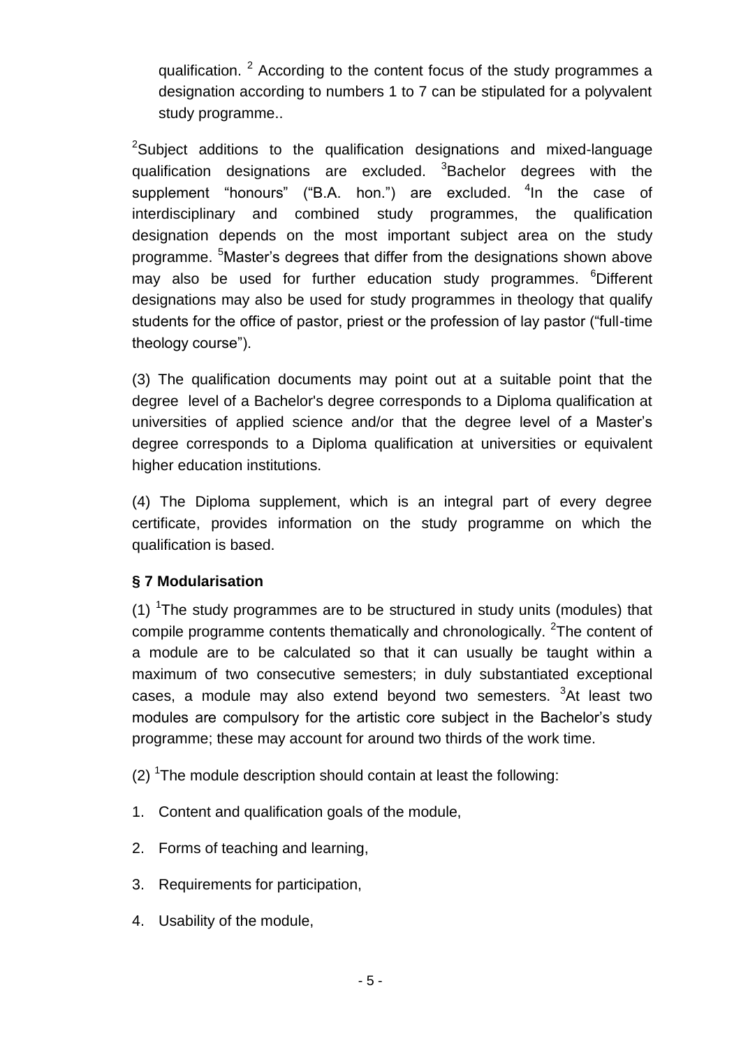qualification. [2] According to the content focus of the study programmes a designation according to numbers 1 to 7 can be stipulated for a polyvalent study programme..

[2]Subject additions to the qualification designations and mixed-language qualification designations are excluded. [3]Bachelor degrees with the supplement "honours" ("B.A. hon.") are excluded. [4]In the case of interdisciplinary and combined study programmes, the qualification designation depends on the most important subject area on the study programme. [5]Master's degrees that differ from the designations shown above may also be used for further education study programmes. [6]Different designations may also be used for study programmes in theology that qualify students for the office of pastor, priest or the profession of lay pastor ("full-time theology course").

(3) The qualification documents may point out at a suitable point that the degree level of a Bachelor's degree corresponds to a Diploma qualification at universities of applied science and/or that the degree level of a Master's degree corresponds to a Diploma qualification at universities or equivalent higher education institutions.

(4) The Diploma supplement, which is an integral part of every degree certificate, provides information on the study programme on which the qualification is based.

**§ 7 Modularisation**

(1) [1]The study programmes are to be structured in study units (modules) that compile programme contents thematically and chronologically. [2]The content of a module are to be calculated so that it can usually be taught within a maximum of two consecutive semesters; in duly substantiated exceptional cases, a module may also extend beyond two semesters. [3]At least two modules are compulsory for the artistic core subject in the Bachelor's study programme; these may account for around two thirds of the work time.

(2) [1]The module description should contain at least the following:

1. Content and qualification goals of the module,
2. Forms of teaching and learning,
3. Requirements for participation,
4. Usability of the module,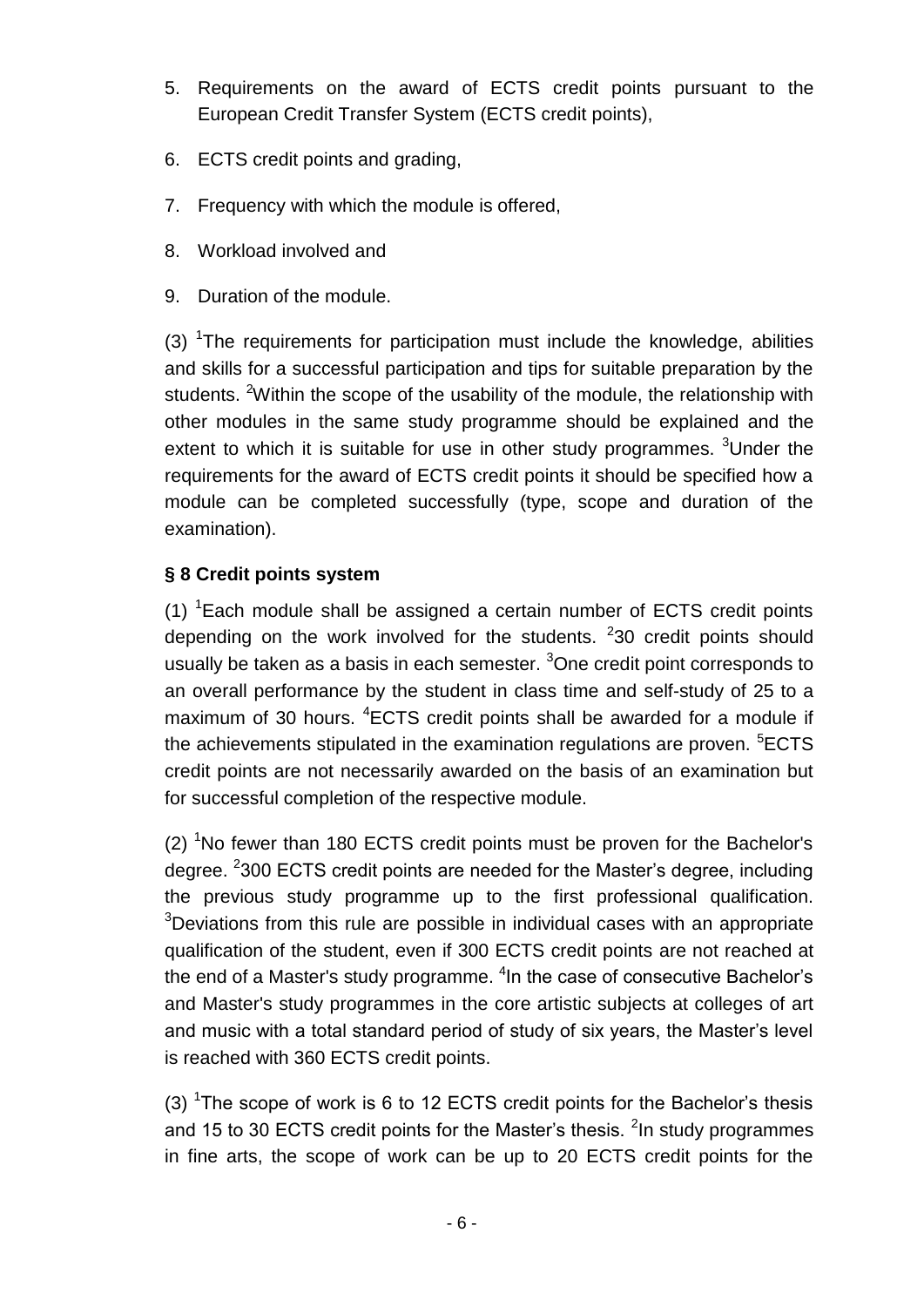5. Requirements on the award of ECTS credit points pursuant to the European Credit Transfer System (ECTS credit points),

6. ECTS credit points and grading,

7. Frequency with which the module is offered,

8. Workload involved and

9. Duration of the module.

(3) [1]The requirements for participation must include the knowledge, abilities and skills for a successful participation and tips for suitable preparation by the students. [2]Within the scope of the usability of the module, the relationship with other modules in the same study programme should be explained and the extent to which it is suitable for use in other study programmes. [3]Under the requirements for the award of ECTS credit points it should be specified how a module can be completed successfully (type, scope and duration of the examination).

**§ 8 Credit points system**

(1) [1]Each module shall be assigned a certain number of ECTS credit points depending on the work involved for the students. [2]30 credit points should usually be taken as a basis in each semester. [3]One credit point corresponds to an overall performance by the student in class time and self-study of 25 to a maximum of 30 hours. [4]ECTS credit points shall be awarded for a module if the achievements stipulated in the examination regulations are proven. [5]ECTS credit points are not necessarily awarded on the basis of an examination but for successful completion of the respective module.

(2) [1]No fewer than 180 ECTS credit points must be proven for the Bachelor's degree. [2]300 ECTS credit points are needed for the Master's degree, including the previous study programme up to the first professional qualification. [3]Deviations from this rule are possible in individual cases with an appropriate qualification of the student, even if 300 ECTS credit points are not reached at the end of a Master's study programme. [4]In the case of consecutive Bachelor's and Master's study programmes in the core artistic subjects at colleges of art and music with a total standard period of study of six years, the Master's level is reached with 360 ECTS credit points.

(3) [1]The scope of work is 6 to 12 ECTS credit points for the Bachelor's thesis and 15 to 30 ECTS credit points for the Master's thesis. [2]In study programmes in fine arts, the scope of work can be up to 20 ECTS credit points for the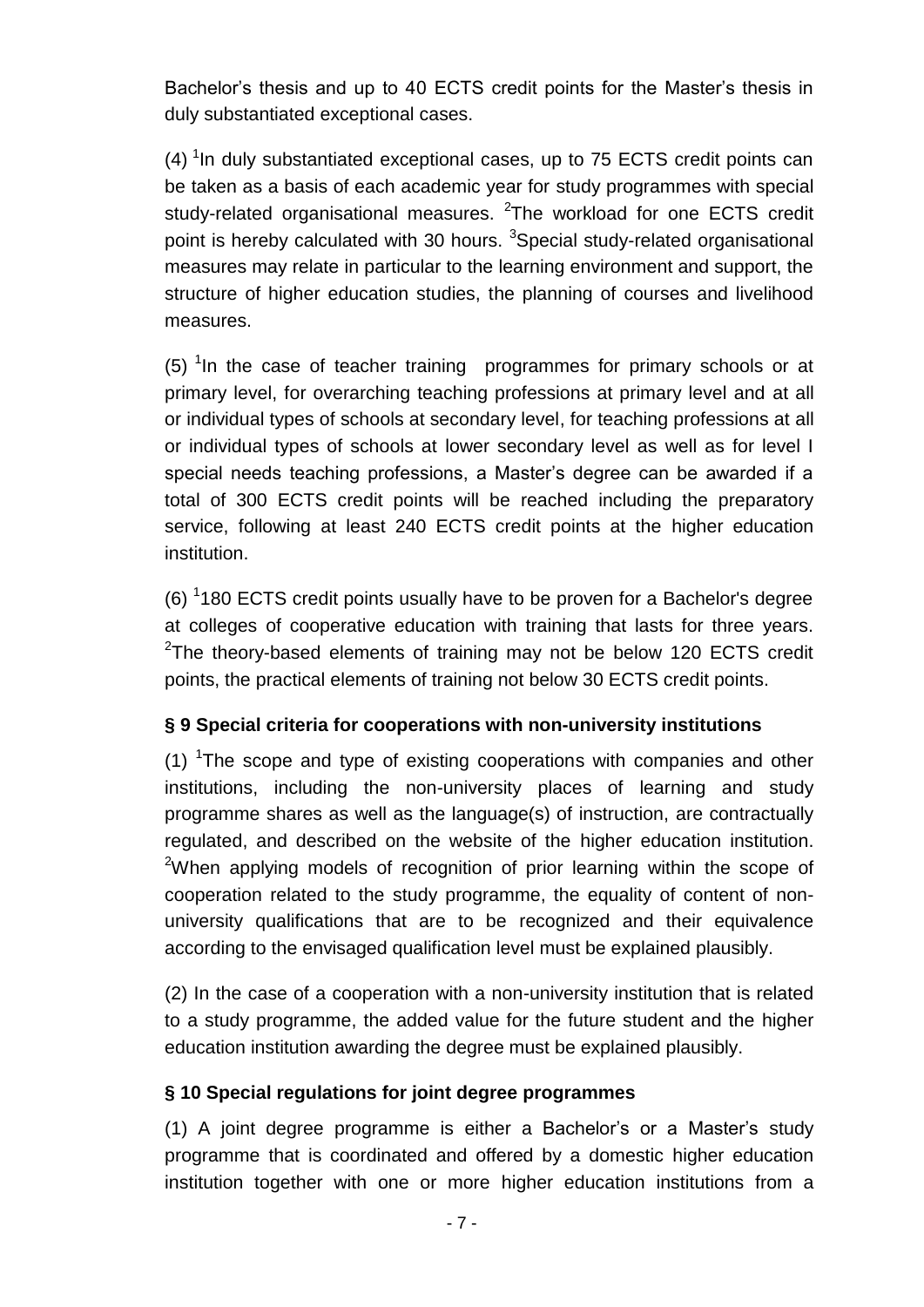Bachelor's thesis and up to 40 ECTS credit points for the Master's thesis in duly substantiated exceptional cases.

(4) [1]In duly substantiated exceptional cases, up to 75 ECTS credit points can be taken as a basis of each academic year for study programmes with special study-related organisational measures. [2]The workload for one ECTS credit point is hereby calculated with 30 hours. [3]Special study-related organisational measures may relate in particular to the learning environment and support, the structure of higher education studies, the planning of courses and livelihood measures.

(5) [1]In the case of teacher training programmes for primary schools or at primary level, for overarching teaching professions at primary level and at all or individual types of schools at secondary level, for teaching professions at all or individual types of schools at lower secondary level as well as for level I special needs teaching professions, a Master's degree can be awarded if a total of 300 ECTS credit points will be reached including the preparatory service, following at least 240 ECTS credit points at the higher education institution.

(6) [1]180 ECTS credit points usually have to be proven for a Bachelor's degree at colleges of cooperative education with training that lasts for three years. [2]The theory-based elements of training may not be below 120 ECTS credit points, the practical elements of training not below 30 ECTS credit points.

### § 9 Special criteria for cooperations with non-university institutions

(1) [1]The scope and type of existing cooperations with companies and other institutions, including the non-university places of learning and study programme shares as well as the language(s) of instruction, are contractually regulated, and described on the website of the higher education institution. [2]When applying models of recognition of prior learning within the scope of cooperation related to the study programme, the equality of content of non-university qualifications that are to be recognized and their equivalence according to the envisaged qualification level must be explained plausibly.

(2) In the case of a cooperation with a non-university institution that is related to a study programme, the added value for the future student and the higher education institution awarding the degree must be explained plausibly.

### § 10 Special regulations for joint degree programmes

(1) A joint degree programme is either a Bachelor's or a Master's study programme that is coordinated and offered by a domestic higher education institution together with one or more higher education institutions from a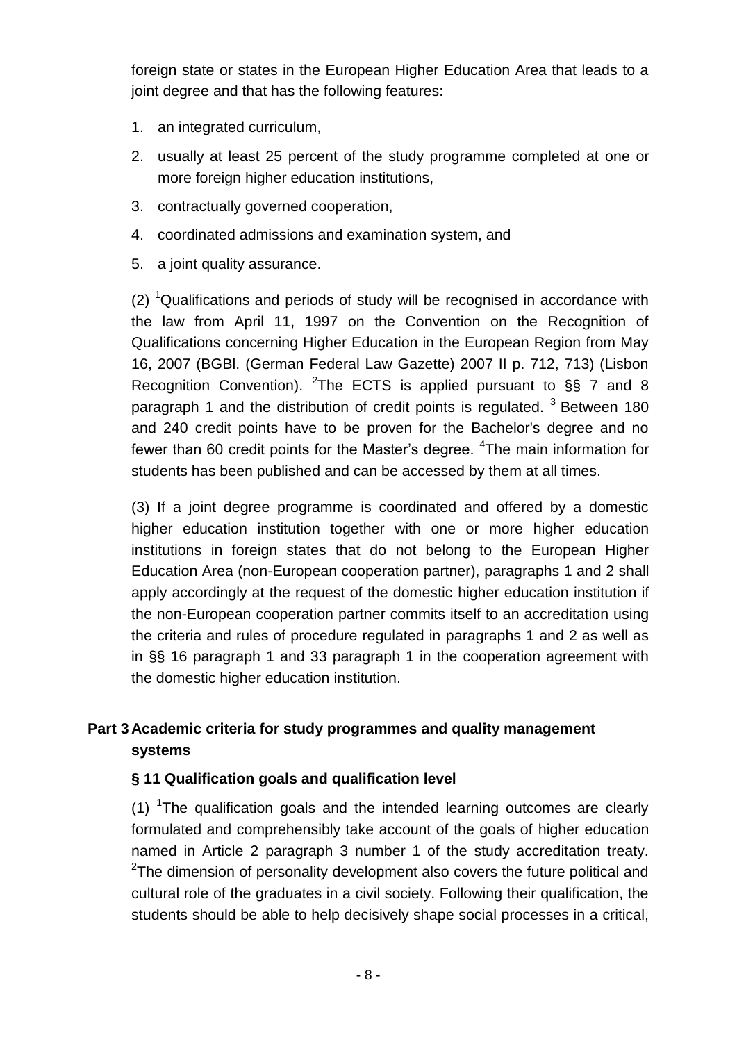foreign state or states in the European Higher Education Area that leads to a joint degree and that has the following features:

1. an integrated curriculum,
2. usually at least 25 percent of the study programme completed at one or more foreign higher education institutions,
3. contractually governed cooperation,
4. coordinated admissions and examination system, and
5. a joint quality assurance.

(2) [1]Qualifications and periods of study will be recognised in accordance with the law from April 11, 1997 on the Convention on the Recognition of Qualifications concerning Higher Education in the European Region from May 16, 2007 (BGBl. (German Federal Law Gazette) 2007 II p. 712, 713) (Lisbon Recognition Convention). [2]The ECTS is applied pursuant to §§ 7 and 8 paragraph 1 and the distribution of credit points is regulated. [3] Between 180 and 240 credit points have to be proven for the Bachelor's degree and no fewer than 60 credit points for the Master's degree. [4]The main information for students has been published and can be accessed by them at all times.

(3) If a joint degree programme is coordinated and offered by a domestic higher education institution together with one or more higher education institutions in foreign states that do not belong to the European Higher Education Area (non-European cooperation partner), paragraphs 1 and 2 shall apply accordingly at the request of the domestic higher education institution if the non-European cooperation partner commits itself to an accreditation using the criteria and rules of procedure regulated in paragraphs 1 and 2 as well as in §§ 16 paragraph 1 and 33 paragraph 1 in the cooperation agreement with the domestic higher education institution.

## Part 3 Academic criteria for study programmes and quality management systems

### § 11 Qualification goals and qualification level

(1) [1]The qualification goals and the intended learning outcomes are clearly formulated and comprehensibly take account of the goals of higher education named in Article 2 paragraph 3 number 1 of the study accreditation treaty. [2]The dimension of personality development also covers the future political and cultural role of the graduates in a civil society. Following their qualification, the students should be able to help decisively shape social processes in a critical,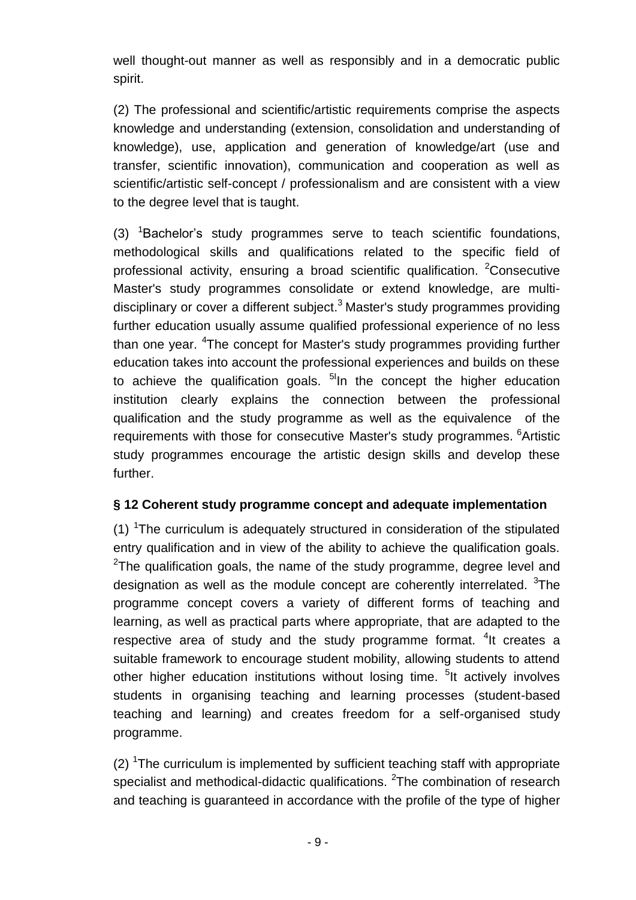well thought-out manner as well as responsibly and in a democratic public spirit.

(2) The professional and scientific/artistic requirements comprise the aspects knowledge and understanding (extension, consolidation and understanding of knowledge), use, application and generation of knowledge/art (use and transfer, scientific innovation), communication and cooperation as well as scientific/artistic self-concept / professionalism and are consistent with a view to the degree level that is taught.

(3) [1]Bachelor's study programmes serve to teach scientific foundations, methodological skills and qualifications related to the specific field of professional activity, ensuring a broad scientific qualification. [2]Consecutive Master's study programmes consolidate or extend knowledge, are multi-disciplinary or cover a different subject.[3] Master's study programmes providing further education usually assume qualified professional experience of no less than one year. [4]The concept for Master's study programmes providing further education takes into account the professional experiences and builds on these to achieve the qualification goals. [5]In the concept the higher education institution clearly explains the connection between the professional qualification and the study programme as well as the equivalence of the requirements with those for consecutive Master's study programmes. [6]Artistic study programmes encourage the artistic design skills and develop these further.

**§ 12 Coherent study programme concept and adequate implementation**

(1) [1]The curriculum is adequately structured in consideration of the stipulated entry qualification and in view of the ability to achieve the qualification goals. [2]The qualification goals, the name of the study programme, degree level and designation as well as the module concept are coherently interrelated. [3]The programme concept covers a variety of different forms of teaching and learning, as well as practical parts where appropriate, that are adapted to the respective area of study and the study programme format. [4]It creates a suitable framework to encourage student mobility, allowing students to attend other higher education institutions without losing time. [5]It actively involves students in organising teaching and learning processes (student-based teaching and learning) and creates freedom for a self-organised study programme.

(2) [1]The curriculum is implemented by sufficient teaching staff with appropriate specialist and methodical-didactic qualifications. [2]The combination of research and teaching is guaranteed in accordance with the profile of the type of higher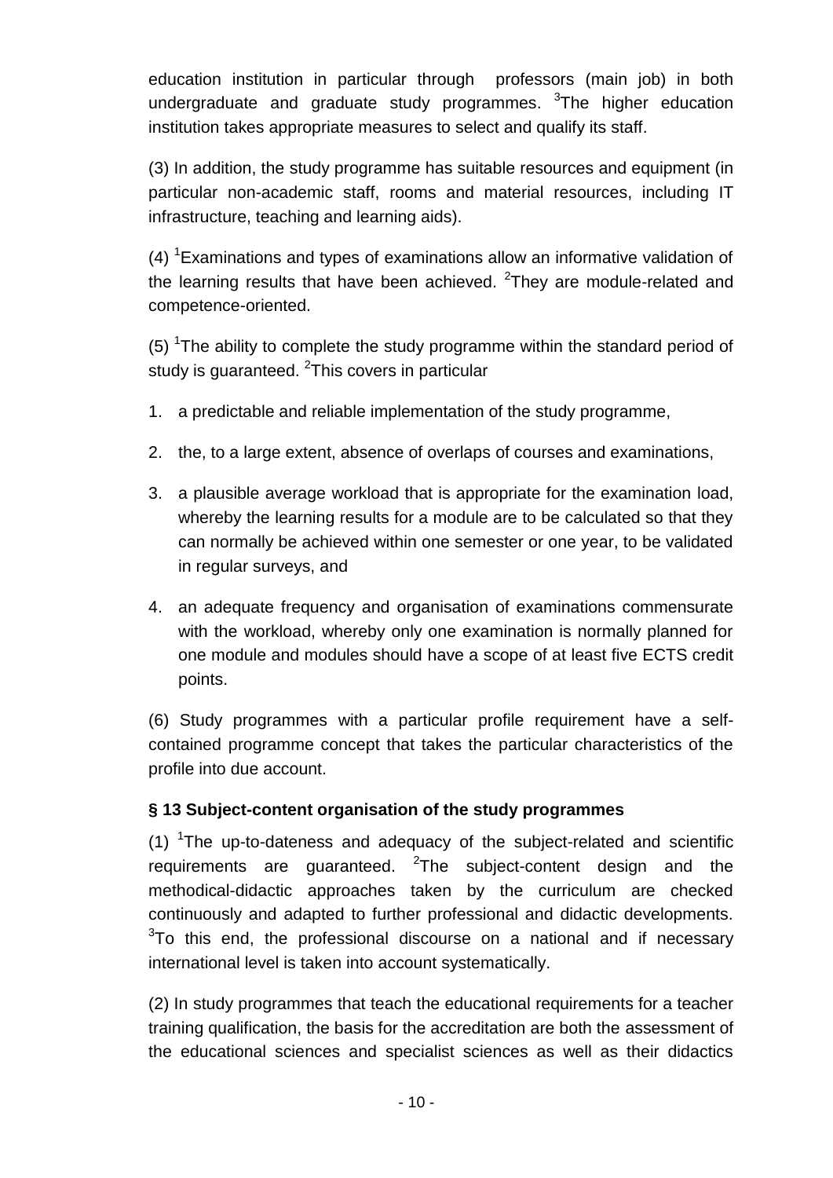education institution in particular through professors (main job) in both undergraduate and graduate study programmes. [3]The higher education institution takes appropriate measures to select and qualify its staff.

(3) In addition, the study programme has suitable resources and equipment (in particular non-academic staff, rooms and material resources, including IT infrastructure, teaching and learning aids).

(4) [1]Examinations and types of examinations allow an informative validation of the learning results that have been achieved. [2]They are module-related and competence-oriented.

(5) [1]The ability to complete the study programme within the standard period of study is guaranteed. [2]This covers in particular

1. a predictable and reliable implementation of the study programme,
2. the, to a large extent, absence of overlaps of courses and examinations,
3. a plausible average workload that is appropriate for the examination load, whereby the learning results for a module are to be calculated so that they can normally be achieved within one semester or one year, to be validated in regular surveys, and
4. an adequate frequency and organisation of examinations commensurate with the workload, whereby only one examination is normally planned for one module and modules should have a scope of at least five ECTS credit points.

(6) Study programmes with a particular profile requirement have a self-contained programme concept that takes the particular characteristics of the profile into due account.

### § 13 Subject-content organisation of the study programmes

(1) [1]The up-to-dateness and adequacy of the subject-related and scientific requirements are guaranteed. [2]The subject-content design and the methodical-didactic approaches taken by the curriculum are checked continuously and adapted to further professional and didactic developments. [3]To this end, the professional discourse on a national and if necessary international level is taken into account systematically.

(2) In study programmes that teach the educational requirements for a teacher training qualification, the basis for the accreditation are both the assessment of the educational sciences and specialist sciences as well as their didactics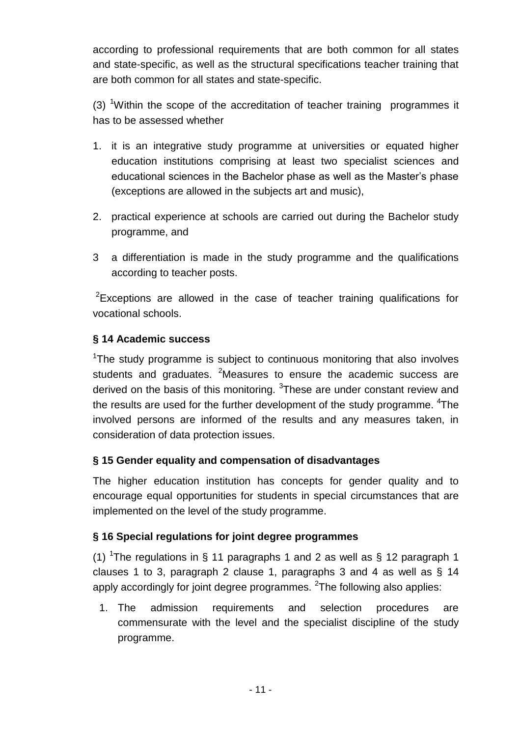according to professional requirements that are both common for all states and state-specific, as well as the structural specifications teacher training that are both common for all states and state-specific.

(3) [1]Within the scope of the accreditation of teacher training programmes it has to be assessed whether

1. it is an integrative study programme at universities or equated higher education institutions comprising at least two specialist sciences and educational sciences in the Bachelor phase as well as the Master's phase (exceptions are allowed in the subjects art and music),
2. practical experience at schools are carried out during the Bachelor study programme, and
3. a differentiation is made in the study programme and the qualifications according to teacher posts.

[2]Exceptions are allowed in the case of teacher training qualifications for vocational schools.

### § 14 Academic success

[1]The study programme is subject to continuous monitoring that also involves students and graduates. [2]Measures to ensure the academic success are derived on the basis of this monitoring. [3]These are under constant review and the results are used for the further development of the study programme. [4]The involved persons are informed of the results and any measures taken, in consideration of data protection issues.

### § 15 Gender equality and compensation of disadvantages

The higher education institution has concepts for gender quality and to encourage equal opportunities for students in special circumstances that are implemented on the level of the study programme.

### § 16 Special regulations for joint degree programmes

(1) [1]The regulations in § 11 paragraphs 1 and 2 as well as § 12 paragraph 1 clauses 1 to 3, paragraph 2 clause 1, paragraphs 3 and 4 as well as § 14 apply accordingly for joint degree programmes. [2]The following also applies:

1. The admission requirements and selection procedures are commensurate with the level and the specialist discipline of the study programme.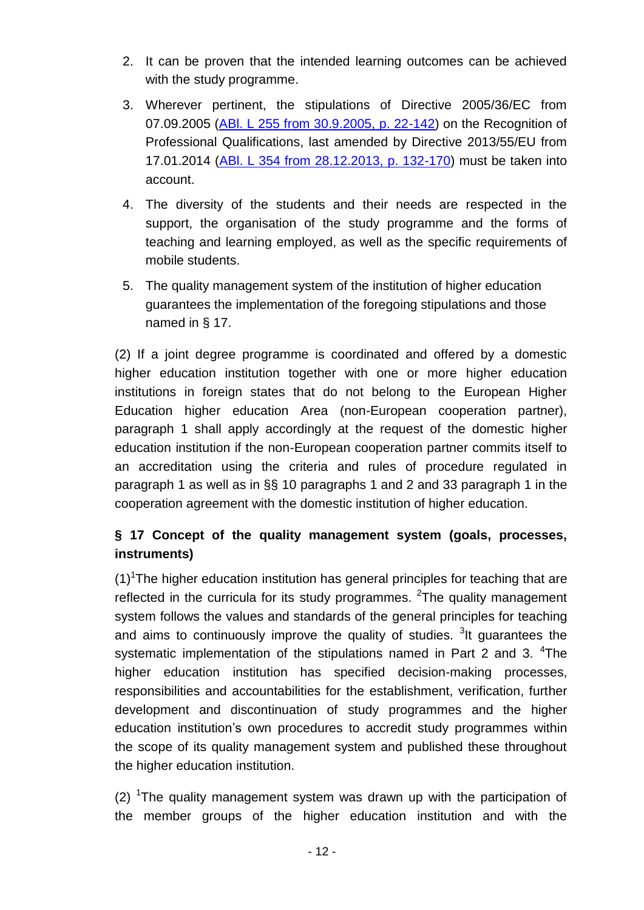2. It can be proven that the intended learning outcomes can be achieved with the study programme.
3. Wherever pertinent, the stipulations of Directive 2005/36/EC from 07.09.2005 ([ABl. L 255 from 30.9.2005, p. 22-142]()) on the Recognition of Professional Qualifications, last amended by Directive 2013/55/EU from 17.01.2014 ([ABl. L 354 from 28.12.2013, p. 132-170]()) must be taken into account.
4. The diversity of the students and their needs are respected in the support, the organisation of the study programme and the forms of teaching and learning employed, as well as the specific requirements of mobile students.
5. The quality management system of the institution of higher education guarantees the implementation of the foregoing stipulations and those named in § 17.

(2) If a joint degree programme is coordinated and offered by a domestic higher education institution together with one or more higher education institutions in foreign states that do not belong to the European Higher Education higher education Area (non-European cooperation partner), paragraph 1 shall apply accordingly at the request of the domestic higher education institution if the non-European cooperation partner commits itself to an accreditation using the criteria and rules of procedure regulated in paragraph 1 as well as in §§ 10 paragraphs 1 and 2 and 33 paragraph 1 in the cooperation agreement with the domestic institution of higher education.

### § 17 Concept of the quality management system (goals, processes, instruments)

(1)[1]The higher education institution has general principles for teaching that are reflected in the curricula for its study programmes. [2]The quality management system follows the values and standards of the general principles for teaching and aims to continuously improve the quality of studies. [3]It guarantees the systematic implementation of the stipulations named in Part 2 and 3. [4]The higher education institution has specified decision-making processes, responsibilities and accountabilities for the establishment, verification, further development and discontinuation of study programmes and the higher education institution's own procedures to accredit study programmes within the scope of its quality management system and published these throughout the higher education institution.

(2) [1]The quality management system was drawn up with the participation of the member groups of the higher education institution and with the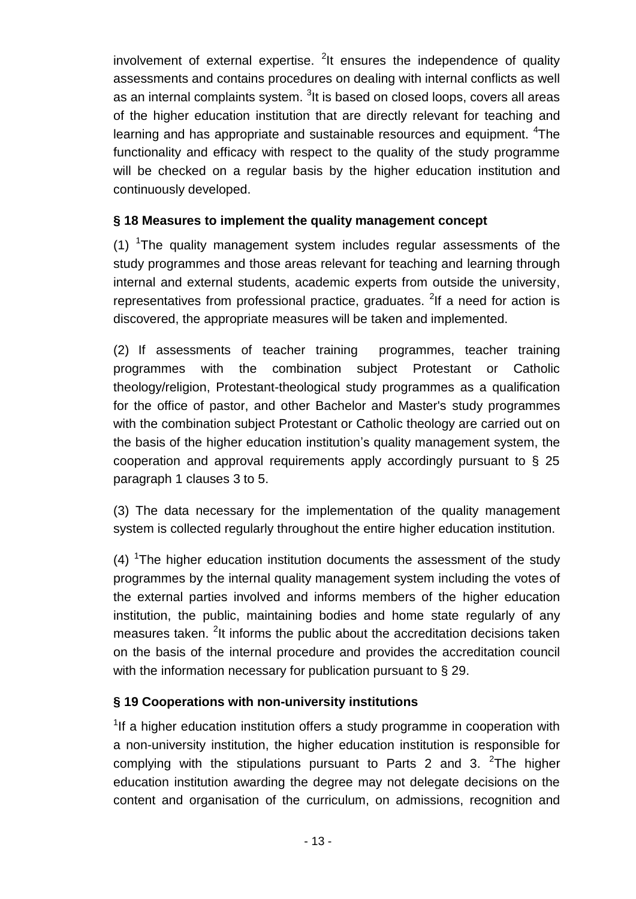involvement of external expertise. [2]It ensures the independence of quality assessments and contains procedures on dealing with internal conflicts as well as an internal complaints system. [3]It is based on closed loops, covers all areas of the higher education institution that are directly relevant for teaching and learning and has appropriate and sustainable resources and equipment. [4]The functionality and efficacy with respect to the quality of the study programme will be checked on a regular basis by the higher education institution and continuously developed.

### § 18 Measures to implement the quality management concept

(1) [1]The quality management system includes regular assessments of the study programmes and those areas relevant for teaching and learning through internal and external students, academic experts from outside the university, representatives from professional practice, graduates. [2]If a need for action is discovered, the appropriate measures will be taken and implemented.

(2) If assessments of teacher training programmes, teacher training programmes with the combination subject Protestant or Catholic theology/religion, Protestant-theological study programmes as a qualification for the office of pastor, and other Bachelor and Master's study programmes with the combination subject Protestant or Catholic theology are carried out on the basis of the higher education institution's quality management system, the cooperation and approval requirements apply accordingly pursuant to § 25 paragraph 1 clauses 3 to 5.

(3) The data necessary for the implementation of the quality management system is collected regularly throughout the entire higher education institution.

(4) [1]The higher education institution documents the assessment of the study programmes by the internal quality management system including the votes of the external parties involved and informs members of the higher education institution, the public, maintaining bodies and home state regularly of any measures taken. [2]It informs the public about the accreditation decisions taken on the basis of the internal procedure and provides the accreditation council with the information necessary for publication pursuant to § 29.

### § 19 Cooperations with non-university institutions

[1]If a higher education institution offers a study programme in cooperation with a non-university institution, the higher education institution is responsible for complying with the stipulations pursuant to Parts 2 and 3. [2]The higher education institution awarding the degree may not delegate decisions on the content and organisation of the curriculum, on admissions, recognition and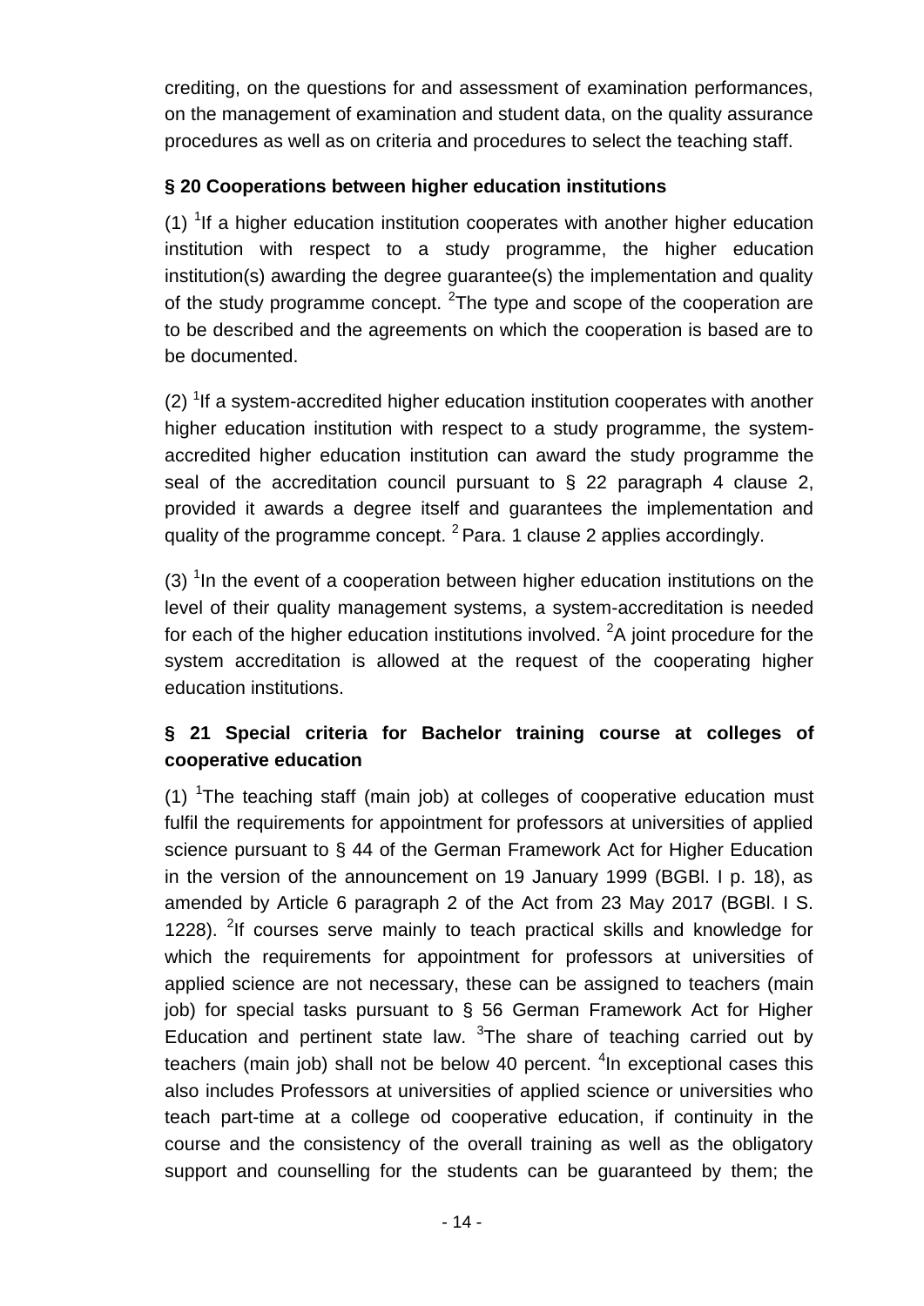crediting, on the questions for and assessment of examination performances, on the management of examination and student data, on the quality assurance procedures as well as on criteria and procedures to select the teaching staff.

### § 20 Cooperations between higher education institutions

(1) [1]If a higher education institution cooperates with another higher education institution with respect to a study programme, the higher education institution(s) awarding the degree guarantee(s) the implementation and quality of the study programme concept. [2]The type and scope of the cooperation are to be described and the agreements on which the cooperation is based are to be documented.

(2) [1]If a system-accredited higher education institution cooperates with another higher education institution with respect to a study programme, the system-accredited higher education institution can award the study programme the seal of the accreditation council pursuant to § 22 paragraph 4 clause 2, provided it awards a degree itself and guarantees the implementation and quality of the programme concept. [2] Para. 1 clause 2 applies accordingly.

(3) [1]In the event of a cooperation between higher education institutions on the level of their quality management systems, a system-accreditation is needed for each of the higher education institutions involved. [2]A joint procedure for the system accreditation is allowed at the request of the cooperating higher education institutions.

### § 21 Special criteria for Bachelor training course at colleges of cooperative education

(1) [1]The teaching staff (main job) at colleges of cooperative education must fulfil the requirements for appointment for professors at universities of applied science pursuant to § 44 of the German Framework Act for Higher Education in the version of the announcement on 19 January 1999 (BGBl. I p. 18), as amended by Article 6 paragraph 2 of the Act from 23 May 2017 (BGBl. I S. 1228). [2]If courses serve mainly to teach practical skills and knowledge for which the requirements for appointment for professors at universities of applied science are not necessary, these can be assigned to teachers (main job) for special tasks pursuant to § 56 German Framework Act for Higher Education and pertinent state law. [3]The share of teaching carried out by teachers (main job) shall not be below 40 percent. [4]In exceptional cases this also includes Professors at universities of applied science or universities who teach part-time at a college od cooperative education, if continuity in the course and the consistency of the overall training as well as the obligatory support and counselling for the students can be guaranteed by them; the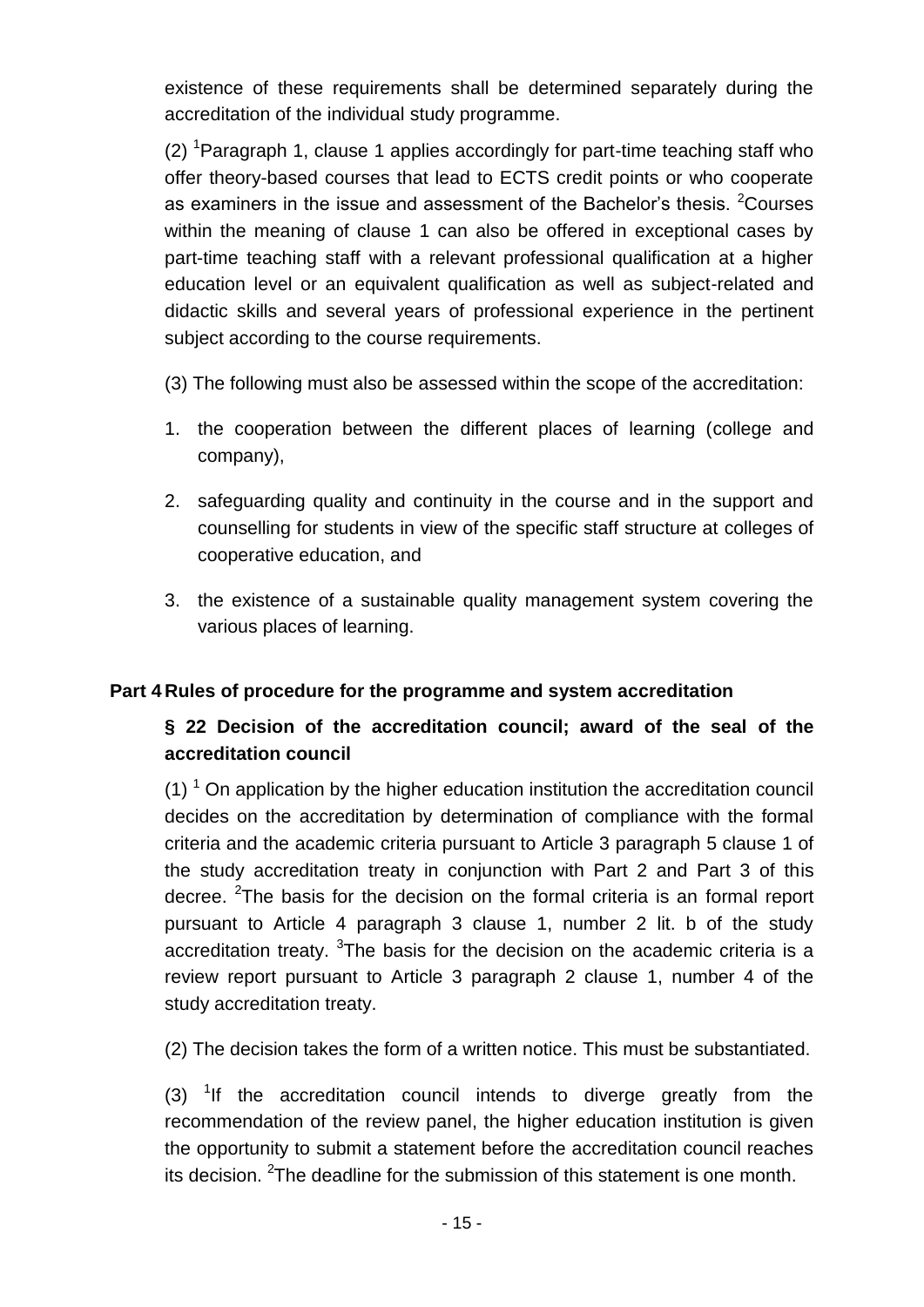existence of these requirements shall be determined separately during the accreditation of the individual study programme.

(2) [1]Paragraph 1, clause 1 applies accordingly for part-time teaching staff who offer theory-based courses that lead to ECTS credit points or who cooperate as examiners in the issue and assessment of the Bachelor's thesis. [2]Courses within the meaning of clause 1 can also be offered in exceptional cases by part-time teaching staff with a relevant professional qualification at a higher education level or an equivalent qualification as well as subject-related and didactic skills and several years of professional experience in the pertinent subject according to the course requirements.

(3) The following must also be assessed within the scope of the accreditation:

1. the cooperation between the different places of learning (college and company),
2. safeguarding quality and continuity in the course and in the support and counselling for students in view of the specific staff structure at colleges of cooperative education, and
3. the existence of a sustainable quality management system covering the various places of learning.

## Part 4 Rules of procedure for the programme and system accreditation

### § 22 Decision of the accreditation council; award of the seal of the accreditation council

(1) [1] On application by the higher education institution the accreditation council decides on the accreditation by determination of compliance with the formal criteria and the academic criteria pursuant to Article 3 paragraph 5 clause 1 of the study accreditation treaty in conjunction with Part 2 and Part 3 of this decree. [2]The basis for the decision on the formal criteria is an formal report pursuant to Article 4 paragraph 3 clause 1, number 2 lit. b of the study accreditation treaty. [3]The basis for the decision on the academic criteria is a review report pursuant to Article 3 paragraph 2 clause 1, number 4 of the study accreditation treaty.

(2) The decision takes the form of a written notice. This must be substantiated.

(3) [1]If the accreditation council intends to diverge greatly from the recommendation of the review panel, the higher education institution is given the opportunity to submit a statement before the accreditation council reaches its decision. [2]The deadline for the submission of this statement is one month.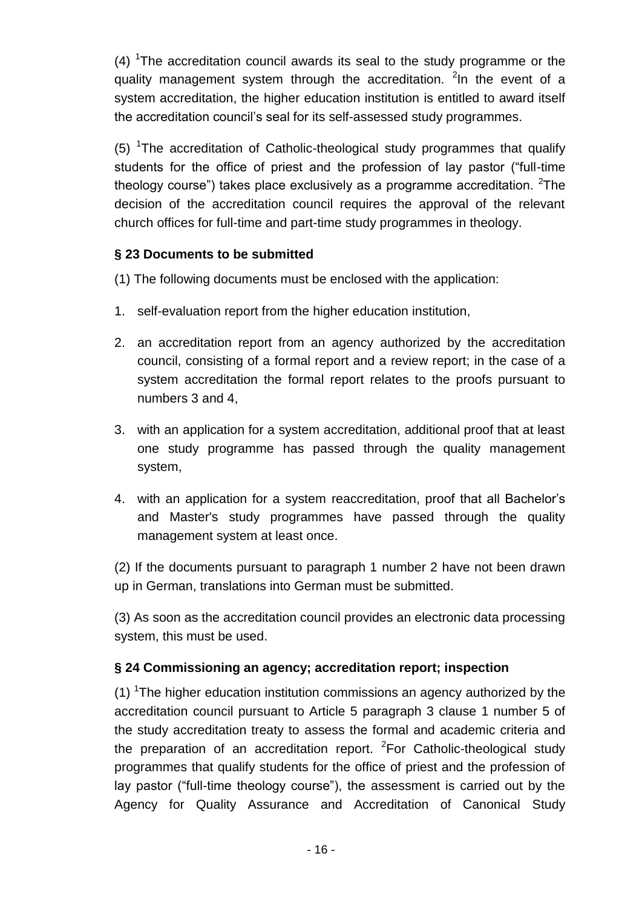(4) [1]The accreditation council awards its seal to the study programme or the quality management system through the accreditation. [2]In the event of a system accreditation, the higher education institution is entitled to award itself the accreditation council's seal for its self-assessed study programmes.

(5) [1]The accreditation of Catholic-theological study programmes that qualify students for the office of priest and the profession of lay pastor ("full-time theology course") takes place exclusively as a programme accreditation. [2]The decision of the accreditation council requires the approval of the relevant church offices for full-time and part-time study programmes in theology.

### § 23 Documents to be submitted

(1) The following documents must be enclosed with the application:

1. self-evaluation report from the higher education institution,
2. an accreditation report from an agency authorized by the accreditation council, consisting of a formal report and a review report; in the case of a system accreditation the formal report relates to the proofs pursuant to numbers 3 and 4,
3. with an application for a system accreditation, additional proof that at least one study programme has passed through the quality management system,
4. with an application for a system reaccreditation, proof that all Bachelor's and Master's study programmes have passed through the quality management system at least once.

(2) If the documents pursuant to paragraph 1 number 2 have not been drawn up in German, translations into German must be submitted.

(3) As soon as the accreditation council provides an electronic data processing system, this must be used.

### § 24 Commissioning an agency; accreditation report; inspection

(1) [1]The higher education institution commissions an agency authorized by the accreditation council pursuant to Article 5 paragraph 3 clause 1 number 5 of the study accreditation treaty to assess the formal and academic criteria and the preparation of an accreditation report. [2]For Catholic-theological study programmes that qualify students for the office of priest and the profession of lay pastor ("full-time theology course"), the assessment is carried out by the Agency for Quality Assurance and Accreditation of Canonical Study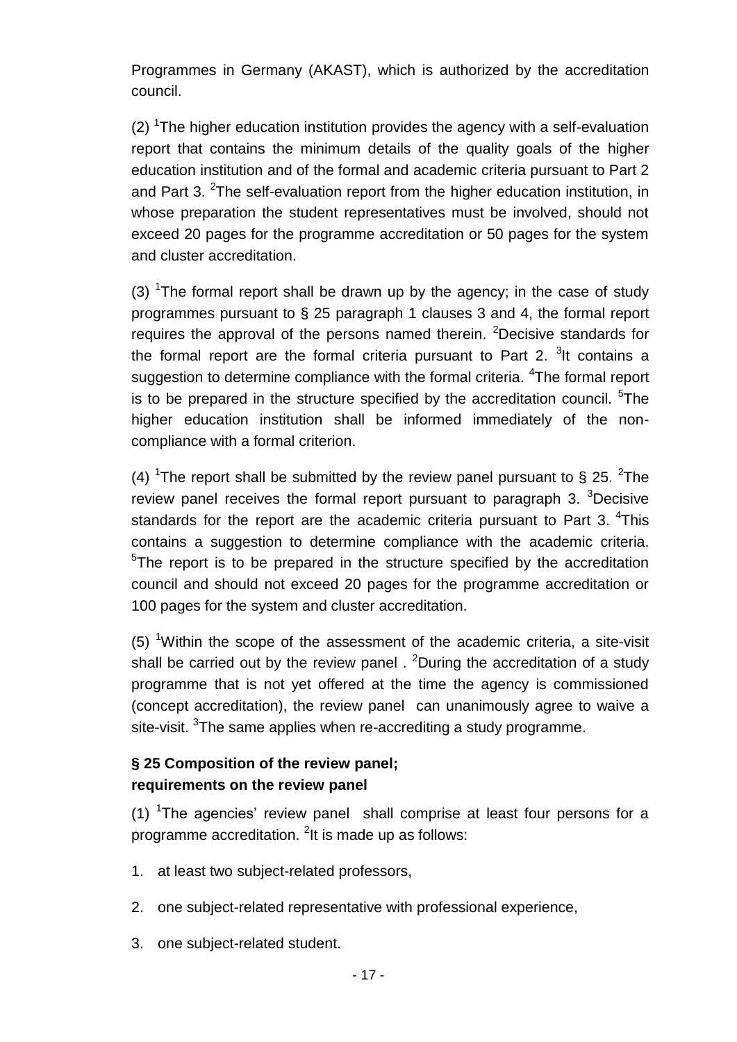Programmes in Germany (AKAST), which is authorized by the accreditation council.

(2) [1]The higher education institution provides the agency with a self-evaluation report that contains the minimum details of the quality goals of the higher education institution and of the formal and academic criteria pursuant to Part 2 and Part 3. [2]The self-evaluation report from the higher education institution, in whose preparation the student representatives must be involved, should not exceed 20 pages for the programme accreditation or 50 pages for the system and cluster accreditation.

(3) [1]The formal report shall be drawn up by the agency; in the case of study programmes pursuant to § 25 paragraph 1 clauses 3 and 4, the formal report requires the approval of the persons named therein. [2]Decisive standards for the formal report are the formal criteria pursuant to Part 2. [3]It contains a suggestion to determine compliance with the formal criteria. [4]The formal report is to be prepared in the structure specified by the accreditation council. [5]The higher education institution shall be informed immediately of the non-compliance with a formal criterion.

(4) [1]The report shall be submitted by the review panel pursuant to § 25. [2]The review panel receives the formal report pursuant to paragraph 3. [3]Decisive standards for the report are the academic criteria pursuant to Part 3. [4]This contains a suggestion to determine compliance with the academic criteria. [5]The report is to be prepared in the structure specified by the accreditation council and should not exceed 20 pages for the programme accreditation or 100 pages for the system and cluster accreditation.

(5) [1]Within the scope of the assessment of the academic criteria, a site-visit shall be carried out by the review panel . [2]During the accreditation of a study programme that is not yet offered at the time the agency is commissioned (concept accreditation), the review panel can unanimously agree to waive a site-visit. [3]The same applies when re-accrediting a study programme.

### § 25 Composition of the review panel; requirements on the review panel

(1) [1]The agencies' review panel shall comprise at least four persons for a programme accreditation. [2]It is made up as follows:

1. at least two subject-related professors,
2. one subject-related representative with professional experience,
3. one subject-related student.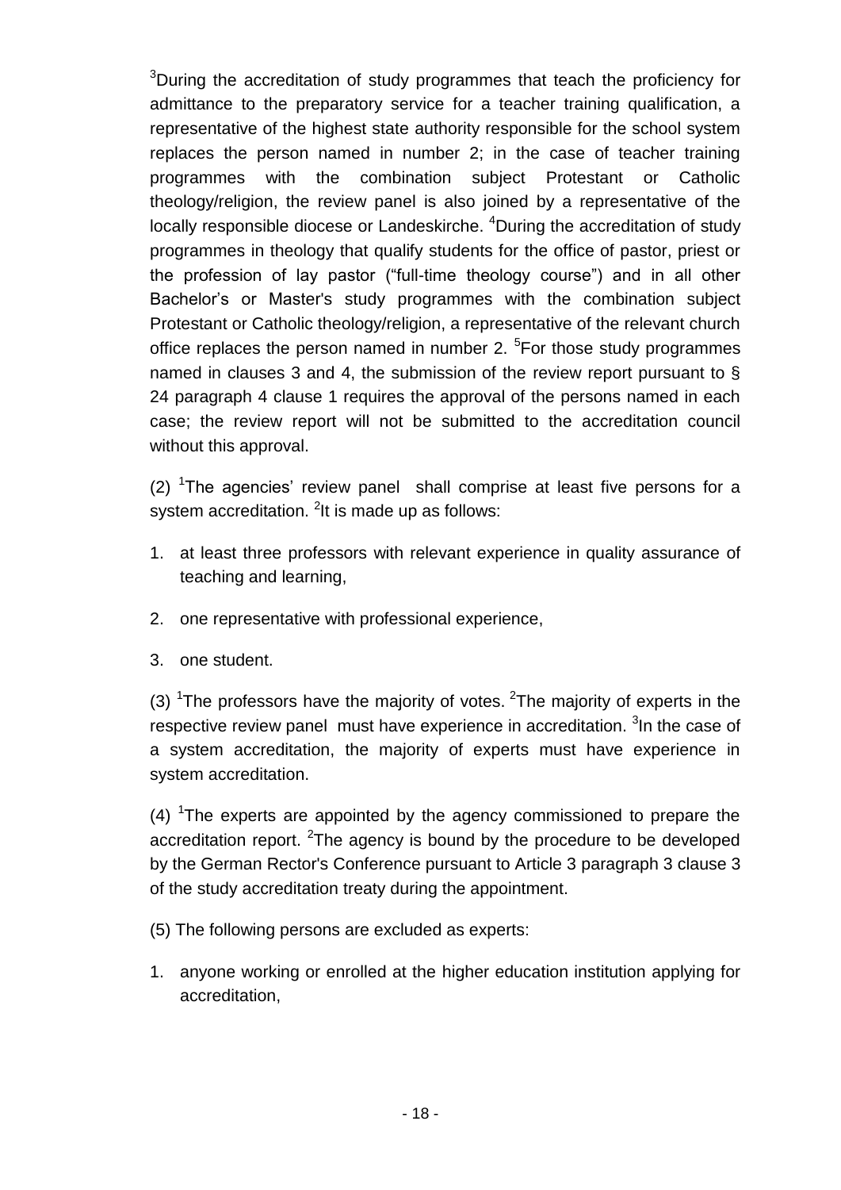[3]During the accreditation of study programmes that teach the proficiency for admittance to the preparatory service for a teacher training qualification, a representative of the highest state authority responsible for the school system replaces the person named in number 2; in the case of teacher training programmes with the combination subject Protestant or Catholic theology/religion, the review panel is also joined by a representative of the locally responsible diocese or Landeskirche. [4]During the accreditation of study programmes in theology that qualify students for the office of pastor, priest or the profession of lay pastor ("full-time theology course") and in all other Bachelor's or Master's study programmes with the combination subject Protestant or Catholic theology/religion, a representative of the relevant church office replaces the person named in number 2. [5]For those study programmes named in clauses 3 and 4, the submission of the review report pursuant to § 24 paragraph 4 clause 1 requires the approval of the persons named in each case; the review report will not be submitted to the accreditation council without this approval.

(2) [1]The agencies' review panel shall comprise at least five persons for a system accreditation. [2]It is made up as follows:

1. at least three professors with relevant experience in quality assurance of teaching and learning,
2. one representative with professional experience,
3. one student.

(3) [1]The professors have the majority of votes. [2]The majority of experts in the respective review panel must have experience in accreditation. [3]In the case of a system accreditation, the majority of experts must have experience in system accreditation.

(4) [1]The experts are appointed by the agency commissioned to prepare the accreditation report. [2]The agency is bound by the procedure to be developed by the German Rector's Conference pursuant to Article 3 paragraph 3 clause 3 of the study accreditation treaty during the appointment.

(5) The following persons are excluded as experts:

1. anyone working or enrolled at the higher education institution applying for accreditation,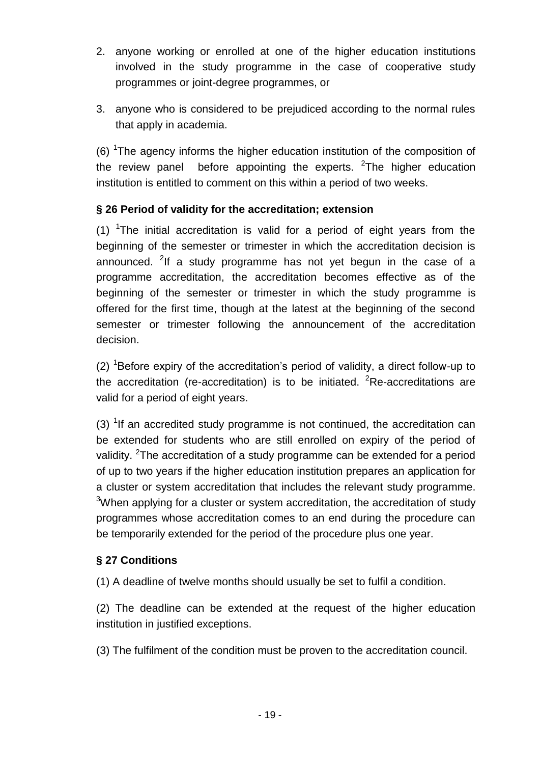2. anyone working or enrolled at one of the higher education institutions involved in the study programme in the case of cooperative study programmes or joint-degree programmes, or

3. anyone who is considered to be prejudiced according to the normal rules that apply in academia.

(6) [1]The agency informs the higher education institution of the composition of the review panel before appointing the experts. [2]The higher education institution is entitled to comment on this within a period of two weeks.

**§ 26 Period of validity for the accreditation; extension**

(1) [1]The initial accreditation is valid for a period of eight years from the beginning of the semester or trimester in which the accreditation decision is announced. [2]If a study programme has not yet begun in the case of a programme accreditation, the accreditation becomes effective as of the beginning of the semester or trimester in which the study programme is offered for the first time, though at the latest at the beginning of the second semester or trimester following the announcement of the accreditation decision.

(2) [1]Before expiry of the accreditation's period of validity, a direct follow-up to the accreditation (re-accreditation) is to be initiated. [2]Re-accreditations are valid for a period of eight years.

(3) [1]If an accredited study programme is not continued, the accreditation can be extended for students who are still enrolled on expiry of the period of validity. [2]The accreditation of a study programme can be extended for a period of up to two years if the higher education institution prepares an application for a cluster or system accreditation that includes the relevant study programme. [3]When applying for a cluster or system accreditation, the accreditation of study programmes whose accreditation comes to an end during the procedure can be temporarily extended for the period of the procedure plus one year.

**§ 27 Conditions**

(1) A deadline of twelve months should usually be set to fulfil a condition.

(2) The deadline can be extended at the request of the higher education institution in justified exceptions.

(3) The fulfilment of the condition must be proven to the accreditation council.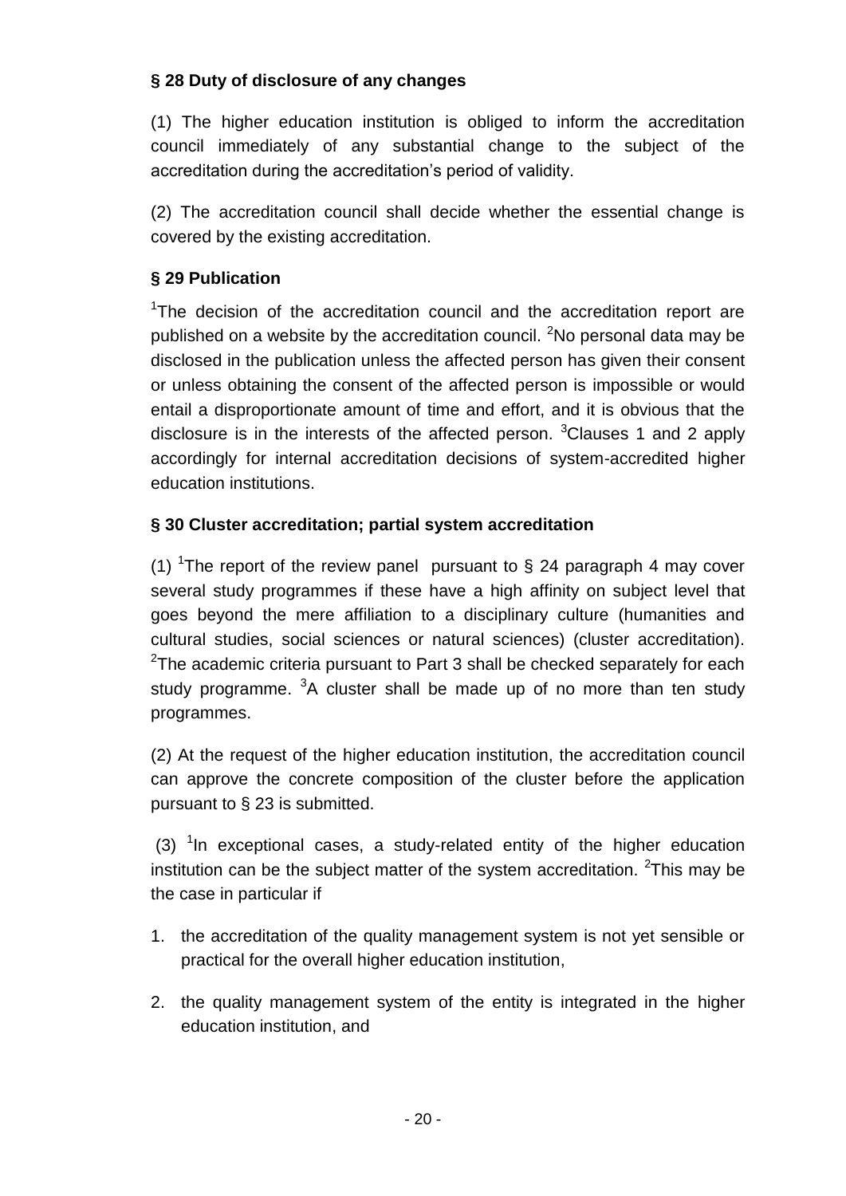**§ 28 Duty of disclosure of any changes**

(1) The higher education institution is obliged to inform the accreditation council immediately of any substantial change to the subject of the accreditation during the accreditation's period of validity.

(2) The accreditation council shall decide whether the essential change is covered by the existing accreditation.

**§ 29 Publication**

[1]The decision of the accreditation council and the accreditation report are published on a website by the accreditation council. [2]No personal data may be disclosed in the publication unless the affected person has given their consent or unless obtaining the consent of the affected person is impossible or would entail a disproportionate amount of time and effort, and it is obvious that the disclosure is in the interests of the affected person. [3]Clauses 1 and 2 apply accordingly for internal accreditation decisions of system-accredited higher education institutions.

**§ 30 Cluster accreditation; partial system accreditation**

(1) [1]The report of the review panel pursuant to § 24 paragraph 4 may cover several study programmes if these have a high affinity on subject level that goes beyond the mere affiliation to a disciplinary culture (humanities and cultural studies, social sciences or natural sciences) (cluster accreditation). [2]The academic criteria pursuant to Part 3 shall be checked separately for each study programme. [3]A cluster shall be made up of no more than ten study programmes.

(2) At the request of the higher education institution, the accreditation council can approve the concrete composition of the cluster before the application pursuant to § 23 is submitted.

(3) [1]In exceptional cases, a study-related entity of the higher education institution can be the subject matter of the system accreditation. [2]This may be the case in particular if

1. the accreditation of the quality management system is not yet sensible or practical for the overall higher education institution,
2. the quality management system of the entity is integrated in the higher education institution, and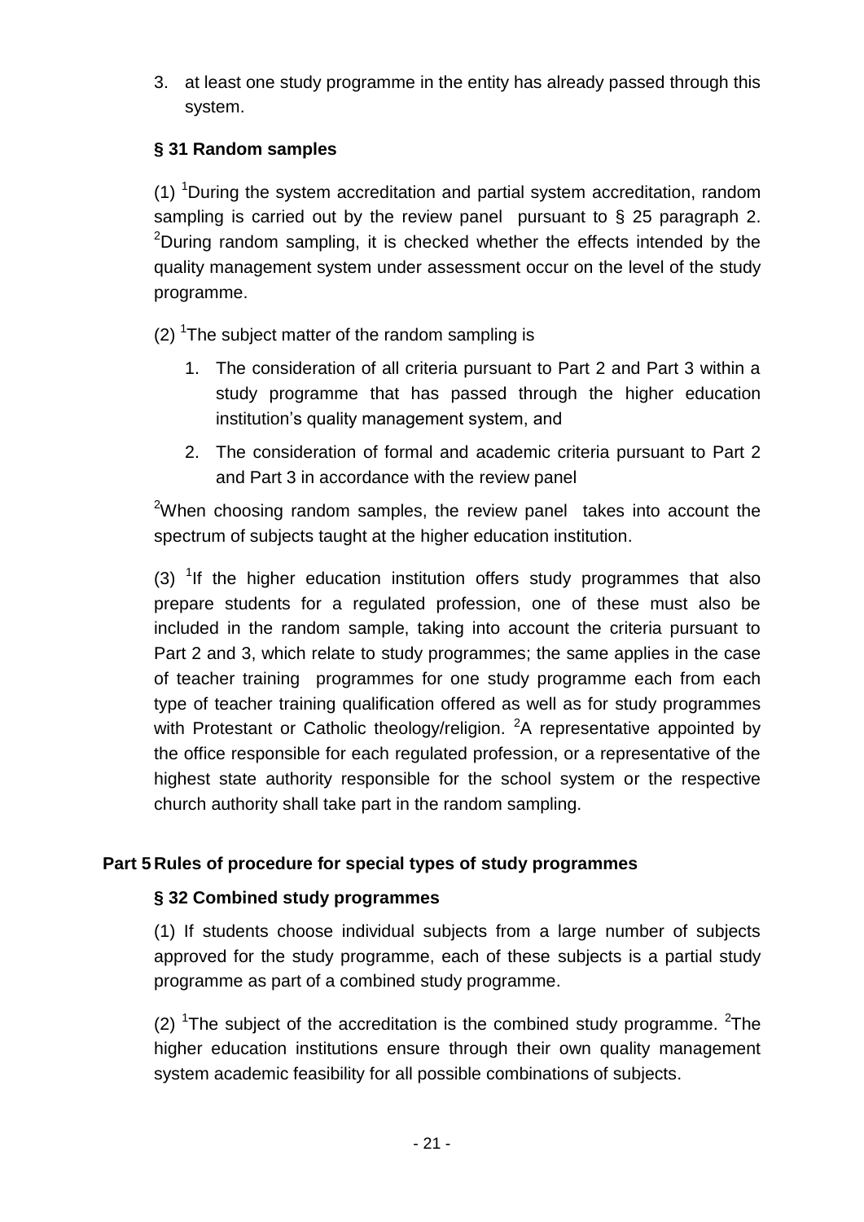3. at least one study programme in the entity has already passed through this system.

### § 31 Random samples

(1) [1]During the system accreditation and partial system accreditation, random sampling is carried out by the review panel pursuant to § 25 paragraph 2. [2]During random sampling, it is checked whether the effects intended by the quality management system under assessment occur on the level of the study programme.

(2) [1]The subject matter of the random sampling is

1. The consideration of all criteria pursuant to Part 2 and Part 3 within a study programme that has passed through the higher education institution's quality management system, and
2. The consideration of formal and academic criteria pursuant to Part 2 and Part 3 in accordance with the review panel

[2]When choosing random samples, the review panel takes into account the spectrum of subjects taught at the higher education institution.

(3) [1]If the higher education institution offers study programmes that also prepare students for a regulated profession, one of these must also be included in the random sample, taking into account the criteria pursuant to Part 2 and 3, which relate to study programmes; the same applies in the case of teacher training programmes for one study programme each from each type of teacher training qualification offered as well as for study programmes with Protestant or Catholic theology/religion. [2]A representative appointed by the office responsible for each regulated profession, or a representative of the highest state authority responsible for the school system or the respective church authority shall take part in the random sampling.

## Part 5 Rules of procedure for special types of study programmes

### § 32 Combined study programmes

(1) If students choose individual subjects from a large number of subjects approved for the study programme, each of these subjects is a partial study programme as part of a combined study programme.

(2) [1]The subject of the accreditation is the combined study programme. [2]The higher education institutions ensure through their own quality management system academic feasibility for all possible combinations of subjects.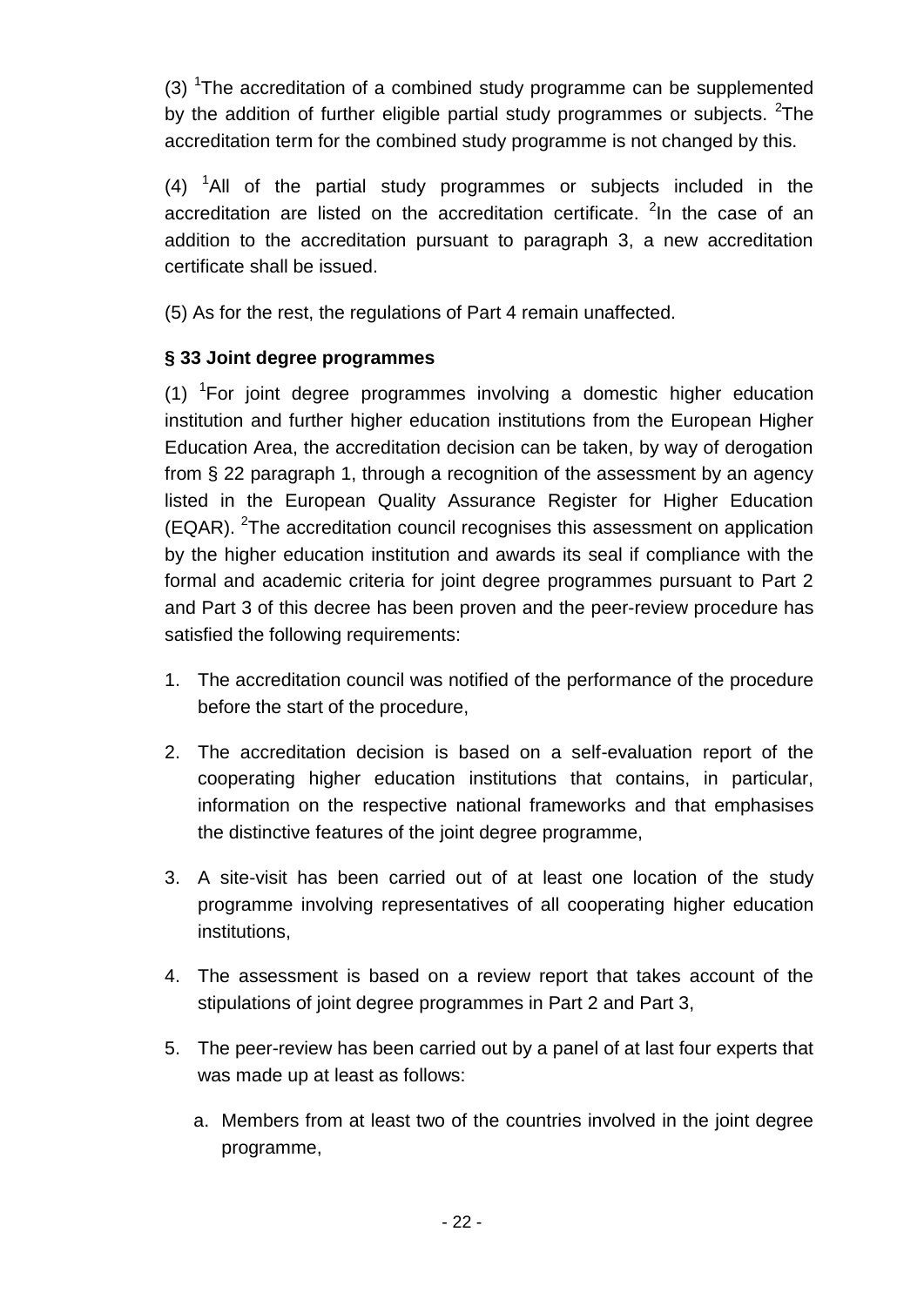(3) [1]The accreditation of a combined study programme can be supplemented by the addition of further eligible partial study programmes or subjects. [2]The accreditation term for the combined study programme is not changed by this.

(4) [1]All of the partial study programmes or subjects included in the accreditation are listed on the accreditation certificate. [2]In the case of an addition to the accreditation pursuant to paragraph 3, a new accreditation certificate shall be issued.

(5) As for the rest, the regulations of Part 4 remain unaffected.

**§ 33 Joint degree programmes**

(1) [1]For joint degree programmes involving a domestic higher education institution and further higher education institutions from the European Higher Education Area, the accreditation decision can be taken, by way of derogation from § 22 paragraph 1, through a recognition of the assessment by an agency listed in the European Quality Assurance Register for Higher Education (EQAR). [2]The accreditation council recognises this assessment on application by the higher education institution and awards its seal if compliance with the formal and academic criteria for joint degree programmes pursuant to Part 2 and Part 3 of this decree has been proven and the peer-review procedure has satisfied the following requirements:

1. The accreditation council was notified of the performance of the procedure before the start of the procedure,
2. The accreditation decision is based on a self-evaluation report of the cooperating higher education institutions that contains, in particular, information on the respective national frameworks and that emphasises the distinctive features of the joint degree programme,
3. A site-visit has been carried out of at least one location of the study programme involving representatives of all cooperating higher education institutions,
4. The assessment is based on a review report that takes account of the stipulations of joint degree programmes in Part 2 and Part 3,
5. The peer-review has been carried out by a panel of at last four experts that was made up at least as follows:
   a. Members from at least two of the countries involved in the joint degree programme,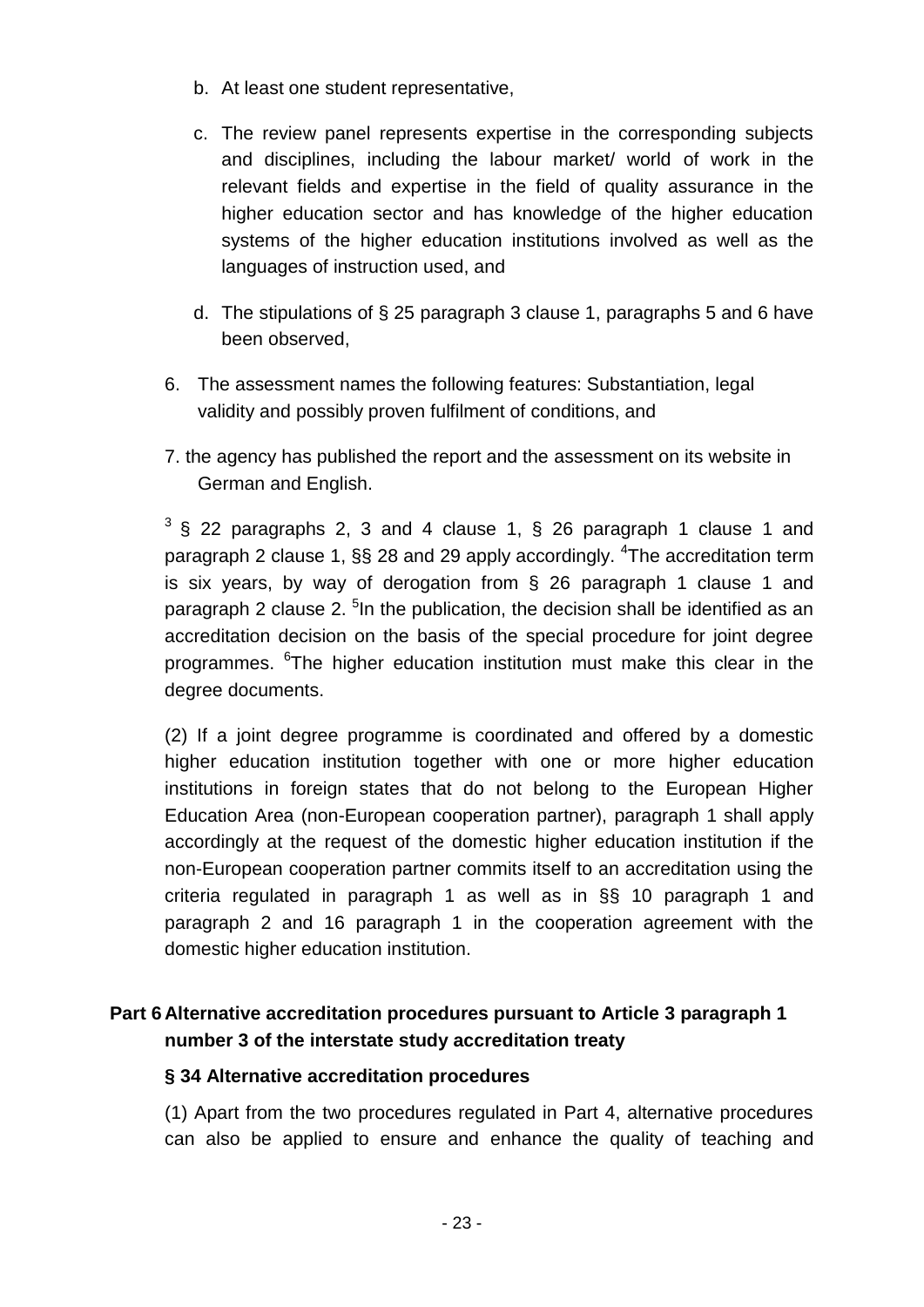b. At least one student representative,

c. The review panel represents expertise in the corresponding subjects and disciplines, including the labour market/ world of work in the relevant fields and expertise in the field of quality assurance in the higher education sector and has knowledge of the higher education systems of the higher education institutions involved as well as the languages of instruction used, and

d. The stipulations of § 25 paragraph 3 clause 1, paragraphs 5 and 6 have been observed,

6. The assessment names the following features: Substantiation, legal validity and possibly proven fulfilment of conditions, and

7. the agency has published the report and the assessment on its website in German and English.

[3] § 22 paragraphs 2, 3 and 4 clause 1, § 26 paragraph 1 clause 1 and paragraph 2 clause 1, §§ 28 and 29 apply accordingly. [4]The accreditation term is six years, by way of derogation from § 26 paragraph 1 clause 1 and paragraph 2 clause 2. [5]In the publication, the decision shall be identified as an accreditation decision on the basis of the special procedure for joint degree programmes. [6]The higher education institution must make this clear in the degree documents.

(2) If a joint degree programme is coordinated and offered by a domestic higher education institution together with one or more higher education institutions in foreign states that do not belong to the European Higher Education Area (non-European cooperation partner), paragraph 1 shall apply accordingly at the request of the domestic higher education institution if the non-European cooperation partner commits itself to an accreditation using the criteria regulated in paragraph 1 as well as in §§ 10 paragraph 1 and paragraph 2 and 16 paragraph 1 in the cooperation agreement with the domestic higher education institution.

## Part 6 Alternative accreditation procedures pursuant to Article 3 paragraph 1 number 3 of the interstate study accreditation treaty

### § 34 Alternative accreditation procedures

(1) Apart from the two procedures regulated in Part 4, alternative procedures can also be applied to ensure and enhance the quality of teaching and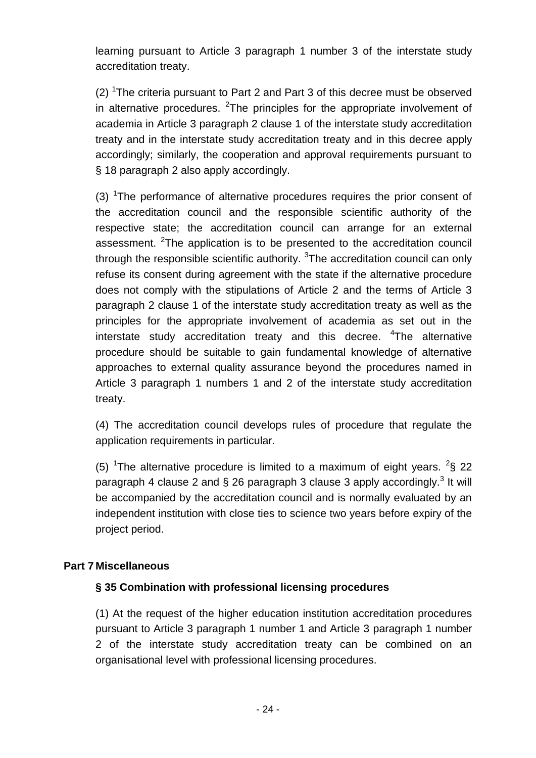learning pursuant to Article 3 paragraph 1 number 3 of the interstate study accreditation treaty.

(2) [1]The criteria pursuant to Part 2 and Part 3 of this decree must be observed in alternative procedures. [2]The principles for the appropriate involvement of academia in Article 3 paragraph 2 clause 1 of the interstate study accreditation treaty and in the interstate study accreditation treaty and in this decree apply accordingly; similarly, the cooperation and approval requirements pursuant to § 18 paragraph 2 also apply accordingly.

(3) [1]The performance of alternative procedures requires the prior consent of the accreditation council and the responsible scientific authority of the respective state; the accreditation council can arrange for an external assessment. [2]The application is to be presented to the accreditation council through the responsible scientific authority. [3]The accreditation council can only refuse its consent during agreement with the state if the alternative procedure does not comply with the stipulations of Article 2 and the terms of Article 3 paragraph 2 clause 1 of the interstate study accreditation treaty as well as the principles for the appropriate involvement of academia as set out in the interstate study accreditation treaty and this decree. [4]The alternative procedure should be suitable to gain fundamental knowledge of alternative approaches to external quality assurance beyond the procedures named in Article 3 paragraph 1 numbers 1 and 2 of the interstate study accreditation treaty.

(4) The accreditation council develops rules of procedure that regulate the application requirements in particular.

(5) [1]The alternative procedure is limited to a maximum of eight years. [2]§ 22 paragraph 4 clause 2 and § 26 paragraph 3 clause 3 apply accordingly.[3] It will be accompanied by the accreditation council and is normally evaluated by an independent institution with close ties to science two years before expiry of the project period.

## Part 7 Miscellaneous

### § 35 Combination with professional licensing procedures

(1) At the request of the higher education institution accreditation procedures pursuant to Article 3 paragraph 1 number 1 and Article 3 paragraph 1 number 2 of the interstate study accreditation treaty can be combined on an organisational level with professional licensing procedures.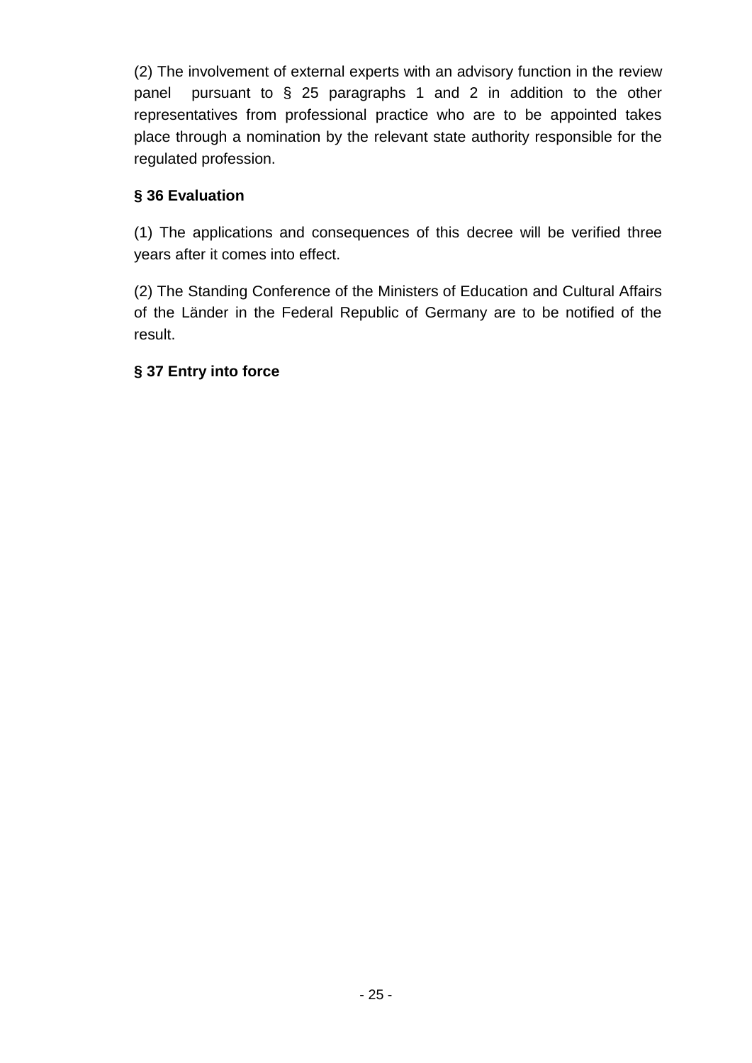(2) The involvement of external experts with an advisory function in the review panel pursuant to § 25 paragraphs 1 and 2 in addition to the other representatives from professional practice who are to be appointed takes place through a nomination by the relevant state authority responsible for the regulated profession.

**§ 36 Evaluation**

(1) The applications and consequences of this decree will be verified three years after it comes into effect.

(2) The Standing Conference of the Ministers of Education and Cultural Affairs of the Länder in the Federal Republic of Germany are to be notified of the result.

**§ 37 Entry into force**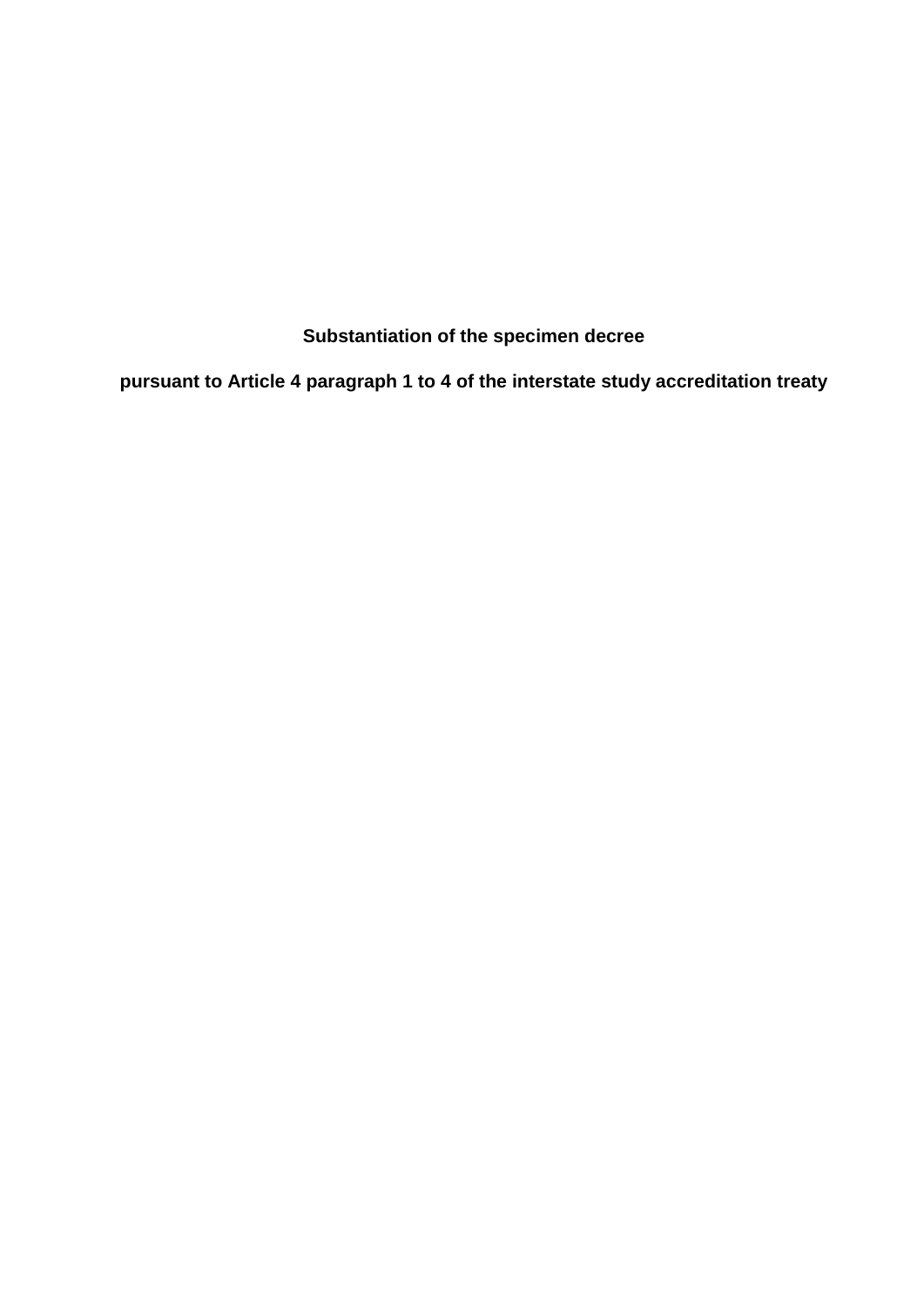# Substantiation of the specimen decree

## pursuant to Article 4 paragraph 1 to 4 of the interstate study accreditation treaty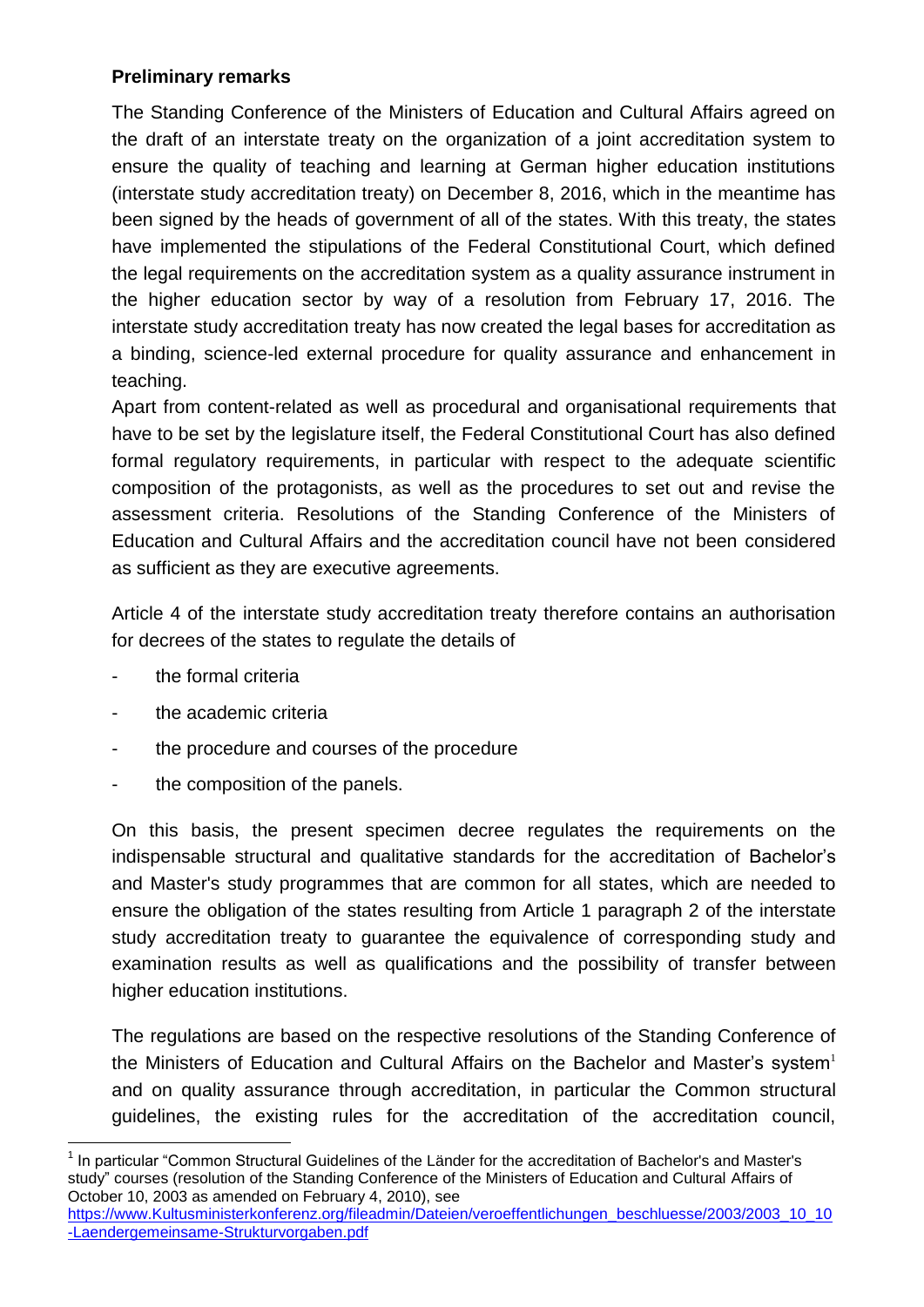**Preliminary remarks**

The Standing Conference of the Ministers of Education and Cultural Affairs agreed on the draft of an interstate treaty on the organization of a joint accreditation system to ensure the quality of teaching and learning at German higher education institutions (interstate study accreditation treaty) on December 8, 2016, which in the meantime has been signed by the heads of government of all of the states. With this treaty, the states have implemented the stipulations of the Federal Constitutional Court, which defined the legal requirements on the accreditation system as a quality assurance instrument in the higher education sector by way of a resolution from February 17, 2016. The interstate study accreditation treaty has now created the legal bases for accreditation as a binding, science-led external procedure for quality assurance and enhancement in teaching.

Apart from content-related as well as procedural and organisational requirements that have to be set by the legislature itself, the Federal Constitutional Court has also defined formal regulatory requirements, in particular with respect to the adequate scientific composition of the protagonists, as well as the procedures to set out and revise the assessment criteria. Resolutions of the Standing Conference of the Ministers of Education and Cultural Affairs and the accreditation council have not been considered as sufficient as they are executive agreements.

Article 4 of the interstate study accreditation treaty therefore contains an authorisation for decrees of the states to regulate the details of

- the formal criteria
- the academic criteria
- the procedure and courses of the procedure
- the composition of the panels.

On this basis, the present specimen decree regulates the requirements on the indispensable structural and qualitative standards for the accreditation of Bachelor's and Master's study programmes that are common for all states, which are needed to ensure the obligation of the states resulting from Article 1 paragraph 2 of the interstate study accreditation treaty to guarantee the equivalence of corresponding study and examination results as well as qualifications and the possibility of transfer between higher education institutions.

The regulations are based on the respective resolutions of the Standing Conference of the Ministers of Education and Cultural Affairs on the Bachelor and Master's system[1] and on quality assurance through accreditation, in particular the Common structural guidelines, the existing rules for the accreditation of the accreditation council,

[1] In particular "Common Structural Guidelines of the Länder for the accreditation of Bachelor's and Master's study" courses (resolution of the Standing Conference of the Ministers of Education and Cultural Affairs of October 10, 2003 as amended on February 4, 2010), see https://www.Kultusministerkonferenz.org/fileadmin/Dateien/veroeffentlichungen_beschluesse/2003/2003_10_10-Laendergemeinsame-Strukturvorgaben.pdf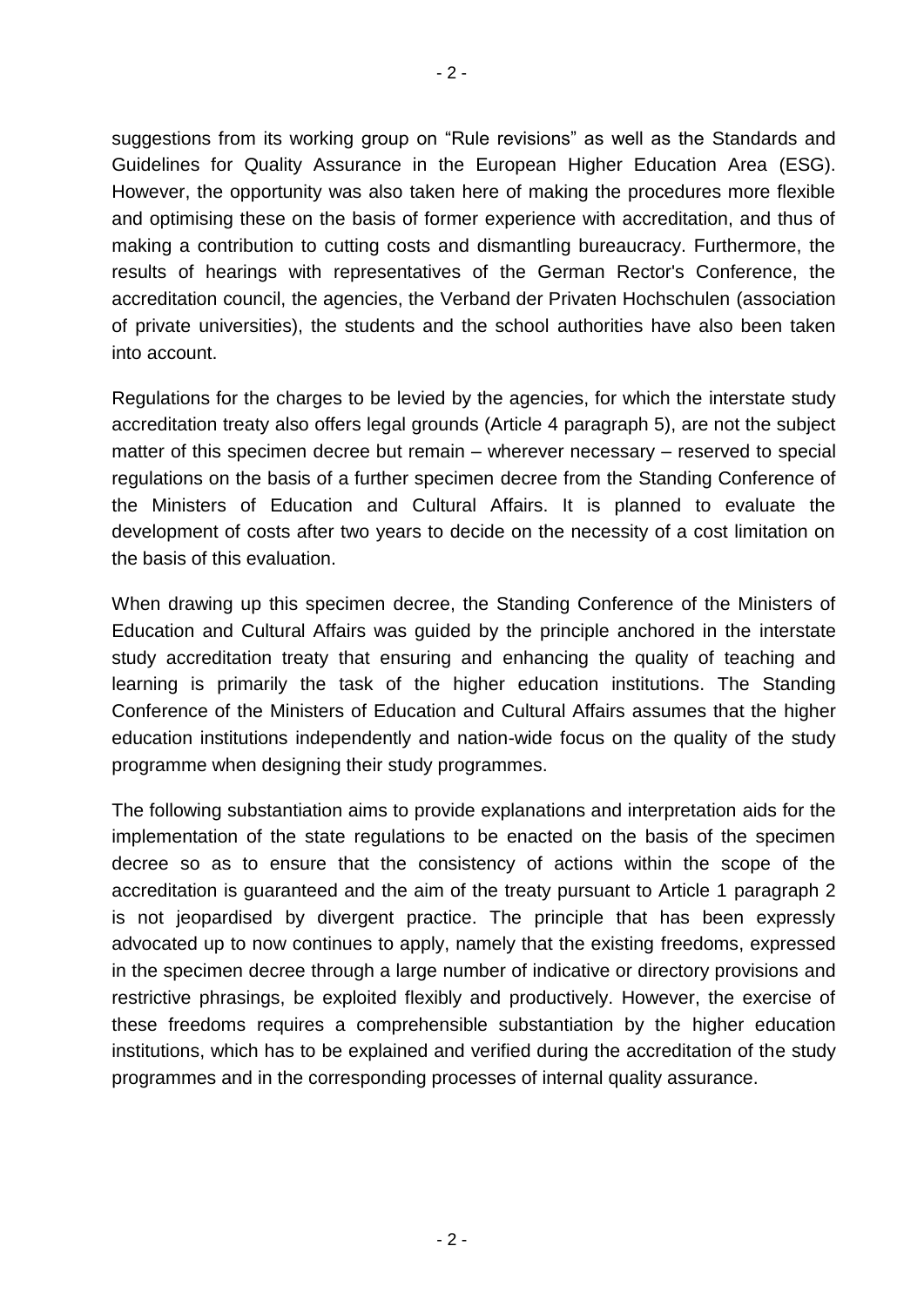suggestions from its working group on "Rule revisions" as well as the Standards and Guidelines for Quality Assurance in the European Higher Education Area (ESG). However, the opportunity was also taken here of making the procedures more flexible and optimising these on the basis of former experience with accreditation, and thus of making a contribution to cutting costs and dismantling bureaucracy. Furthermore, the results of hearings with representatives of the German Rector's Conference, the accreditation council, the agencies, the Verband der Privaten Hochschulen (association of private universities), the students and the school authorities have also been taken into account.

Regulations for the charges to be levied by the agencies, for which the interstate study accreditation treaty also offers legal grounds (Article 4 paragraph 5), are not the subject matter of this specimen decree but remain – wherever necessary – reserved to special regulations on the basis of a further specimen decree from the Standing Conference of the Ministers of Education and Cultural Affairs. It is planned to evaluate the development of costs after two years to decide on the necessity of a cost limitation on the basis of this evaluation.

When drawing up this specimen decree, the Standing Conference of the Ministers of Education and Cultural Affairs was guided by the principle anchored in the interstate study accreditation treaty that ensuring and enhancing the quality of teaching and learning is primarily the task of the higher education institutions. The Standing Conference of the Ministers of Education and Cultural Affairs assumes that the higher education institutions independently and nation-wide focus on the quality of the study programme when designing their study programmes.

The following substantiation aims to provide explanations and interpretation aids for the implementation of the state regulations to be enacted on the basis of the specimen decree so as to ensure that the consistency of actions within the scope of the accreditation is guaranteed and the aim of the treaty pursuant to Article 1 paragraph 2 is not jeopardised by divergent practice. The principle that has been expressly advocated up to now continues to apply, namely that the existing freedoms, expressed in the specimen decree through a large number of indicative or directory provisions and restrictive phrasings, be exploited flexibly and productively. However, the exercise of these freedoms requires a comprehensible substantiation by the higher education institutions, which has to be explained and verified during the accreditation of the study programmes and in the corresponding processes of internal quality assurance.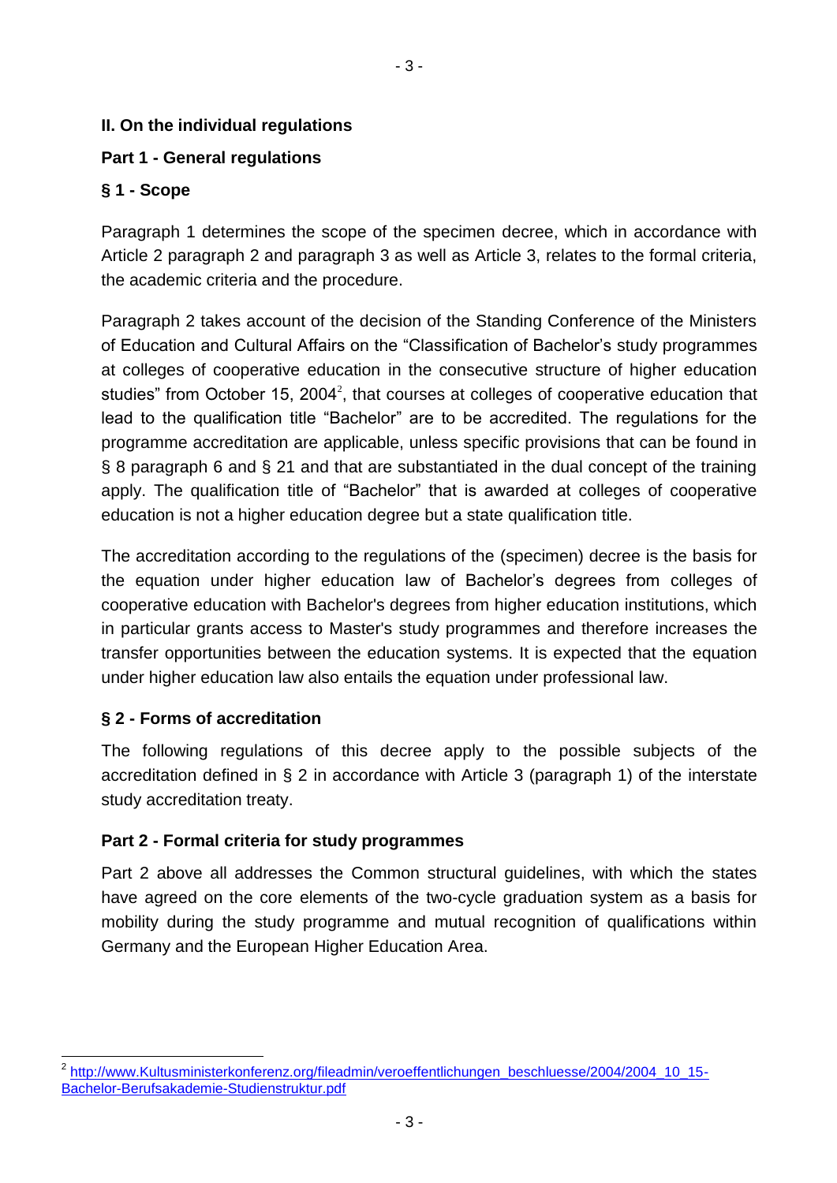## II. On the individual regulations

### Part 1 - General regulations

#### § 1 - Scope

Paragraph 1 determines the scope of the specimen decree, which in accordance with Article 2 paragraph 2 and paragraph 3 as well as Article 3, relates to the formal criteria, the academic criteria and the procedure.

Paragraph 2 takes account of the decision of the Standing Conference of the Ministers of Education and Cultural Affairs on the "Classification of Bachelor's study programmes at colleges of cooperative education in the consecutive structure of higher education studies" from October 15, 2004[2], that courses at colleges of cooperative education that lead to the qualification title "Bachelor" are to be accredited. The regulations for the programme accreditation are applicable, unless specific provisions that can be found in § 8 paragraph 6 and § 21 and that are substantiated in the dual concept of the training apply. The qualification title of "Bachelor" that is awarded at colleges of cooperative education is not a higher education degree but a state qualification title.

The accreditation according to the regulations of the (specimen) decree is the basis for the equation under higher education law of Bachelor's degrees from colleges of cooperative education with Bachelor's degrees from higher education institutions, which in particular grants access to Master's study programmes and therefore increases the transfer opportunities between the education systems. It is expected that the equation under higher education law also entails the equation under professional law.

#### § 2 - Forms of accreditation

The following regulations of this decree apply to the possible subjects of the accreditation defined in § 2 in accordance with Article 3 (paragraph 1) of the interstate study accreditation treaty.

### Part 2 - Formal criteria for study programmes

Part 2 above all addresses the Common structural guidelines, with which the states have agreed on the core elements of the two-cycle graduation system as a basis for mobility during the study programme and mutual recognition of qualifications within Germany and the European Higher Education Area.

---

[2] http://www.Kultusministerkonferenz.org/fileadmin/veroeffentlichungen_beschluesse/2004/2004_10_15-Bachelor-Berufsakademie-Studienstruktur.pdf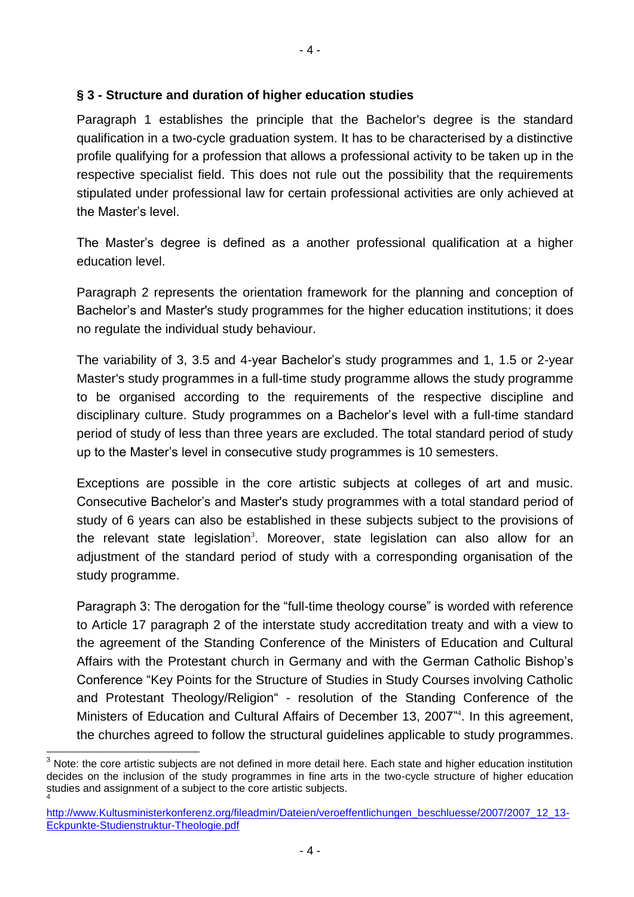### § 3 - Structure and duration of higher education studies

Paragraph 1 establishes the principle that the Bachelor's degree is the standard qualification in a two-cycle graduation system. It has to be characterised by a distinctive profile qualifying for a profession that allows a professional activity to be taken up in the respective specialist field. This does not rule out the possibility that the requirements stipulated under professional law for certain professional activities are only achieved at the Master's level.

The Master's degree is defined as a another professional qualification at a higher education level.

Paragraph 2 represents the orientation framework for the planning and conception of Bachelor's and Master's study programmes for the higher education institutions; it does no regulate the individual study behaviour.

The variability of 3, 3.5 and 4-year Bachelor's study programmes and 1, 1.5 or 2-year Master's study programmes in a full-time study programme allows the study programme to be organised according to the requirements of the respective discipline and disciplinary culture. Study programmes on a Bachelor's level with a full-time standard period of study of less than three years are excluded. The total standard period of study up to the Master's level in consecutive study programmes is 10 semesters.

Exceptions are possible in the core artistic subjects at colleges of art and music. Consecutive Bachelor's and Master's study programmes with a total standard period of study of 6 years can also be established in these subjects subject to the provisions of the relevant state legislation[3]. Moreover, state legislation can also allow for an adjustment of the standard period of study with a corresponding organisation of the study programme.

Paragraph 3: The derogation for the "full-time theology course" is worded with reference to Article 17 paragraph 2 of the interstate study accreditation treaty and with a view to the agreement of the Standing Conference of the Ministers of Education and Cultural Affairs with the Protestant church in Germany and with the German Catholic Bishop's Conference "Key Points for the Structure of Studies in Study Courses involving Catholic and Protestant Theology/Religion" - resolution of the Standing Conference of the Ministers of Education and Cultural Affairs of December 13, 2007"[4]. In this agreement, the churches agreed to follow the structural guidelines applicable to study programmes.

---

[3] Note: the core artistic subjects are not defined in more detail here. Each state and higher education institution decides on the inclusion of the study programmes in fine arts in the two-cycle structure of higher education studies and assignment of a subject to the core artistic subjects.

[4] http://www.Kultusministerkonferenz.org/fileadmin/Dateien/veroeffentlichungen_beschluesse/2007/2007_12_13-Eckpunkte-Studienstruktur-Theologie.pdf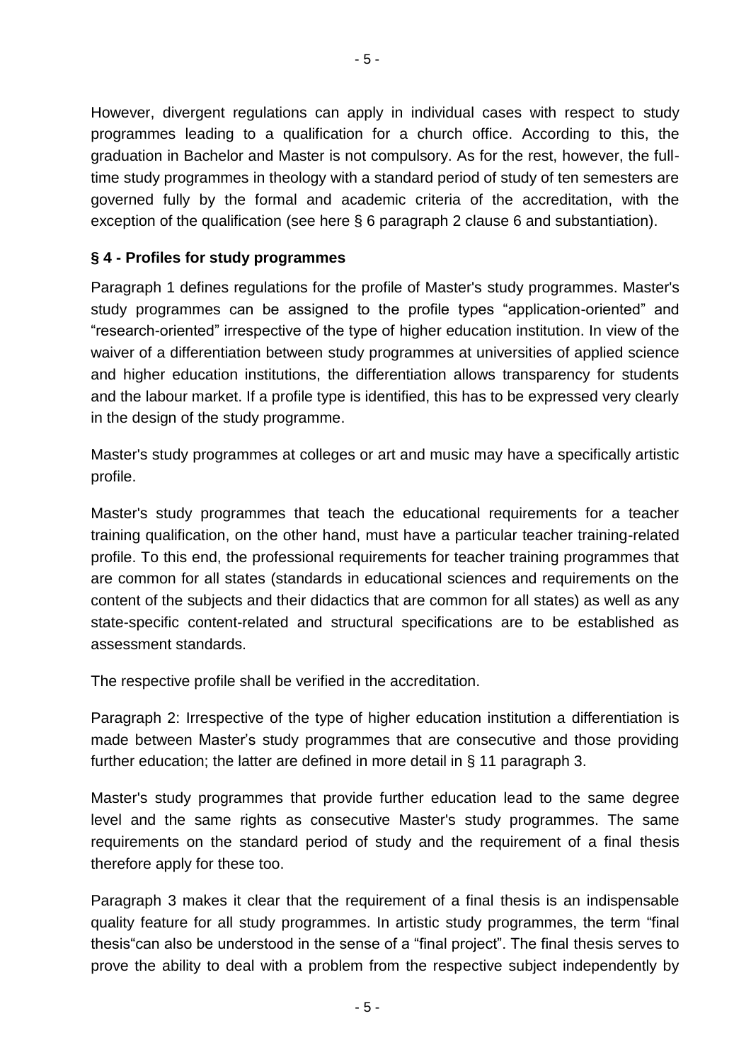However, divergent regulations can apply in individual cases with respect to study programmes leading to a qualification for a church office. According to this, the graduation in Bachelor and Master is not compulsory. As for the rest, however, the full-time study programmes in theology with a standard period of study of ten semesters are governed fully by the formal and academic criteria of the accreditation, with the exception of the qualification (see here § 6 paragraph 2 clause 6 and substantiation).

**§ 4 - Profiles for study programmes**

Paragraph 1 defines regulations for the profile of Master's study programmes. Master's study programmes can be assigned to the profile types "application-oriented" and "research-oriented" irrespective of the type of higher education institution. In view of the waiver of a differentiation between study programmes at universities of applied science and higher education institutions, the differentiation allows transparency for students and the labour market. If a profile type is identified, this has to be expressed very clearly in the design of the study programme.

Master's study programmes at colleges or art and music may have a specifically artistic profile.

Master's study programmes that teach the educational requirements for a teacher training qualification, on the other hand, must have a particular teacher training-related profile. To this end, the professional requirements for teacher training programmes that are common for all states (standards in educational sciences and requirements on the content of the subjects and their didactics that are common for all states) as well as any state-specific content-related and structural specifications are to be established as assessment standards.

The respective profile shall be verified in the accreditation.

Paragraph 2: Irrespective of the type of higher education institution a differentiation is made between Master's study programmes that are consecutive and those providing further education; the latter are defined in more detail in § 11 paragraph 3.

Master's study programmes that provide further education lead to the same degree level and the same rights as consecutive Master's study programmes. The same requirements on the standard period of study and the requirement of a final thesis therefore apply for these too.

Paragraph 3 makes it clear that the requirement of a final thesis is an indispensable quality feature for all study programmes. In artistic study programmes, the term "final thesis"can also be understood in the sense of a "final project". The final thesis serves to prove the ability to deal with a problem from the respective subject independently by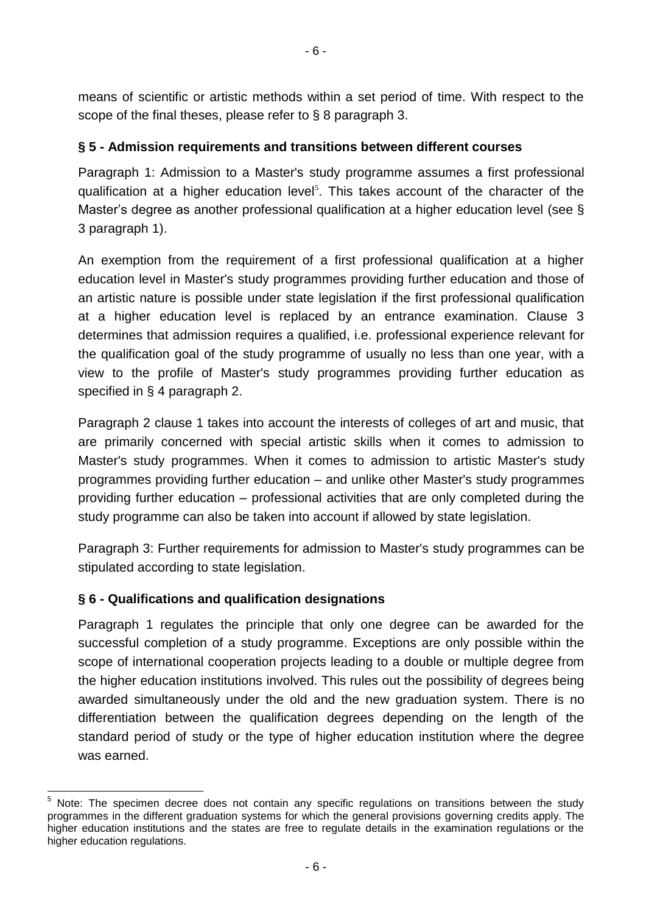means of scientific or artistic methods within a set period of time. With respect to the scope of the final theses, please refer to § 8 paragraph 3.

### § 5 - Admission requirements and transitions between different courses

Paragraph 1: Admission to a Master's study programme assumes a first professional qualification at a higher education level[5]. This takes account of the character of the Master's degree as another professional qualification at a higher education level (see § 3 paragraph 1).

An exemption from the requirement of a first professional qualification at a higher education level in Master's study programmes providing further education and those of an artistic nature is possible under state legislation if the first professional qualification at a higher education level is replaced by an entrance examination. Clause 3 determines that admission requires a qualified, i.e. professional experience relevant for the qualification goal of the study programme of usually no less than one year, with a view to the profile of Master's study programmes providing further education as specified in § 4 paragraph 2.

Paragraph 2 clause 1 takes into account the interests of colleges of art and music, that are primarily concerned with special artistic skills when it comes to admission to Master's study programmes. When it comes to admission to artistic Master's study programmes providing further education – and unlike other Master's study programmes providing further education – professional activities that are only completed during the study programme can also be taken into account if allowed by state legislation.

Paragraph 3: Further requirements for admission to Master's study programmes can be stipulated according to state legislation.

### § 6 - Qualifications and qualification designations

Paragraph 1 regulates the principle that only one degree can be awarded for the successful completion of a study programme. Exceptions are only possible within the scope of international cooperation projects leading to a double or multiple degree from the higher education institutions involved. This rules out the possibility of degrees being awarded simultaneously under the old and the new graduation system. There is no differentiation between the qualification degrees depending on the length of the standard period of study or the type of higher education institution where the degree was earned.

---

[5] Note: The specimen decree does not contain any specific regulations on transitions between the study programmes in the different graduation systems for which the general provisions governing credits apply. The higher education institutions and the states are free to regulate details in the examination regulations or the higher education regulations.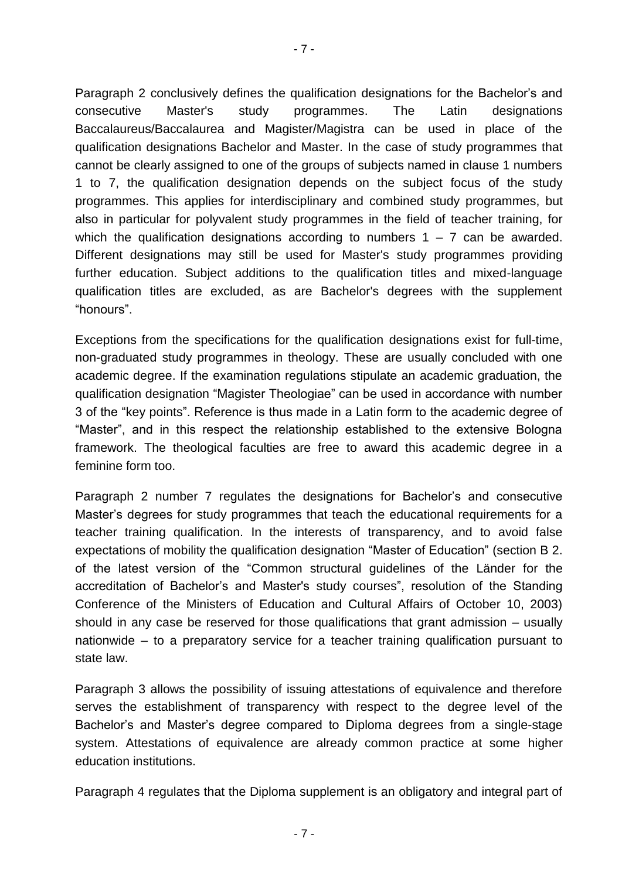Paragraph 2 conclusively defines the qualification designations for the Bachelor's and consecutive Master's study programmes. The Latin designations Baccalaureus/Baccalaurea and Magister/Magistra can be used in place of the qualification designations Bachelor and Master. In the case of study programmes that cannot be clearly assigned to one of the groups of subjects named in clause 1 numbers 1 to 7, the qualification designation depends on the subject focus of the study programmes. This applies for interdisciplinary and combined study programmes, but also in particular for polyvalent study programmes in the field of teacher training, for which the qualification designations according to numbers 1 – 7 can be awarded. Different designations may still be used for Master's study programmes providing further education. Subject additions to the qualification titles and mixed-language qualification titles are excluded, as are Bachelor's degrees with the supplement "honours".

Exceptions from the specifications for the qualification designations exist for full-time, non-graduated study programmes in theology. These are usually concluded with one academic degree. If the examination regulations stipulate an academic graduation, the qualification designation "Magister Theologiae" can be used in accordance with number 3 of the "key points". Reference is thus made in a Latin form to the academic degree of "Master", and in this respect the relationship established to the extensive Bologna framework. The theological faculties are free to award this academic degree in a feminine form too.

Paragraph 2 number 7 regulates the designations for Bachelor's and consecutive Master's degrees for study programmes that teach the educational requirements for a teacher training qualification. In the interests of transparency, and to avoid false expectations of mobility the qualification designation "Master of Education" (section B 2. of the latest version of the "Common structural guidelines of the Länder for the accreditation of Bachelor's and Master's study courses", resolution of the Standing Conference of the Ministers of Education and Cultural Affairs of October 10, 2003) should in any case be reserved for those qualifications that grant admission – usually nationwide – to a preparatory service for a teacher training qualification pursuant to state law.

Paragraph 3 allows the possibility of issuing attestations of equivalence and therefore serves the establishment of transparency with respect to the degree level of the Bachelor's and Master's degree compared to Diploma degrees from a single-stage system. Attestations of equivalence are already common practice at some higher education institutions.

Paragraph 4 regulates that the Diploma supplement is an obligatory and integral part of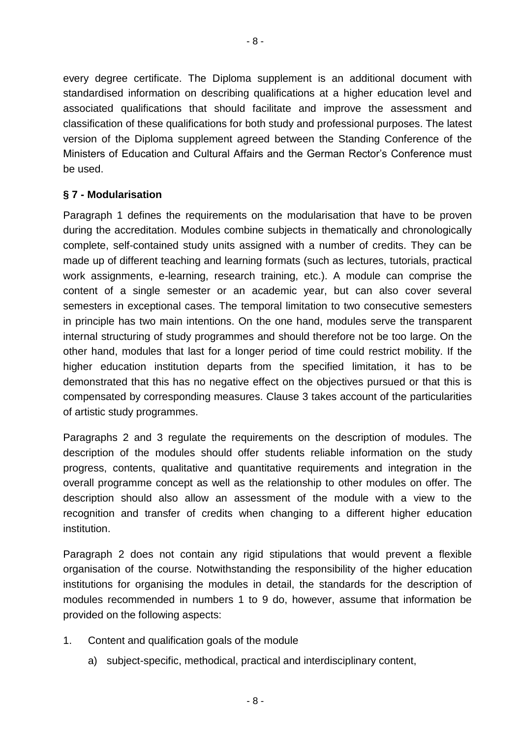every degree certificate. The Diploma supplement is an additional document with standardised information on describing qualifications at a higher education level and associated qualifications that should facilitate and improve the assessment and classification of these qualifications for both study and professional purposes. The latest version of the Diploma supplement agreed between the Standing Conference of the Ministers of Education and Cultural Affairs and the German Rector's Conference must be used.

**§ 7 - Modularisation**

Paragraph 1 defines the requirements on the modularisation that have to be proven during the accreditation. Modules combine subjects in thematically and chronologically complete, self-contained study units assigned with a number of credits. They can be made up of different teaching and learning formats (such as lectures, tutorials, practical work assignments, e-learning, research training, etc.). A module can comprise the content of a single semester or an academic year, but can also cover several semesters in exceptional cases. The temporal limitation to two consecutive semesters in principle has two main intentions. On the one hand, modules serve the transparent internal structuring of study programmes and should therefore not be too large. On the other hand, modules that last for a longer period of time could restrict mobility. If the higher education institution departs from the specified limitation, it has to be demonstrated that this has no negative effect on the objectives pursued or that this is compensated by corresponding measures. Clause 3 takes account of the particularities of artistic study programmes.

Paragraphs 2 and 3 regulate the requirements on the description of modules. The description of the modules should offer students reliable information on the study progress, contents, qualitative and quantitative requirements and integration in the overall programme concept as well as the relationship to other modules on offer. The description should also allow an assessment of the module with a view to the recognition and transfer of credits when changing to a different higher education institution.

Paragraph 2 does not contain any rigid stipulations that would prevent a flexible organisation of the course. Notwithstanding the responsibility of the higher education institutions for organising the modules in detail, the standards for the description of modules recommended in numbers 1 to 9 do, however, assume that information be provided on the following aspects:

1. Content and qualification goals of the module
   a) subject-specific, methodical, practical and interdisciplinary content,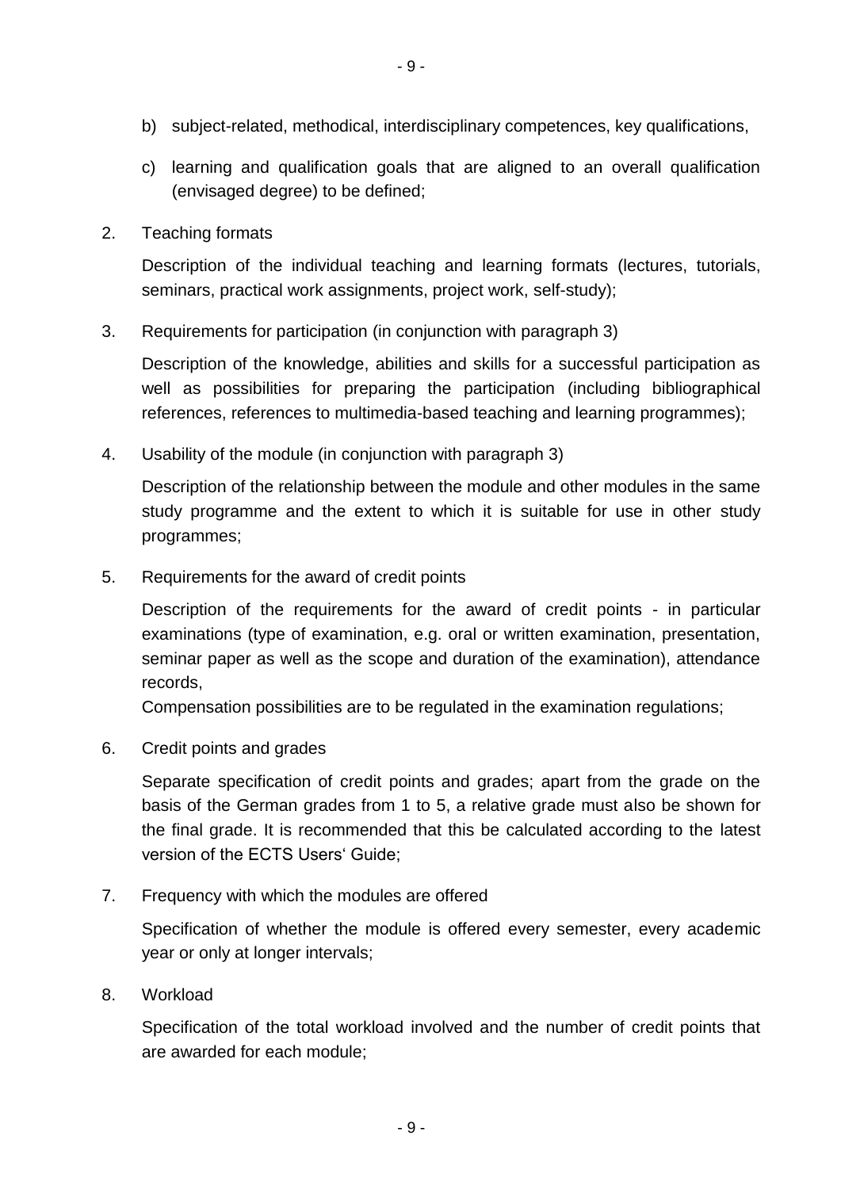b) subject-related, methodical, interdisciplinary competences, key qualifications,

c) learning and qualification goals that are aligned to an overall qualification (envisaged degree) to be defined;

2. Teaching formats

   Description of the individual teaching and learning formats (lectures, tutorials, seminars, practical work assignments, project work, self-study);

3. Requirements for participation (in conjunction with paragraph 3)

   Description of the knowledge, abilities and skills for a successful participation as well as possibilities for preparing the participation (including bibliographical references, references to multimedia-based teaching and learning programmes);

4. Usability of the module (in conjunction with paragraph 3)

   Description of the relationship between the module and other modules in the same study programme and the extent to which it is suitable for use in other study programmes;

5. Requirements for the award of credit points

   Description of the requirements for the award of credit points - in particular examinations (type of examination, e.g. oral or written examination, presentation, seminar paper as well as the scope and duration of the examination), attendance records,
   Compensation possibilities are to be regulated in the examination regulations;

6. Credit points and grades

   Separate specification of credit points and grades; apart from the grade on the basis of the German grades from 1 to 5, a relative grade must also be shown for the final grade. It is recommended that this be calculated according to the latest version of the ECTS Users' Guide;

7. Frequency with which the modules are offered

   Specification of whether the module is offered every semester, every academic year or only at longer intervals;

8. Workload

   Specification of the total workload involved and the number of credit points that are awarded for each module;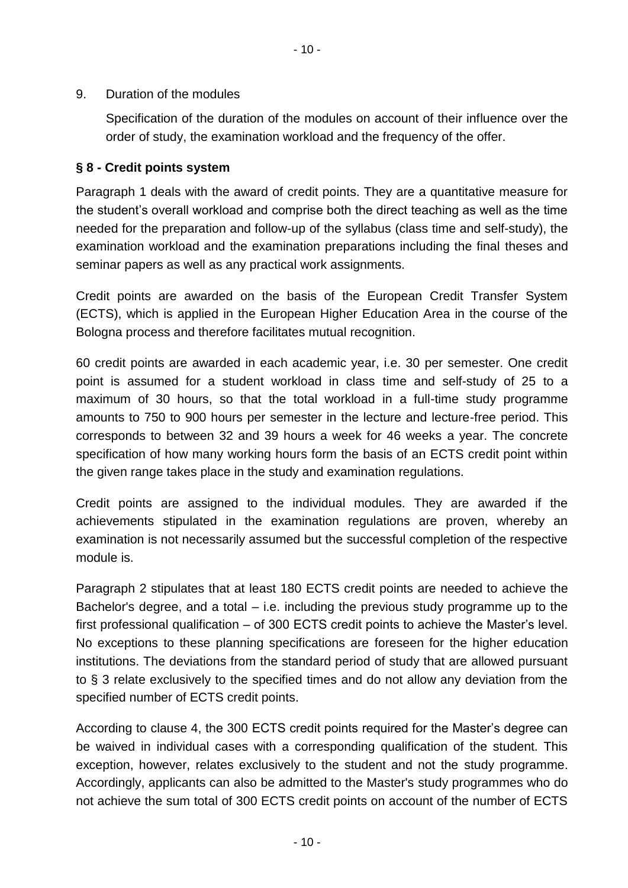9. Duration of the modules

   Specification of the duration of the modules on account of their influence over the order of study, the examination workload and the frequency of the offer.

## § 8 - Credit points system

Paragraph 1 deals with the award of credit points. They are a quantitative measure for the student's overall workload and comprise both the direct teaching as well as the time needed for the preparation and follow-up of the syllabus (class time and self-study), the examination workload and the examination preparations including the final theses and seminar papers as well as any practical work assignments.

Credit points are awarded on the basis of the European Credit Transfer System (ECTS), which is applied in the European Higher Education Area in the course of the Bologna process and therefore facilitates mutual recognition.

60 credit points are awarded in each academic year, i.e. 30 per semester. One credit point is assumed for a student workload in class time and self-study of 25 to a maximum of 30 hours, so that the total workload in a full-time study programme amounts to 750 to 900 hours per semester in the lecture and lecture-free period. This corresponds to between 32 and 39 hours a week for 46 weeks a year. The concrete specification of how many working hours form the basis of an ECTS credit point within the given range takes place in the study and examination regulations.

Credit points are assigned to the individual modules. They are awarded if the achievements stipulated in the examination regulations are proven, whereby an examination is not necessarily assumed but the successful completion of the respective module is.

Paragraph 2 stipulates that at least 180 ECTS credit points are needed to achieve the Bachelor's degree, and a total – i.e. including the previous study programme up to the first professional qualification – of 300 ECTS credit points to achieve the Master's level. No exceptions to these planning specifications are foreseen for the higher education institutions. The deviations from the standard period of study that are allowed pursuant to § 3 relate exclusively to the specified times and do not allow any deviation from the specified number of ECTS credit points.

According to clause 4, the 300 ECTS credit points required for the Master's degree can be waived in individual cases with a corresponding qualification of the student. This exception, however, relates exclusively to the student and not the study programme. Accordingly, applicants can also be admitted to the Master's study programmes who do not achieve the sum total of 300 ECTS credit points on account of the number of ECTS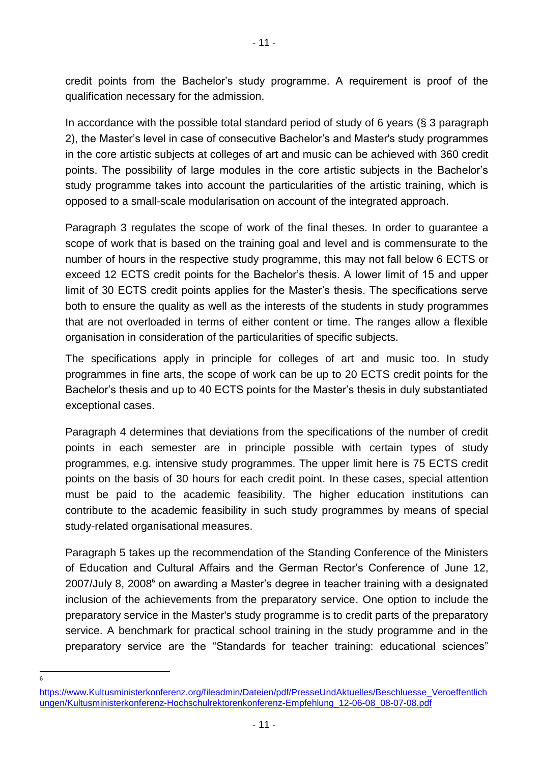credit points from the Bachelor's study programme. A requirement is proof of the qualification necessary for the admission.

In accordance with the possible total standard period of study of 6 years (§ 3 paragraph 2), the Master's level in case of consecutive Bachelor's and Master's study programmes in the core artistic subjects at colleges of art and music can be achieved with 360 credit points. The possibility of large modules in the core artistic subjects in the Bachelor's study programme takes into account the particularities of the artistic training, which is opposed to a small-scale modularisation on account of the integrated approach.

Paragraph 3 regulates the scope of work of the final theses. In order to guarantee a scope of work that is based on the training goal and level and is commensurate to the number of hours in the respective study programme, this may not fall below 6 ECTS or exceed 12 ECTS credit points for the Bachelor's thesis. A lower limit of 15 and upper limit of 30 ECTS credit points applies for the Master's thesis. The specifications serve both to ensure the quality as well as the interests of the students in study programmes that are not overloaded in terms of either content or time. The ranges allow a flexible organisation in consideration of the particularities of specific subjects.

The specifications apply in principle for colleges of art and music too. In study programmes in fine arts, the scope of work can be up to 20 ECTS credit points for the Bachelor's thesis and up to 40 ECTS points for the Master's thesis in duly substantiated exceptional cases.

Paragraph 4 determines that deviations from the specifications of the number of credit points in each semester are in principle possible with certain types of study programmes, e.g. intensive study programmes. The upper limit here is 75 ECTS credit points on the basis of 30 hours for each credit point. In these cases, special attention must be paid to the academic feasibility. The higher education institutions can contribute to the academic feasibility in such study programmes by means of special study-related organisational measures.

Paragraph 5 takes up the recommendation of the Standing Conference of the Ministers of Education and Cultural Affairs and the German Rector's Conference of June 12, 2007/July 8, 2008[6] on awarding a Master's degree in teacher training with a designated inclusion of the achievements from the preparatory service. One option to include the preparatory service in the Master's study programme is to credit parts of the preparatory service. A benchmark for practical school training in the study programme and in the preparatory service are the "Standards for teacher training: educational sciences"

[6] https://www.Kultusministerkonferenz.org/fileadmin/Dateien/pdf/PresseUndAktuelles/Beschluesse_Veroeffentlichungen/Kultusministerkonferenz-Hochschulrektorenkonferenz-Empfehlung_12-06-08_08-07-08.pdf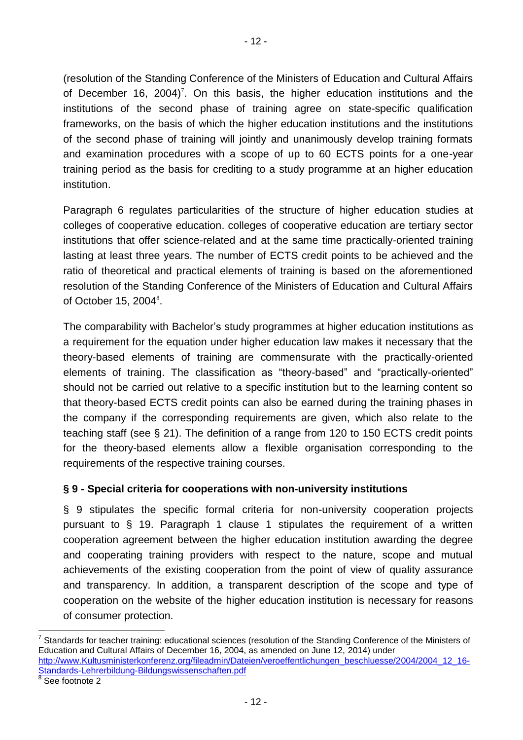(resolution of the Standing Conference of the Ministers of Education and Cultural Affairs of December 16, 2004)[7]. On this basis, the higher education institutions and the institutions of the second phase of training agree on state-specific qualification frameworks, on the basis of which the higher education institutions and the institutions of the second phase of training will jointly and unanimously develop training formats and examination procedures with a scope of up to 60 ECTS points for a one-year training period as the basis for crediting to a study programme at an higher education institution.

Paragraph 6 regulates particularities of the structure of higher education studies at colleges of cooperative education. colleges of cooperative education are tertiary sector institutions that offer science-related and at the same time practically-oriented training lasting at least three years. The number of ECTS credit points to be achieved and the ratio of theoretical and practical elements of training is based on the aforementioned resolution of the Standing Conference of the Ministers of Education and Cultural Affairs of October 15, 2004[8].

The comparability with Bachelor's study programmes at higher education institutions as a requirement for the equation under higher education law makes it necessary that the theory-based elements of training are commensurate with the practically-oriented elements of training. The classification as "theory-based" and "practically-oriented" should not be carried out relative to a specific institution but to the learning content so that theory-based ECTS credit points can also be earned during the training phases in the company if the corresponding requirements are given, which also relate to the teaching staff (see § 21). The definition of a range from 120 to 150 ECTS credit points for the theory-based elements allow a flexible organisation corresponding to the requirements of the respective training courses.

### § 9 - Special criteria for cooperations with non-university institutions

§ 9 stipulates the specific formal criteria for non-university cooperation projects pursuant to § 19. Paragraph 1 clause 1 stipulates the requirement of a written cooperation agreement between the higher education institution awarding the degree and cooperating training providers with respect to the nature, scope and mutual achievements of the existing cooperation from the point of view of quality assurance and transparency. In addition, a transparent description of the scope and type of cooperation on the website of the higher education institution is necessary for reasons of consumer protection.

---

[7] Standards for teacher training: educational sciences (resolution of the Standing Conference of the Ministers of Education and Cultural Affairs of December 16, 2004, as amended on June 12, 2014) under http://www.Kultusministerkonferenz.org/fileadmin/Dateien/veroeffentlichungen_beschluesse/2004/2004_12_16-Standards-Lehrerbildung-Bildungswissenschaften.pdf

[8] See footnote 2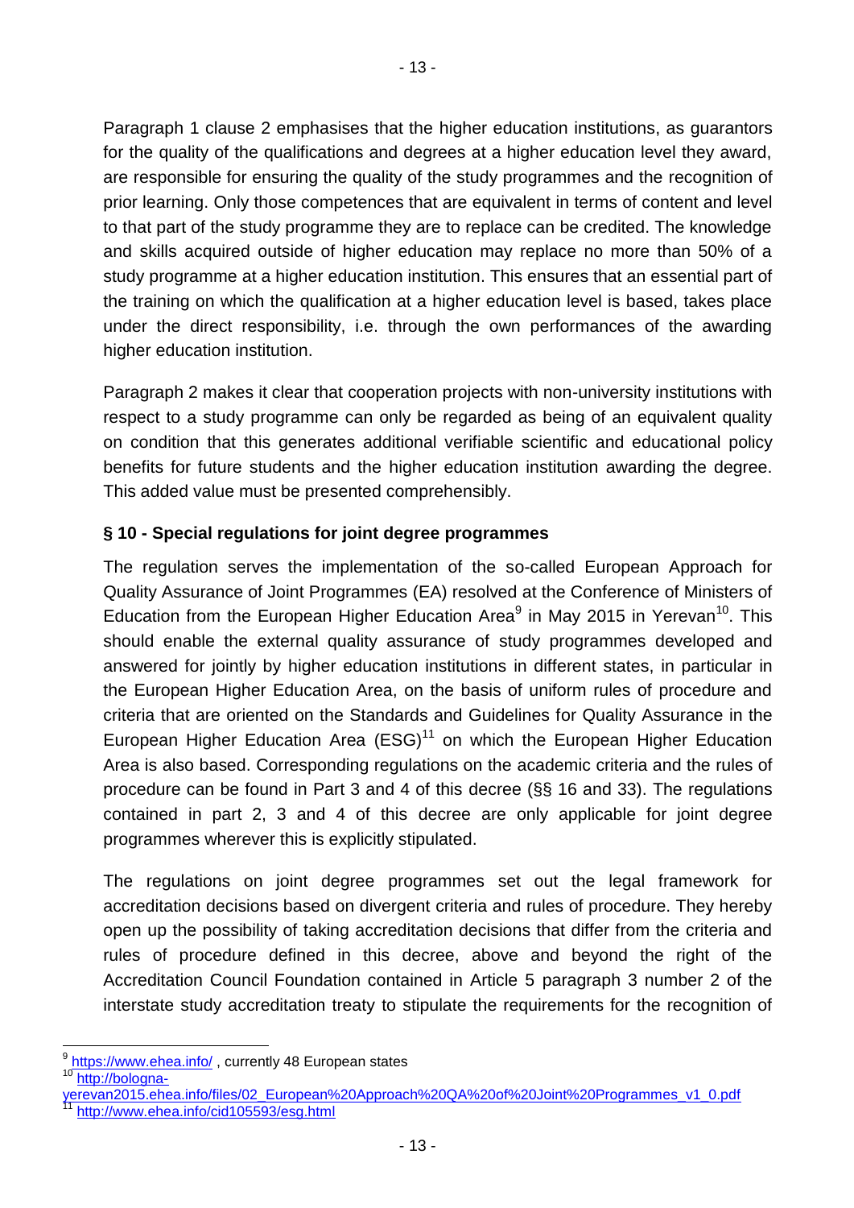Paragraph 1 clause 2 emphasises that the higher education institutions, as guarantors for the quality of the qualifications and degrees at a higher education level they award, are responsible for ensuring the quality of the study programmes and the recognition of prior learning. Only those competences that are equivalent in terms of content and level to that part of the study programme they are to replace can be credited. The knowledge and skills acquired outside of higher education may replace no more than 50% of a study programme at a higher education institution. This ensures that an essential part of the training on which the qualification at a higher education level is based, takes place under the direct responsibility, i.e. through the own performances of the awarding higher education institution.

Paragraph 2 makes it clear that cooperation projects with non-university institutions with respect to a study programme can only be regarded as being of an equivalent quality on condition that this generates additional verifiable scientific and educational policy benefits for future students and the higher education institution awarding the degree. This added value must be presented comprehensibly.

**§ 10 - Special regulations for joint degree programmes**

The regulation serves the implementation of the so-called European Approach for Quality Assurance of Joint Programmes (EA) resolved at the Conference of Ministers of Education from the European Higher Education Area[9] in May 2015 in Yerevan[10]. This should enable the external quality assurance of study programmes developed and answered for jointly by higher education institutions in different states, in particular in the European Higher Education Area, on the basis of uniform rules of procedure and criteria that are oriented on the Standards and Guidelines for Quality Assurance in the European Higher Education Area (ESG)[11] on which the European Higher Education Area is also based. Corresponding regulations on the academic criteria and the rules of procedure can be found in Part 3 and 4 of this decree (§§ 16 and 33). The regulations contained in part 2, 3 and 4 of this decree are only applicable for joint degree programmes wherever this is explicitly stipulated.

The regulations on joint degree programmes set out the legal framework for accreditation decisions based on divergent criteria and rules of procedure. They hereby open up the possibility of taking accreditation decisions that differ from the criteria and rules of procedure defined in this decree, above and beyond the right of the Accreditation Council Foundation contained in Article 5 paragraph 3 number 2 of the interstate study accreditation treaty to stipulate the requirements for the recognition of

---

[9] https://www.ehea.info/ , currently 48 European states

[10] http://bologna-yerevan2015.ehea.info/files/02_European%20Approach%20QA%20of%20Joint%20Programmes_v1_0.pdf

[11] http://www.ehea.info/cid105593/esg.html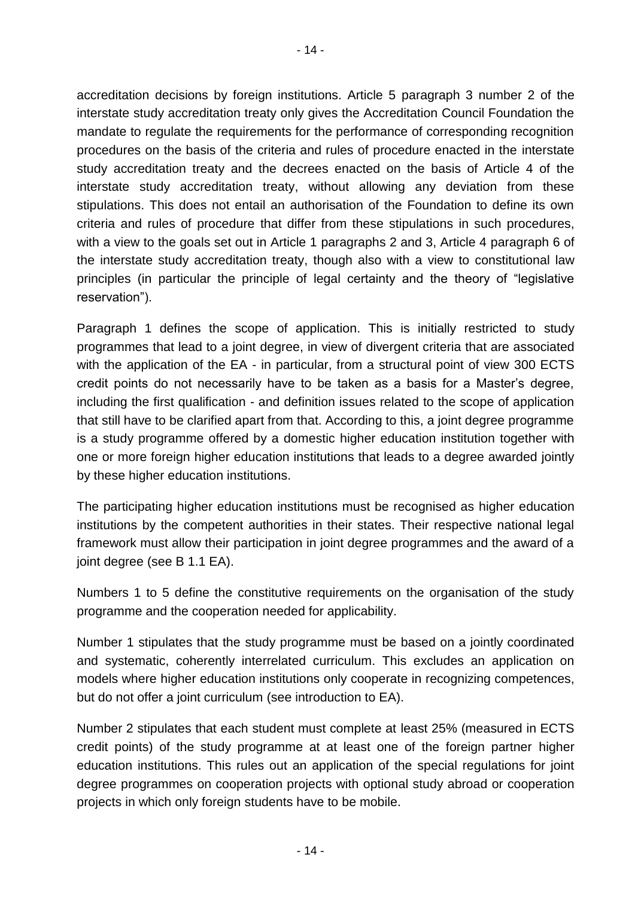accreditation decisions by foreign institutions. Article 5 paragraph 3 number 2 of the interstate study accreditation treaty only gives the Accreditation Council Foundation the mandate to regulate the requirements for the performance of corresponding recognition procedures on the basis of the criteria and rules of procedure enacted in the interstate study accreditation treaty and the decrees enacted on the basis of Article 4 of the interstate study accreditation treaty, without allowing any deviation from these stipulations. This does not entail an authorisation of the Foundation to define its own criteria and rules of procedure that differ from these stipulations in such procedures, with a view to the goals set out in Article 1 paragraphs 2 and 3, Article 4 paragraph 6 of the interstate study accreditation treaty, though also with a view to constitutional law principles (in particular the principle of legal certainty and the theory of "legislative reservation").

Paragraph 1 defines the scope of application. This is initially restricted to study programmes that lead to a joint degree, in view of divergent criteria that are associated with the application of the EA - in particular, from a structural point of view 300 ECTS credit points do not necessarily have to be taken as a basis for a Master's degree, including the first qualification - and definition issues related to the scope of application that still have to be clarified apart from that. According to this, a joint degree programme is a study programme offered by a domestic higher education institution together with one or more foreign higher education institutions that leads to a degree awarded jointly by these higher education institutions.

The participating higher education institutions must be recognised as higher education institutions by the competent authorities in their states. Their respective national legal framework must allow their participation in joint degree programmes and the award of a joint degree (see B 1.1 EA).

Numbers 1 to 5 define the constitutive requirements on the organisation of the study programme and the cooperation needed for applicability.

Number 1 stipulates that the study programme must be based on a jointly coordinated and systematic, coherently interrelated curriculum. This excludes an application on models where higher education institutions only cooperate in recognizing competences, but do not offer a joint curriculum (see introduction to EA).

Number 2 stipulates that each student must complete at least 25% (measured in ECTS credit points) of the study programme at at least one of the foreign partner higher education institutions. This rules out an application of the special regulations for joint degree programmes on cooperation projects with optional study abroad or cooperation projects in which only foreign students have to be mobile.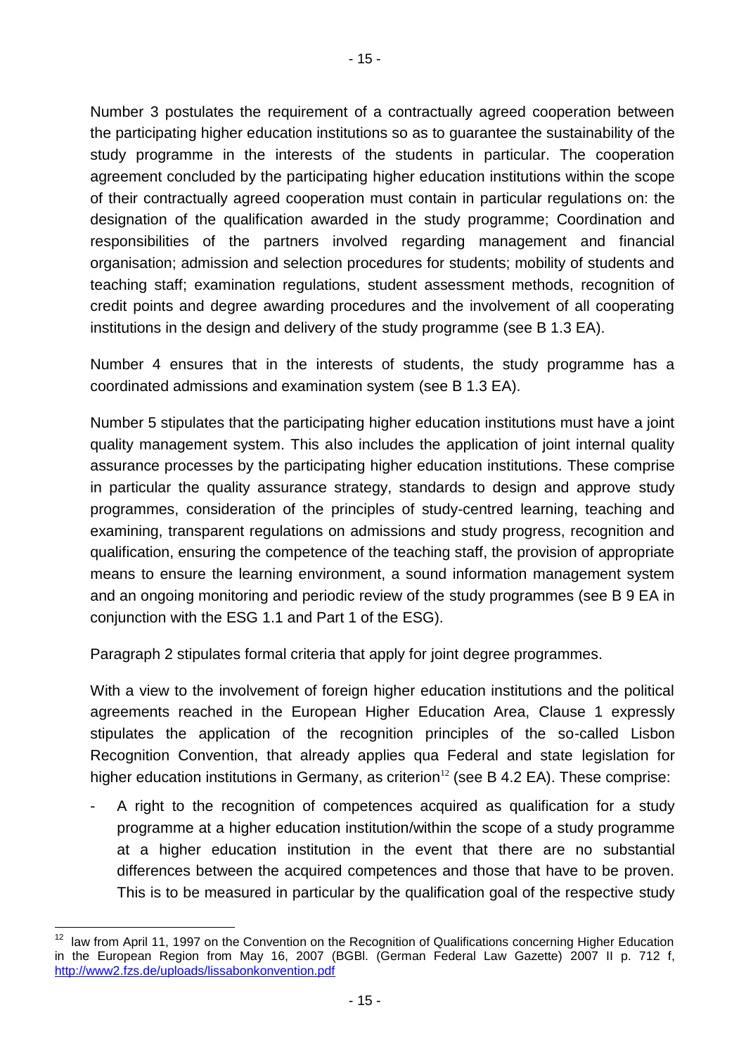Number 3 postulates the requirement of a contractually agreed cooperation between the participating higher education institutions so as to guarantee the sustainability of the study programme in the interests of the students in particular. The cooperation agreement concluded by the participating higher education institutions within the scope of their contractually agreed cooperation must contain in particular regulations on: the designation of the qualification awarded in the study programme; Coordination and responsibilities of the partners involved regarding management and financial organisation; admission and selection procedures for students; mobility of students and teaching staff; examination regulations, student assessment methods, recognition of credit points and degree awarding procedures and the involvement of all cooperating institutions in the design and delivery of the study programme (see B 1.3 EA).

Number 4 ensures that in the interests of students, the study programme has a coordinated admissions and examination system (see B 1.3 EA).

Number 5 stipulates that the participating higher education institutions must have a joint quality management system. This also includes the application of joint internal quality assurance processes by the participating higher education institutions. These comprise in particular the quality assurance strategy, standards to design and approve study programmes, consideration of the principles of study-centred learning, teaching and examining, transparent regulations on admissions and study progress, recognition and qualification, ensuring the competence of the teaching staff, the provision of appropriate means to ensure the learning environment, a sound information management system and an ongoing monitoring and periodic review of the study programmes (see B 9 EA in conjunction with the ESG 1.1 and Part 1 of the ESG).

Paragraph 2 stipulates formal criteria that apply for joint degree programmes.

With a view to the involvement of foreign higher education institutions and the political agreements reached in the European Higher Education Area, Clause 1 expressly stipulates the application of the recognition principles of the so-called Lisbon Recognition Convention, that already applies qua Federal and state legislation for higher education institutions in Germany, as criterion[12] (see B 4.2 EA). These comprise:

- A right to the recognition of competences acquired as qualification for a study programme at a higher education institution/within the scope of a study programme at a higher education institution in the event that there are no substantial differences between the acquired competences and those that have to be proven. This is to be measured in particular by the qualification goal of the respective study

[12] law from April 11, 1997 on the Convention on the Recognition of Qualifications concerning Higher Education in the European Region from May 16, 2007 (BGBl. (German Federal Law Gazette) 2007 II p. 712 f, http://www2.fzs.de/uploads/lissabonkonvention.pdf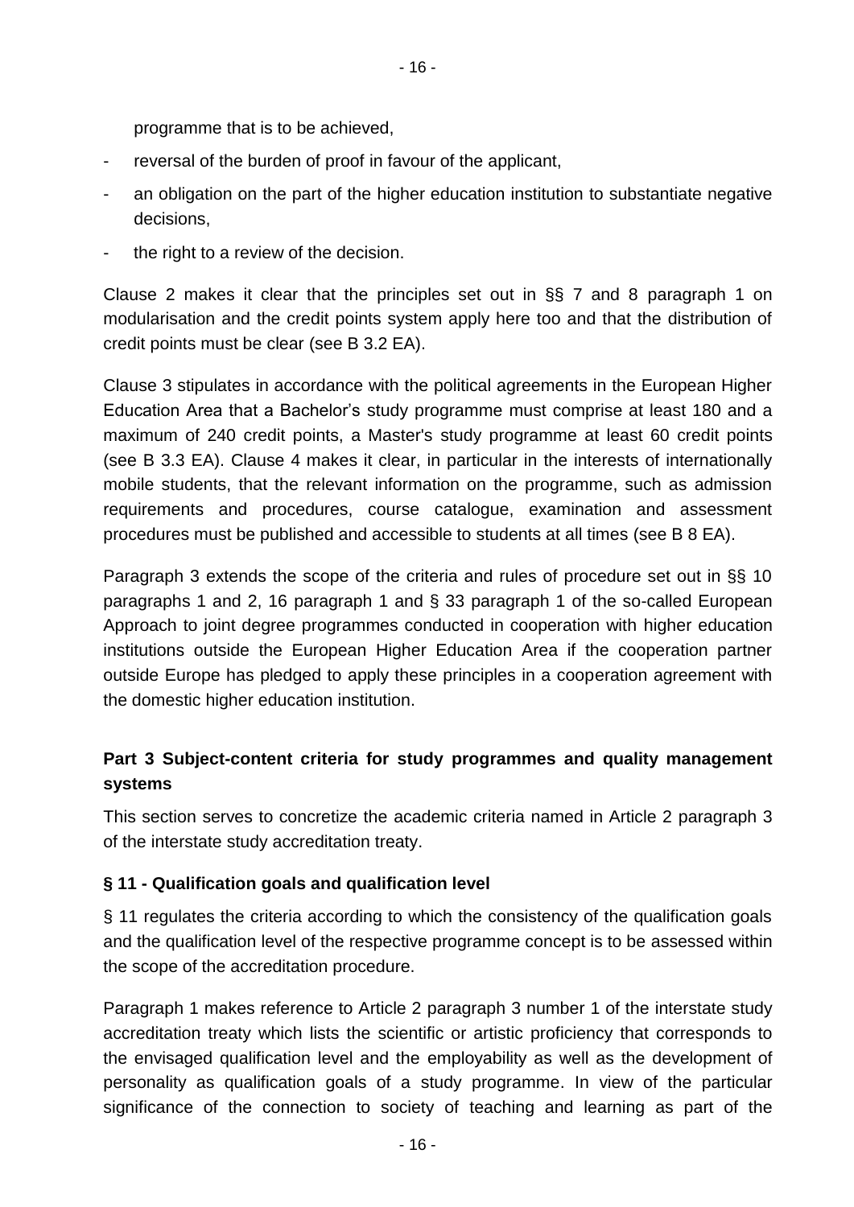programme that is to be achieved,

- reversal of the burden of proof in favour of the applicant,
- an obligation on the part of the higher education institution to substantiate negative decisions,
- the right to a review of the decision.

Clause 2 makes it clear that the principles set out in §§ 7 and 8 paragraph 1 on modularisation and the credit points system apply here too and that the distribution of credit points must be clear (see B 3.2 EA).

Clause 3 stipulates in accordance with the political agreements in the European Higher Education Area that a Bachelor's study programme must comprise at least 180 and a maximum of 240 credit points, a Master's study programme at least 60 credit points (see B 3.3 EA). Clause 4 makes it clear, in particular in the interests of internationally mobile students, that the relevant information on the programme, such as admission requirements and procedures, course catalogue, examination and assessment procedures must be published and accessible to students at all times (see B 8 EA).

Paragraph 3 extends the scope of the criteria and rules of procedure set out in §§ 10 paragraphs 1 and 2, 16 paragraph 1 and § 33 paragraph 1 of the so-called European Approach to joint degree programmes conducted in cooperation with higher education institutions outside the European Higher Education Area if the cooperation partner outside Europe has pledged to apply these principles in a cooperation agreement with the domestic higher education institution.

## Part 3 Subject-content criteria for study programmes and quality management systems

This section serves to concretize the academic criteria named in Article 2 paragraph 3 of the interstate study accreditation treaty.

### § 11 - Qualification goals and qualification level

§ 11 regulates the criteria according to which the consistency of the qualification goals and the qualification level of the respective programme concept is to be assessed within the scope of the accreditation procedure.

Paragraph 1 makes reference to Article 2 paragraph 3 number 1 of the interstate study accreditation treaty which lists the scientific or artistic proficiency that corresponds to the envisaged qualification level and the employability as well as the development of personality as qualification goals of a study programme. In view of the particular significance of the connection to society of teaching and learning as part of the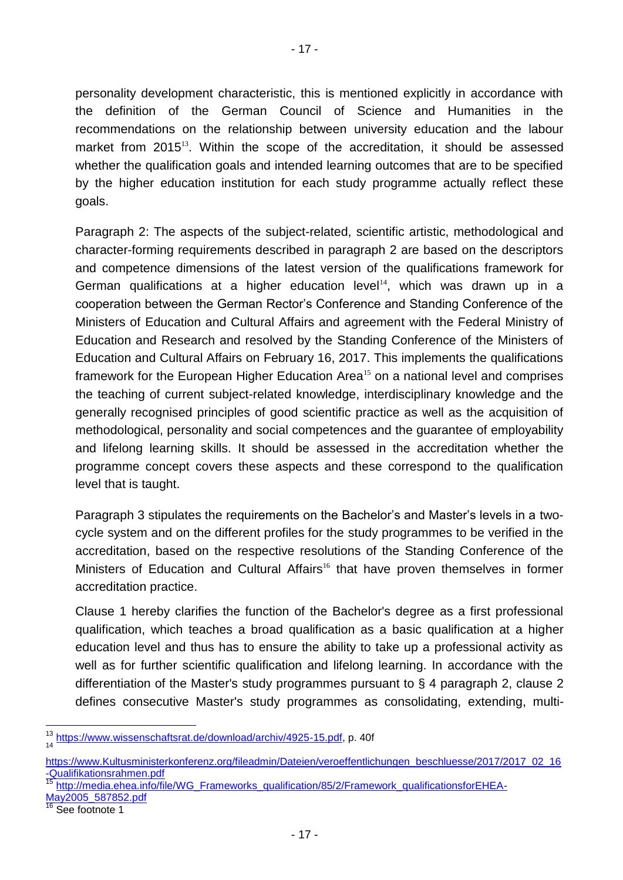personality development characteristic, this is mentioned explicitly in accordance with the definition of the German Council of Science and Humanities in the recommendations on the relationship between university education and the labour market from 2015[13]. Within the scope of the accreditation, it should be assessed whether the qualification goals and intended learning outcomes that are to be specified by the higher education institution for each study programme actually reflect these goals.

Paragraph 2: The aspects of the subject-related, scientific artistic, methodological and character-forming requirements described in paragraph 2 are based on the descriptors and competence dimensions of the latest version of the qualifications framework for German qualifications at a higher education level[14], which was drawn up in a cooperation between the German Rector's Conference and Standing Conference of the Ministers of Education and Cultural Affairs and agreement with the Federal Ministry of Education and Research and resolved by the Standing Conference of the Ministers of Education and Cultural Affairs on February 16, 2017. This implements the qualifications framework for the European Higher Education Area[15] on a national level and comprises the teaching of current subject-related knowledge, interdisciplinary knowledge and the generally recognised principles of good scientific practice as well as the acquisition of methodological, personality and social competences and the guarantee of employability and lifelong learning skills. It should be assessed in the accreditation whether the programme concept covers these aspects and these correspond to the qualification level that is taught.

Paragraph 3 stipulates the requirements on the Bachelor's and Master's levels in a two-cycle system and on the different profiles for the study programmes to be verified in the accreditation, based on the respective resolutions of the Standing Conference of the Ministers of Education and Cultural Affairs[16] that have proven themselves in former accreditation practice.

Clause 1 hereby clarifies the function of the Bachelor's degree as a first professional qualification, which teaches a broad qualification as a basic qualification at a higher education level and thus has to ensure the ability to take up a professional activity as well as for further scientific qualification and lifelong learning. In accordance with the differentiation of the Master's study programmes pursuant to § 4 paragraph 2, clause 2 defines consecutive Master's study programmes as consolidating, extending, multi-

---

[13] https://www.wissenschaftsrat.de/download/archiv/4925-15.pdf, p. 40f

[14] https://www.Kultusministerkonferenz.org/fileadmin/Dateien/veroeffentlichungen_beschluesse/2017/2017_02_16-Qualifikationsrahmen.pdf

[15] http://media.ehea.info/file/WG_Frameworks_qualification/85/2/Framework_qualificationsforEHEA-May2005_587852.pdf

[16] See footnote 1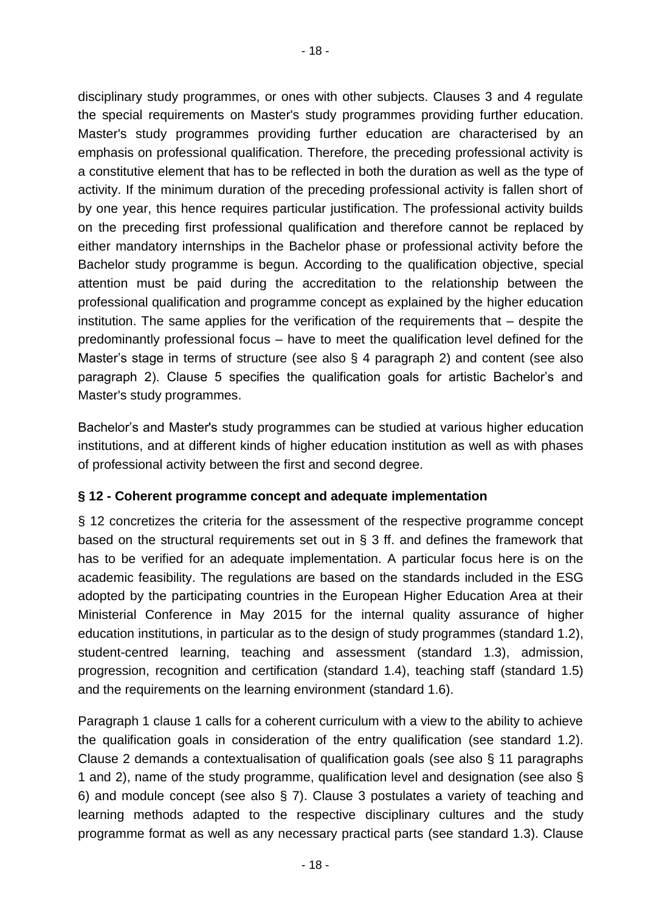disciplinary study programmes, or ones with other subjects. Clauses 3 and 4 regulate the special requirements on Master's study programmes providing further education. Master's study programmes providing further education are characterised by an emphasis on professional qualification. Therefore, the preceding professional activity is a constitutive element that has to be reflected in both the duration as well as the type of activity. If the minimum duration of the preceding professional activity is fallen short of by one year, this hence requires particular justification. The professional activity builds on the preceding first professional qualification and therefore cannot be replaced by either mandatory internships in the Bachelor phase or professional activity before the Bachelor study programme is begun. According to the qualification objective, special attention must be paid during the accreditation to the relationship between the professional qualification and programme concept as explained by the higher education institution. The same applies for the verification of the requirements that – despite the predominantly professional focus – have to meet the qualification level defined for the Master's stage in terms of structure (see also § 4 paragraph 2) and content (see also paragraph 2). Clause 5 specifies the qualification goals for artistic Bachelor's and Master's study programmes.

Bachelor's and Master's study programmes can be studied at various higher education institutions, and at different kinds of higher education institution as well as with phases of professional activity between the first and second degree.

### § 12 - Coherent programme concept and adequate implementation

§ 12 concretizes the criteria for the assessment of the respective programme concept based on the structural requirements set out in § 3 ff. and defines the framework that has to be verified for an adequate implementation. A particular focus here is on the academic feasibility. The regulations are based on the standards included in the ESG adopted by the participating countries in the European Higher Education Area at their Ministerial Conference in May 2015 for the internal quality assurance of higher education institutions, in particular as to the design of study programmes (standard 1.2), student-centred learning, teaching and assessment (standard 1.3), admission, progression, recognition and certification (standard 1.4), teaching staff (standard 1.5) and the requirements on the learning environment (standard 1.6).

Paragraph 1 clause 1 calls for a coherent curriculum with a view to the ability to achieve the qualification goals in consideration of the entry qualification (see standard 1.2). Clause 2 demands a contextualisation of qualification goals (see also § 11 paragraphs 1 and 2), name of the study programme, qualification level and designation (see also § 6) and module concept (see also § 7). Clause 3 postulates a variety of teaching and learning methods adapted to the respective disciplinary cultures and the study programme format as well as any necessary practical parts (see standard 1.3). Clause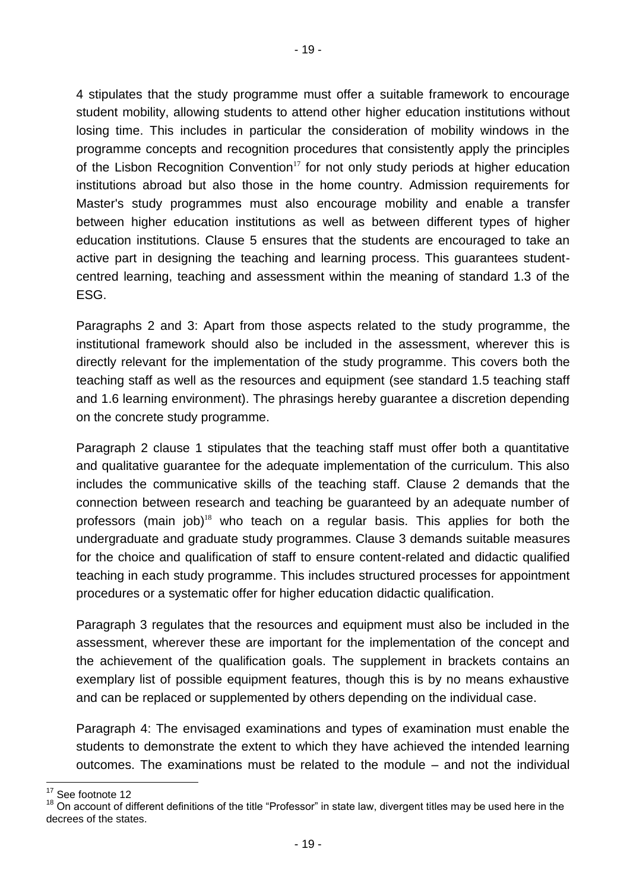4 stipulates that the study programme must offer a suitable framework to encourage student mobility, allowing students to attend other higher education institutions without losing time. This includes in particular the consideration of mobility windows in the programme concepts and recognition procedures that consistently apply the principles of the Lisbon Recognition Convention[17] for not only study periods at higher education institutions abroad but also those in the home country. Admission requirements for Master's study programmes must also encourage mobility and enable a transfer between higher education institutions as well as between different types of higher education institutions. Clause 5 ensures that the students are encouraged to take an active part in designing the teaching and learning process. This guarantees student-centred learning, teaching and assessment within the meaning of standard 1.3 of the ESG.

Paragraphs 2 and 3: Apart from those aspects related to the study programme, the institutional framework should also be included in the assessment, wherever this is directly relevant for the implementation of the study programme. This covers both the teaching staff as well as the resources and equipment (see standard 1.5 teaching staff and 1.6 learning environment). The phrasings hereby guarantee a discretion depending on the concrete study programme.

Paragraph 2 clause 1 stipulates that the teaching staff must offer both a quantitative and qualitative guarantee for the adequate implementation of the curriculum. This also includes the communicative skills of the teaching staff. Clause 2 demands that the connection between research and teaching be guaranteed by an adequate number of professors (main job)[18] who teach on a regular basis. This applies for both the undergraduate and graduate study programmes. Clause 3 demands suitable measures for the choice and qualification of staff to ensure content-related and didactic qualified teaching in each study programme. This includes structured processes for appointment procedures or a systematic offer for higher education didactic qualification.

Paragraph 3 regulates that the resources and equipment must also be included in the assessment, wherever these are important for the implementation of the concept and the achievement of the qualification goals. The supplement in brackets contains an exemplary list of possible equipment features, though this is by no means exhaustive and can be replaced or supplemented by others depending on the individual case.

Paragraph 4: The envisaged examinations and types of examination must enable the students to demonstrate the extent to which they have achieved the intended learning outcomes. The examinations must be related to the module – and not the individual

---

[17] See footnote 12

[18] On account of different definitions of the title "Professor" in state law, divergent titles may be used here in the decrees of the states.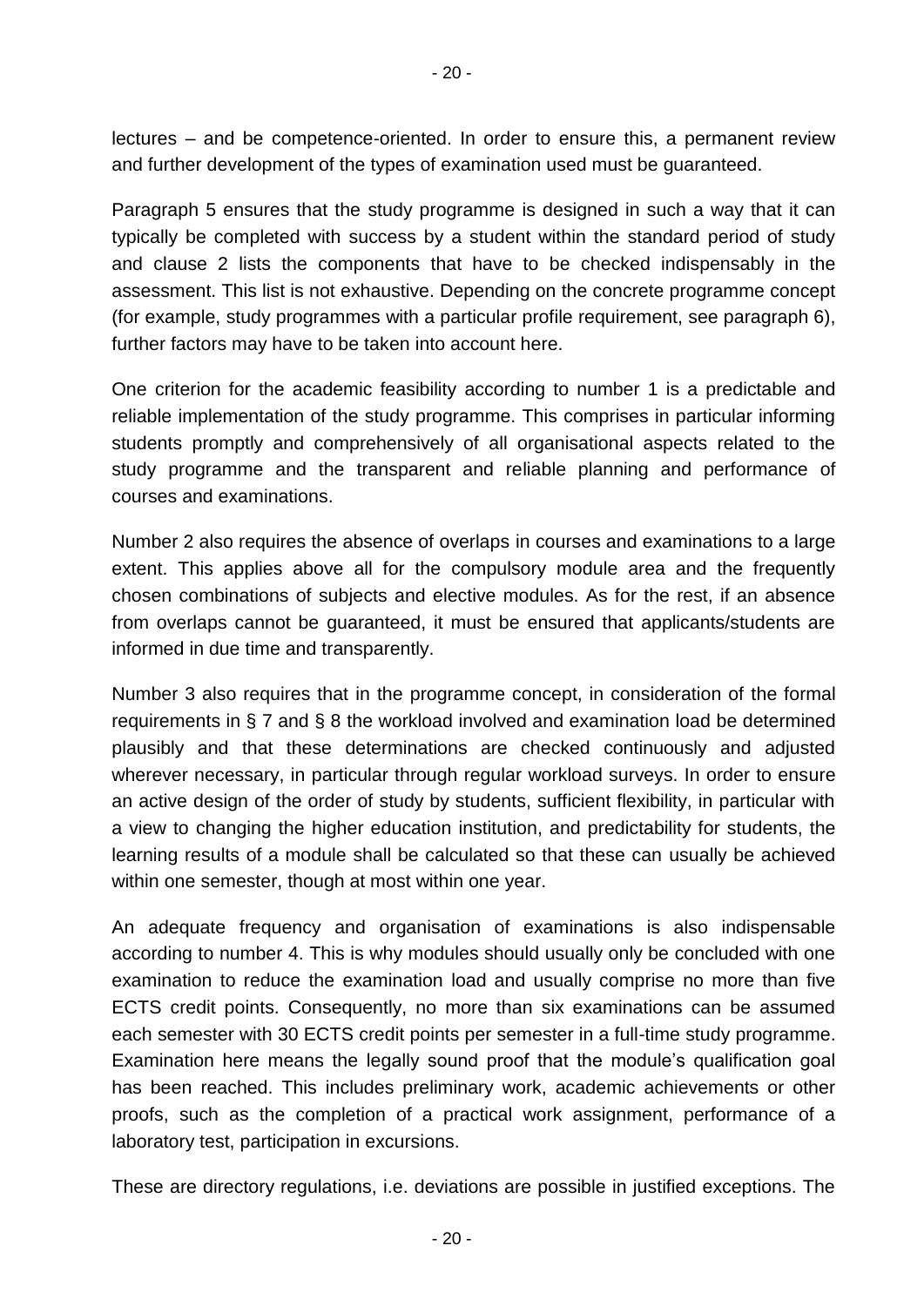lectures – and be competence-oriented. In order to ensure this, a permanent review and further development of the types of examination used must be guaranteed.

Paragraph 5 ensures that the study programme is designed in such a way that it can typically be completed with success by a student within the standard period of study and clause 2 lists the components that have to be checked indispensably in the assessment. This list is not exhaustive. Depending on the concrete programme concept (for example, study programmes with a particular profile requirement, see paragraph 6), further factors may have to be taken into account here.

One criterion for the academic feasibility according to number 1 is a predictable and reliable implementation of the study programme. This comprises in particular informing students promptly and comprehensively of all organisational aspects related to the study programme and the transparent and reliable planning and performance of courses and examinations.

Number 2 also requires the absence of overlaps in courses and examinations to a large extent. This applies above all for the compulsory module area and the frequently chosen combinations of subjects and elective modules. As for the rest, if an absence from overlaps cannot be guaranteed, it must be ensured that applicants/students are informed in due time and transparently.

Number 3 also requires that in the programme concept, in consideration of the formal requirements in § 7 and § 8 the workload involved and examination load be determined plausibly and that these determinations are checked continuously and adjusted wherever necessary, in particular through regular workload surveys. In order to ensure an active design of the order of study by students, sufficient flexibility, in particular with a view to changing the higher education institution, and predictability for students, the learning results of a module shall be calculated so that these can usually be achieved within one semester, though at most within one year.

An adequate frequency and organisation of examinations is also indispensable according to number 4. This is why modules should usually only be concluded with one examination to reduce the examination load and usually comprise no more than five ECTS credit points. Consequently, no more than six examinations can be assumed each semester with 30 ECTS credit points per semester in a full-time study programme. Examination here means the legally sound proof that the module's qualification goal has been reached. This includes preliminary work, academic achievements or other proofs, such as the completion of a practical work assignment, performance of a laboratory test, participation in excursions.

These are directory regulations, i.e. deviations are possible in justified exceptions. The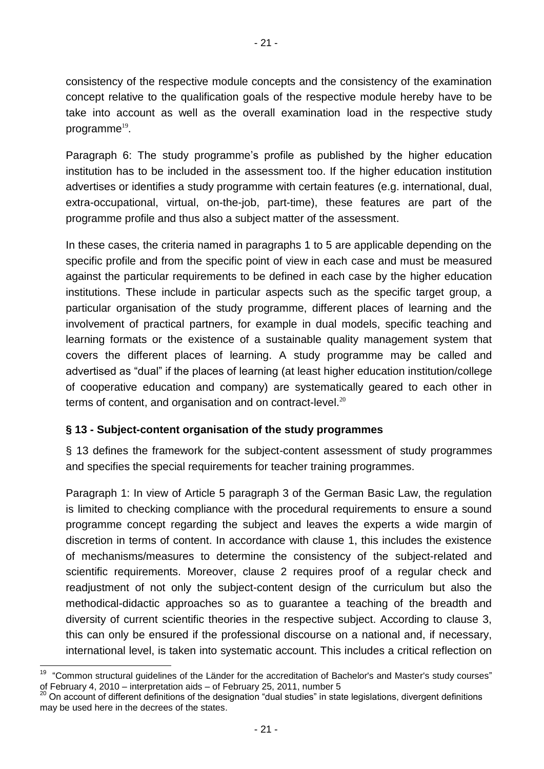consistency of the respective module concepts and the consistency of the examination concept relative to the qualification goals of the respective module hereby have to be take into account as well as the overall examination load in the respective study programme[19].

Paragraph 6: The study programme's profile as published by the higher education institution has to be included in the assessment too. If the higher education institution advertises or identifies a study programme with certain features (e.g. international, dual, extra-occupational, virtual, on-the-job, part-time), these features are part of the programme profile and thus also a subject matter of the assessment.

In these cases, the criteria named in paragraphs 1 to 5 are applicable depending on the specific profile and from the specific point of view in each case and must be measured against the particular requirements to be defined in each case by the higher education institutions. These include in particular aspects such as the specific target group, a particular organisation of the study programme, different places of learning and the involvement of practical partners, for example in dual models, specific teaching and learning formats or the existence of a sustainable quality management system that covers the different places of learning. A study programme may be called and advertised as "dual" if the places of learning (at least higher education institution/college of cooperative education and company) are systematically geared to each other in terms of content, and organisation and on contract-level.[20]

### § 13 - Subject-content organisation of the study programmes

§ 13 defines the framework for the subject-content assessment of study programmes and specifies the special requirements for teacher training programmes.

Paragraph 1: In view of Article 5 paragraph 3 of the German Basic Law, the regulation is limited to checking compliance with the procedural requirements to ensure a sound programme concept regarding the subject and leaves the experts a wide margin of discretion in terms of content. In accordance with clause 1, this includes the existence of mechanisms/measures to determine the consistency of the subject-related and scientific requirements. Moreover, clause 2 requires proof of a regular check and readjustment of not only the subject-content design of the curriculum but also the methodical-didactic approaches so as to guarantee a teaching of the breadth and diversity of current scientific theories in the respective subject. According to clause 3, this can only be ensured if the professional discourse on a national and, if necessary, international level, is taken into systematic account. This includes a critical reflection on

---

[19] "Common structural guidelines of the Länder for the accreditation of Bachelor's and Master's study courses" of February 4, 2010 – interpretation aids – of February 25, 2011, number 5

[20] On account of different definitions of the designation "dual studies" in state legislations, divergent definitions may be used here in the decrees of the states.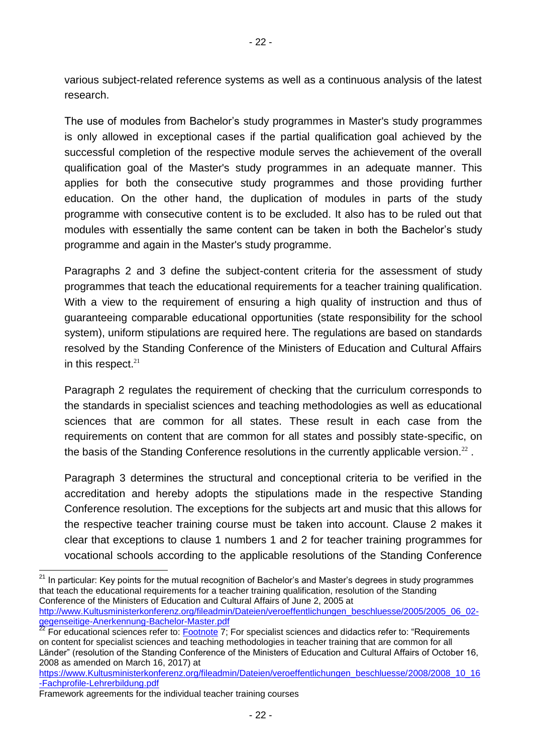various subject-related reference systems as well as a continuous analysis of the latest research.

The use of modules from Bachelor's study programmes in Master's study programmes is only allowed in exceptional cases if the partial qualification goal achieved by the successful completion of the respective module serves the achievement of the overall qualification goal of the Master's study programmes in an adequate manner. This applies for both the consecutive study programmes and those providing further education. On the other hand, the duplication of modules in parts of the study programme with consecutive content is to be excluded. It also has to be ruled out that modules with essentially the same content can be taken in both the Bachelor's study programme and again in the Master's study programme.

Paragraphs 2 and 3 define the subject-content criteria for the assessment of study programmes that teach the educational requirements for a teacher training qualification. With a view to the requirement of ensuring a high quality of instruction and thus of guaranteeing comparable educational opportunities (state responsibility for the school system), uniform stipulations are required here. The regulations are based on standards resolved by the Standing Conference of the Ministers of Education and Cultural Affairs in this respect.[21]

Paragraph 2 regulates the requirement of checking that the curriculum corresponds to the standards in specialist sciences and teaching methodologies as well as educational sciences that are common for all states. These result in each case from the requirements on content that are common for all states and possibly state-specific, on the basis of the Standing Conference resolutions in the currently applicable version.[22] .

Paragraph 3 determines the structural and conceptional criteria to be verified in the accreditation and hereby adopts the stipulations made in the respective Standing Conference resolution. The exceptions for the subjects art and music that this allows for the respective teacher training course must be taken into account. Clause 2 makes it clear that exceptions to clause 1 numbers 1 and 2 for teacher training programmes for vocational schools according to the applicable resolutions of the Standing Conference

---

[21] In particular: Key points for the mutual recognition of Bachelor's and Master's degrees in study programmes that teach the educational requirements for a teacher training qualification, resolution of the Standing Conference of the Ministers of Education and Cultural Affairs of June 2, 2005 at http://www.Kultusministerkonferenz.org/fileadmin/Dateien/veroeffentlichungen_beschluesse/2005/2005_06_02-gegenseitige-Anerkennung-Bachelor-Master.pdf

[22] For educational sciences refer to: Footnote 7; For specialist sciences and didactics refer to: "Requirements on content for specialist sciences and teaching methodologies in teacher training that are common for all Länder" (resolution of the Standing Conference of the Ministers of Education and Cultural Affairs of October 16, 2008 as amended on March 16, 2017) at https://www.Kultusministerkonferenz.org/fileadmin/Dateien/veroeffentlichungen_beschluesse/2008/2008_10_16-Fachprofile-Lehrerbildung.pdf

Framework agreements for the individual teacher training courses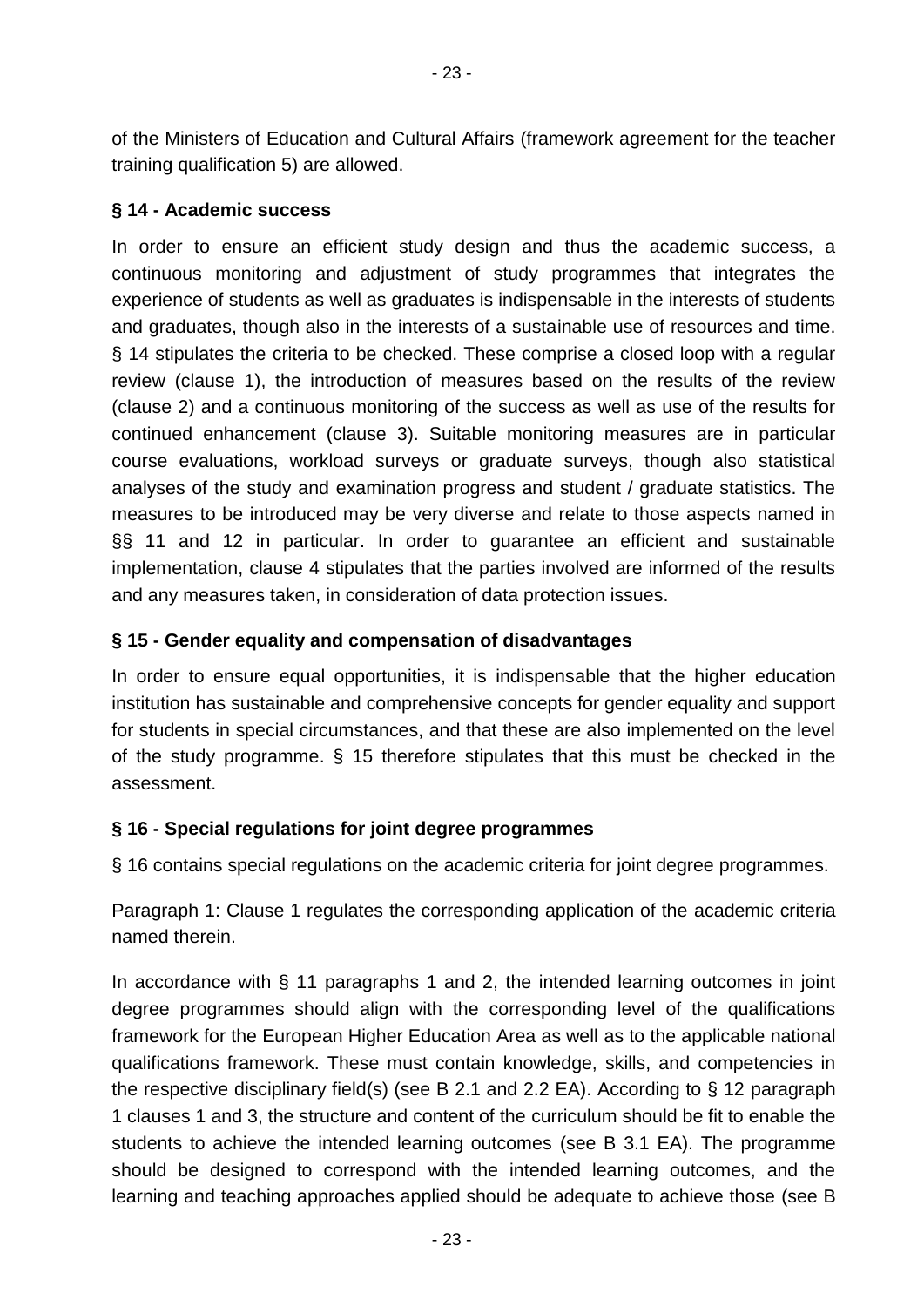of the Ministers of Education and Cultural Affairs (framework agreement for the teacher training qualification 5) are allowed.

### § 14 - Academic success

In order to ensure an efficient study design and thus the academic success, a continuous monitoring and adjustment of study programmes that integrates the experience of students as well as graduates is indispensable in the interests of students and graduates, though also in the interests of a sustainable use of resources and time. § 14 stipulates the criteria to be checked. These comprise a closed loop with a regular review (clause 1), the introduction of measures based on the results of the review (clause 2) and a continuous monitoring of the success as well as use of the results for continued enhancement (clause 3). Suitable monitoring measures are in particular course evaluations, workload surveys or graduate surveys, though also statistical analyses of the study and examination progress and student / graduate statistics. The measures to be introduced may be very diverse and relate to those aspects named in §§ 11 and 12 in particular. In order to guarantee an efficient and sustainable implementation, clause 4 stipulates that the parties involved are informed of the results and any measures taken, in consideration of data protection issues.

### § 15 - Gender equality and compensation of disadvantages

In order to ensure equal opportunities, it is indispensable that the higher education institution has sustainable and comprehensive concepts for gender equality and support for students in special circumstances, and that these are also implemented on the level of the study programme. § 15 therefore stipulates that this must be checked in the assessment.

### § 16 - Special regulations for joint degree programmes

§ 16 contains special regulations on the academic criteria for joint degree programmes.

Paragraph 1: Clause 1 regulates the corresponding application of the academic criteria named therein.

In accordance with § 11 paragraphs 1 and 2, the intended learning outcomes in joint degree programmes should align with the corresponding level of the qualifications framework for the European Higher Education Area as well as to the applicable national qualifications framework. These must contain knowledge, skills, and competencies in the respective disciplinary field(s) (see B 2.1 and 2.2 EA). According to § 12 paragraph 1 clauses 1 and 3, the structure and content of the curriculum should be fit to enable the students to achieve the intended learning outcomes (see B 3.1 EA). The programme should be designed to correspond with the intended learning outcomes, and the learning and teaching approaches applied should be adequate to achieve those (see B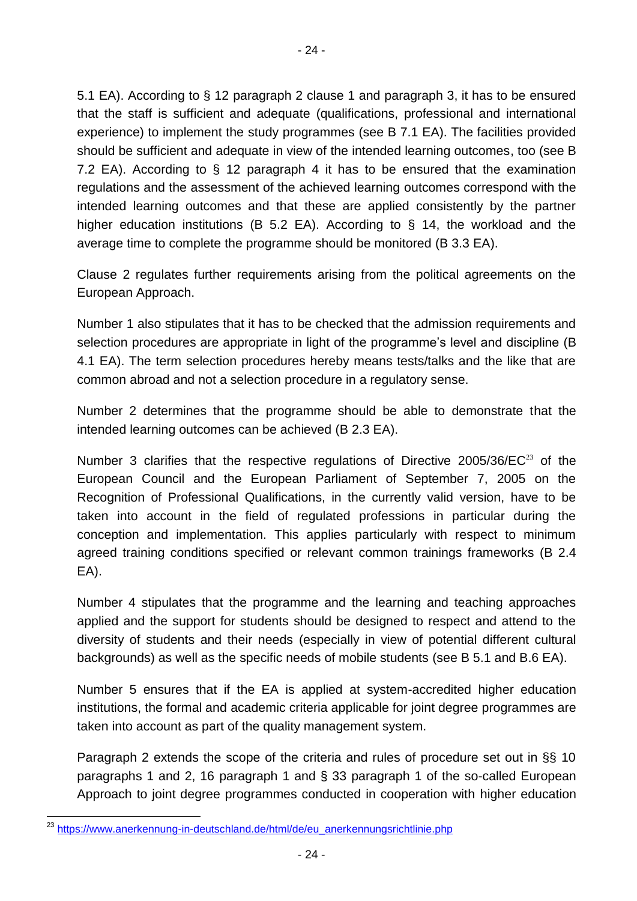5.1 EA). According to § 12 paragraph 2 clause 1 and paragraph 3, it has to be ensured that the staff is sufficient and adequate (qualifications, professional and international experience) to implement the study programmes (see B 7.1 EA). The facilities provided should be sufficient and adequate in view of the intended learning outcomes, too (see B 7.2 EA). According to § 12 paragraph 4 it has to be ensured that the examination regulations and the assessment of the achieved learning outcomes correspond with the intended learning outcomes and that these are applied consistently by the partner higher education institutions (B 5.2 EA). According to § 14, the workload and the average time to complete the programme should be monitored (B 3.3 EA).

Clause 2 regulates further requirements arising from the political agreements on the European Approach.

Number 1 also stipulates that it has to be checked that the admission requirements and selection procedures are appropriate in light of the programme's level and discipline (B 4.1 EA). The term selection procedures hereby means tests/talks and the like that are common abroad and not a selection procedure in a regulatory sense.

Number 2 determines that the programme should be able to demonstrate that the intended learning outcomes can be achieved (B 2.3 EA).

Number 3 clarifies that the respective regulations of Directive 2005/36/EC[23] of the European Council and the European Parliament of September 7, 2005 on the Recognition of Professional Qualifications, in the currently valid version, have to be taken into account in the field of regulated professions in particular during the conception and implementation. This applies particularly with respect to minimum agreed training conditions specified or relevant common trainings frameworks (B 2.4 EA).

Number 4 stipulates that the programme and the learning and teaching approaches applied and the support for students should be designed to respect and attend to the diversity of students and their needs (especially in view of potential different cultural backgrounds) as well as the specific needs of mobile students (see B 5.1 and B.6 EA).

Number 5 ensures that if the EA is applied at system-accredited higher education institutions, the formal and academic criteria applicable for joint degree programmes are taken into account as part of the quality management system.

Paragraph 2 extends the scope of the criteria and rules of procedure set out in §§ 10 paragraphs 1 and 2, 16 paragraph 1 and § 33 paragraph 1 of the so-called European Approach to joint degree programmes conducted in cooperation with higher education

---

[23] https://www.anerkennung-in-deutschland.de/html/de/eu_anerkennungsrichtlinie.php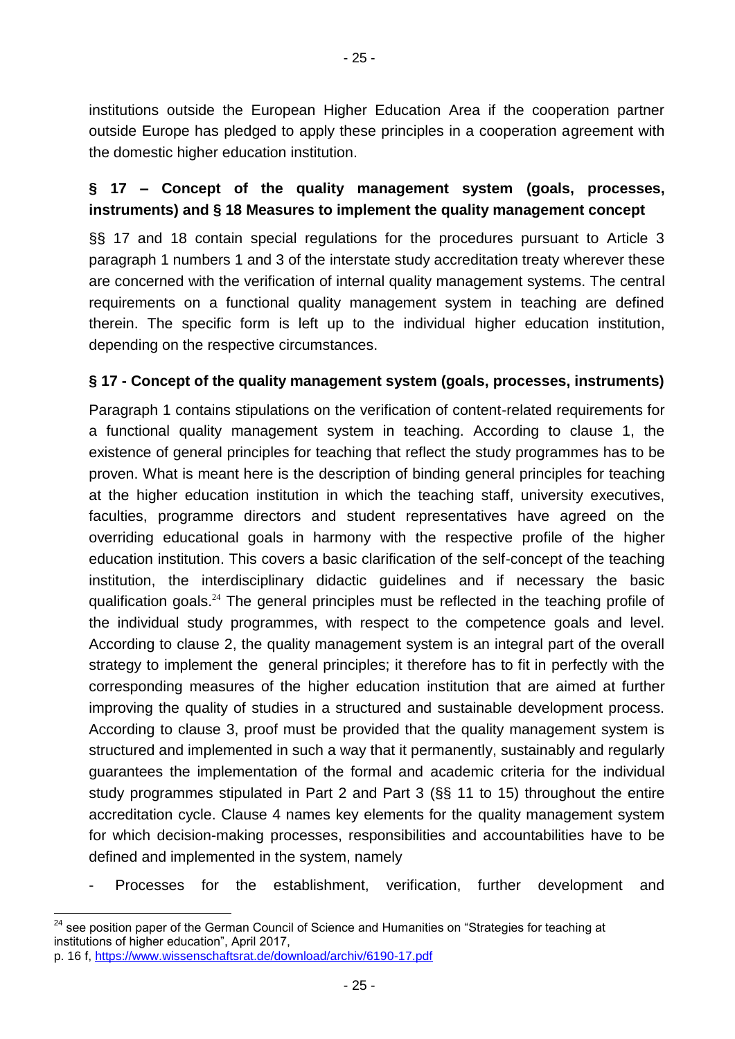institutions outside the European Higher Education Area if the cooperation partner outside Europe has pledged to apply these principles in a cooperation agreement with the domestic higher education institution.

## § 17 – Concept of the quality management system (goals, processes, instruments) and § 18 Measures to implement the quality management concept

§§ 17 and 18 contain special regulations for the procedures pursuant to Article 3 paragraph 1 numbers 1 and 3 of the interstate study accreditation treaty wherever these are concerned with the verification of internal quality management systems. The central requirements on a functional quality management system in teaching are defined therein. The specific form is left up to the individual higher education institution, depending on the respective circumstances.

## § 17 - Concept of the quality management system (goals, processes, instruments)

Paragraph 1 contains stipulations on the verification of content-related requirements for a functional quality management system in teaching. According to clause 1, the existence of general principles for teaching that reflect the study programmes has to be proven. What is meant here is the description of binding general principles for teaching at the higher education institution in which the teaching staff, university executives, faculties, programme directors and student representatives have agreed on the overriding educational goals in harmony with the respective profile of the higher education institution. This covers a basic clarification of the self-concept of the teaching institution, the interdisciplinary didactic guidelines and if necessary the basic qualification goals.[24] The general principles must be reflected in the teaching profile of the individual study programmes, with respect to the competence goals and level. According to clause 2, the quality management system is an integral part of the overall strategy to implement the general principles; it therefore has to fit in perfectly with the corresponding measures of the higher education institution that are aimed at further improving the quality of studies in a structured and sustainable development process. According to clause 3, proof must be provided that the quality management system is structured and implemented in such a way that it permanently, sustainably and regularly guarantees the implementation of the formal and academic criteria for the individual study programmes stipulated in Part 2 and Part 3 (§§ 11 to 15) throughout the entire accreditation cycle. Clause 4 names key elements for the quality management system for which decision-making processes, responsibilities and accountabilities have to be defined and implemented in the system, namely

- Processes for the establishment, verification, further development and

[24] see position paper of the German Council of Science and Humanities on "Strategies for teaching at institutions of higher education", April 2017, p. 16 f, https://www.wissenschaftsrat.de/download/archiv/6190-17.pdf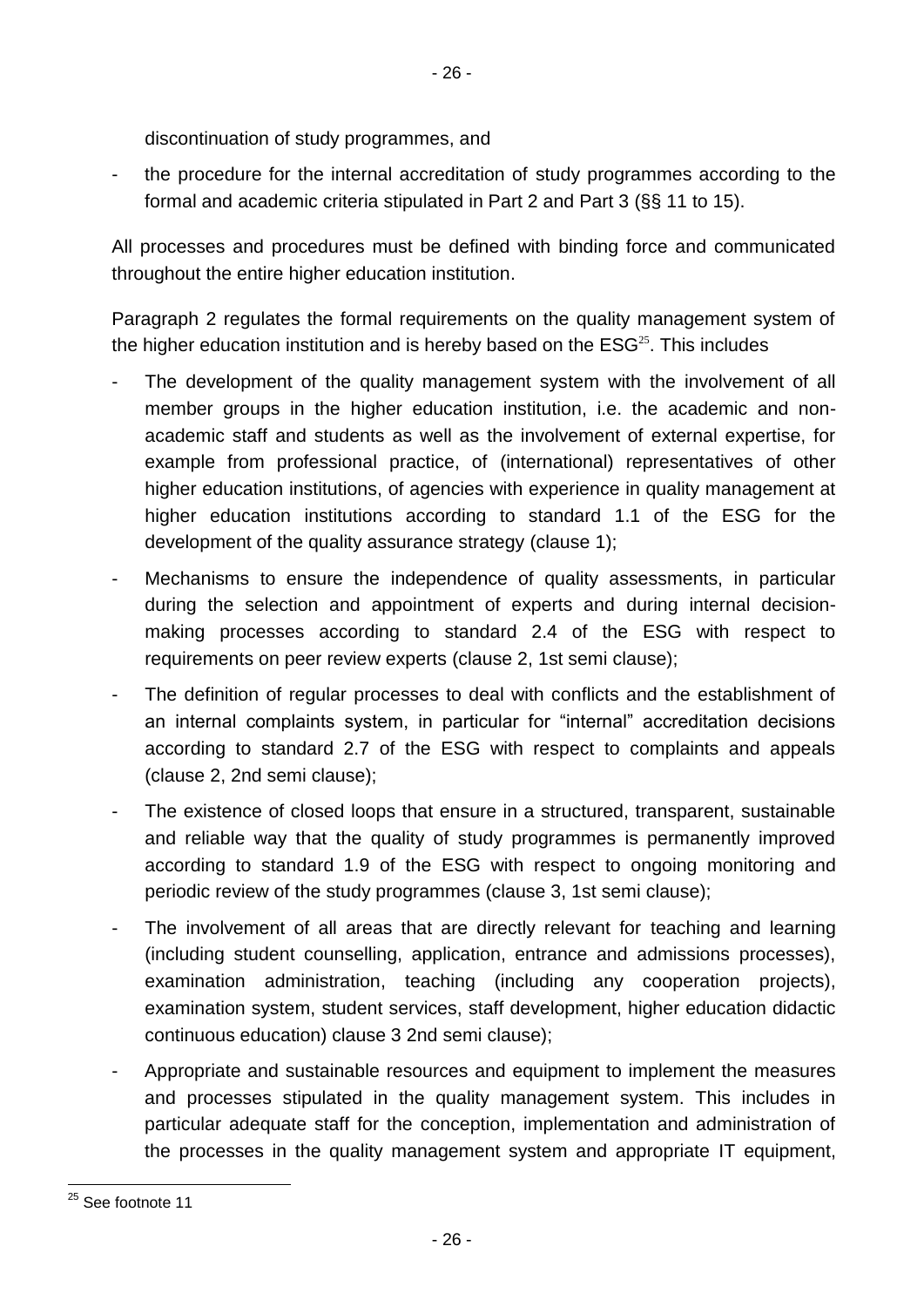discontinuation of study programmes, and

- the procedure for the internal accreditation of study programmes according to the formal and academic criteria stipulated in Part 2 and Part 3 (§§ 11 to 15).

All processes and procedures must be defined with binding force and communicated throughout the entire higher education institution.

Paragraph 2 regulates the formal requirements on the quality management system of the higher education institution and is hereby based on the ESG[25]. This includes

- The development of the quality management system with the involvement of all member groups in the higher education institution, i.e. the academic and non-academic staff and students as well as the involvement of external expertise, for example from professional practice, of (international) representatives of other higher education institutions, of agencies with experience in quality management at higher education institutions according to standard 1.1 of the ESG for the development of the quality assurance strategy (clause 1);
- Mechanisms to ensure the independence of quality assessments, in particular during the selection and appointment of experts and during internal decision-making processes according to standard 2.4 of the ESG with respect to requirements on peer review experts (clause 2, 1st semi clause);
- The definition of regular processes to deal with conflicts and the establishment of an internal complaints system, in particular for "internal" accreditation decisions according to standard 2.7 of the ESG with respect to complaints and appeals (clause 2, 2nd semi clause);
- The existence of closed loops that ensure in a structured, transparent, sustainable and reliable way that the quality of study programmes is permanently improved according to standard 1.9 of the ESG with respect to ongoing monitoring and periodic review of the study programmes (clause 3, 1st semi clause);
- The involvement of all areas that are directly relevant for teaching and learning (including student counselling, application, entrance and admissions processes), examination administration, teaching (including any cooperation projects), examination system, student services, staff development, higher education didactic continuous education) clause 3 2nd semi clause);
- Appropriate and sustainable resources and equipment to implement the measures and processes stipulated in the quality management system. This includes in particular adequate staff for the conception, implementation and administration of the processes in the quality management system and appropriate IT equipment,

[25] See footnote 11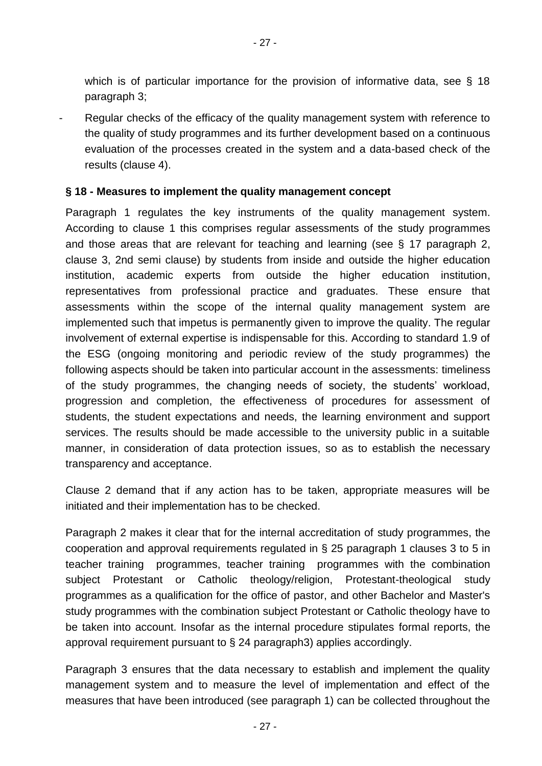which is of particular importance for the provision of informative data, see § 18 paragraph 3;

- Regular checks of the efficacy of the quality management system with reference to the quality of study programmes and its further development based on a continuous evaluation of the processes created in the system and a data-based check of the results (clause 4).

**§ 18 - Measures to implement the quality management concept**

Paragraph 1 regulates the key instruments of the quality management system. According to clause 1 this comprises regular assessments of the study programmes and those areas that are relevant for teaching and learning (see § 17 paragraph 2, clause 3, 2nd semi clause) by students from inside and outside the higher education institution, academic experts from outside the higher education institution, representatives from professional practice and graduates. These ensure that assessments within the scope of the internal quality management system are implemented such that impetus is permanently given to improve the quality. The regular involvement of external expertise is indispensable for this. According to standard 1.9 of the ESG (ongoing monitoring and periodic review of the study programmes) the following aspects should be taken into particular account in the assessments: timeliness of the study programmes, the changing needs of society, the students' workload, progression and completion, the effectiveness of procedures for assessment of students, the student expectations and needs, the learning environment and support services. The results should be made accessible to the university public in a suitable manner, in consideration of data protection issues, so as to establish the necessary transparency and acceptance.

Clause 2 demand that if any action has to be taken, appropriate measures will be initiated and their implementation has to be checked.

Paragraph 2 makes it clear that for the internal accreditation of study programmes, the cooperation and approval requirements regulated in § 25 paragraph 1 clauses 3 to 5 in teacher training programmes, teacher training programmes with the combination subject Protestant or Catholic theology/religion, Protestant-theological study programmes as a qualification for the office of pastor, and other Bachelor and Master's study programmes with the combination subject Protestant or Catholic theology have to be taken into account. Insofar as the internal procedure stipulates formal reports, the approval requirement pursuant to § 24 paragraph3) applies accordingly.

Paragraph 3 ensures that the data necessary to establish and implement the quality management system and to measure the level of implementation and effect of the measures that have been introduced (see paragraph 1) can be collected throughout the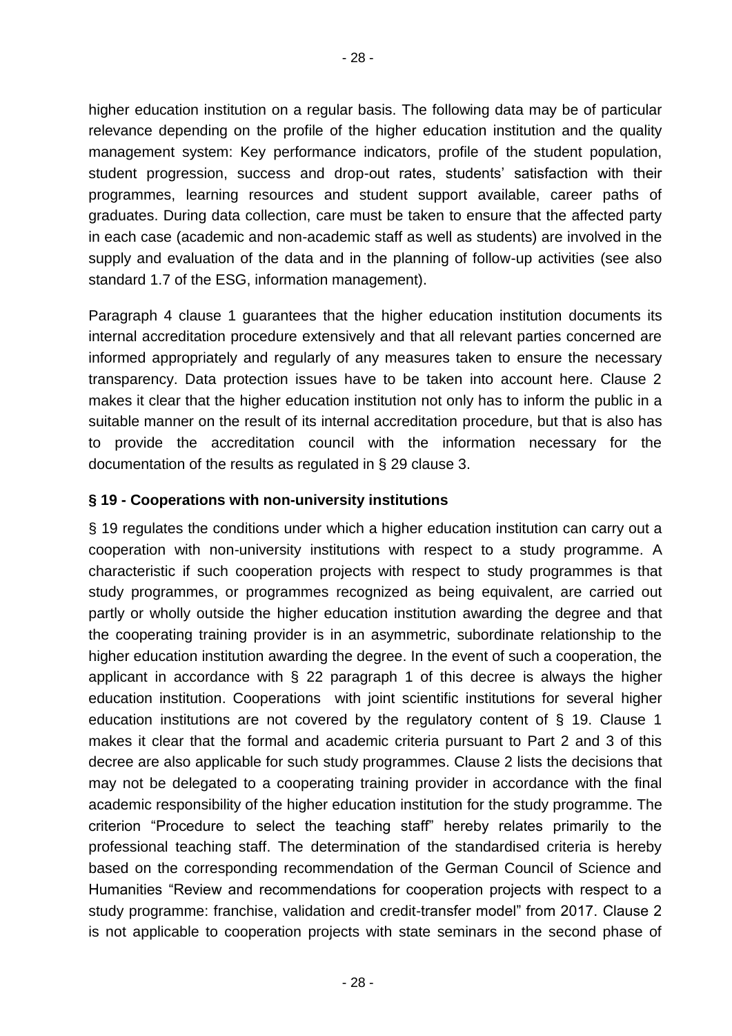higher education institution on a regular basis. The following data may be of particular relevance depending on the profile of the higher education institution and the quality management system: Key performance indicators, profile of the student population, student progression, success and drop-out rates, students' satisfaction with their programmes, learning resources and student support available, career paths of graduates. During data collection, care must be taken to ensure that the affected party in each case (academic and non-academic staff as well as students) are involved in the supply and evaluation of the data and in the planning of follow-up activities (see also standard 1.7 of the ESG, information management).

Paragraph 4 clause 1 guarantees that the higher education institution documents its internal accreditation procedure extensively and that all relevant parties concerned are informed appropriately and regularly of any measures taken to ensure the necessary transparency. Data protection issues have to be taken into account here. Clause 2 makes it clear that the higher education institution not only has to inform the public in a suitable manner on the result of its internal accreditation procedure, but that is also has to provide the accreditation council with the information necessary for the documentation of the results as regulated in § 29 clause 3.

### § 19 - Cooperations with non-university institutions

§ 19 regulates the conditions under which a higher education institution can carry out a cooperation with non-university institutions with respect to a study programme. A characteristic if such cooperation projects with respect to study programmes is that study programmes, or programmes recognized as being equivalent, are carried out partly or wholly outside the higher education institution awarding the degree and that the cooperating training provider is in an asymmetric, subordinate relationship to the higher education institution awarding the degree. In the event of such a cooperation, the applicant in accordance with § 22 paragraph 1 of this decree is always the higher education institution. Cooperations with joint scientific institutions for several higher education institutions are not covered by the regulatory content of § 19. Clause 1 makes it clear that the formal and academic criteria pursuant to Part 2 and 3 of this decree are also applicable for such study programmes. Clause 2 lists the decisions that may not be delegated to a cooperating training provider in accordance with the final academic responsibility of the higher education institution for the study programme. The criterion "Procedure to select the teaching staff" hereby relates primarily to the professional teaching staff. The determination of the standardised criteria is hereby based on the corresponding recommendation of the German Council of Science and Humanities "Review and recommendations for cooperation projects with respect to a study programme: franchise, validation and credit-transfer model" from 2017. Clause 2 is not applicable to cooperation projects with state seminars in the second phase of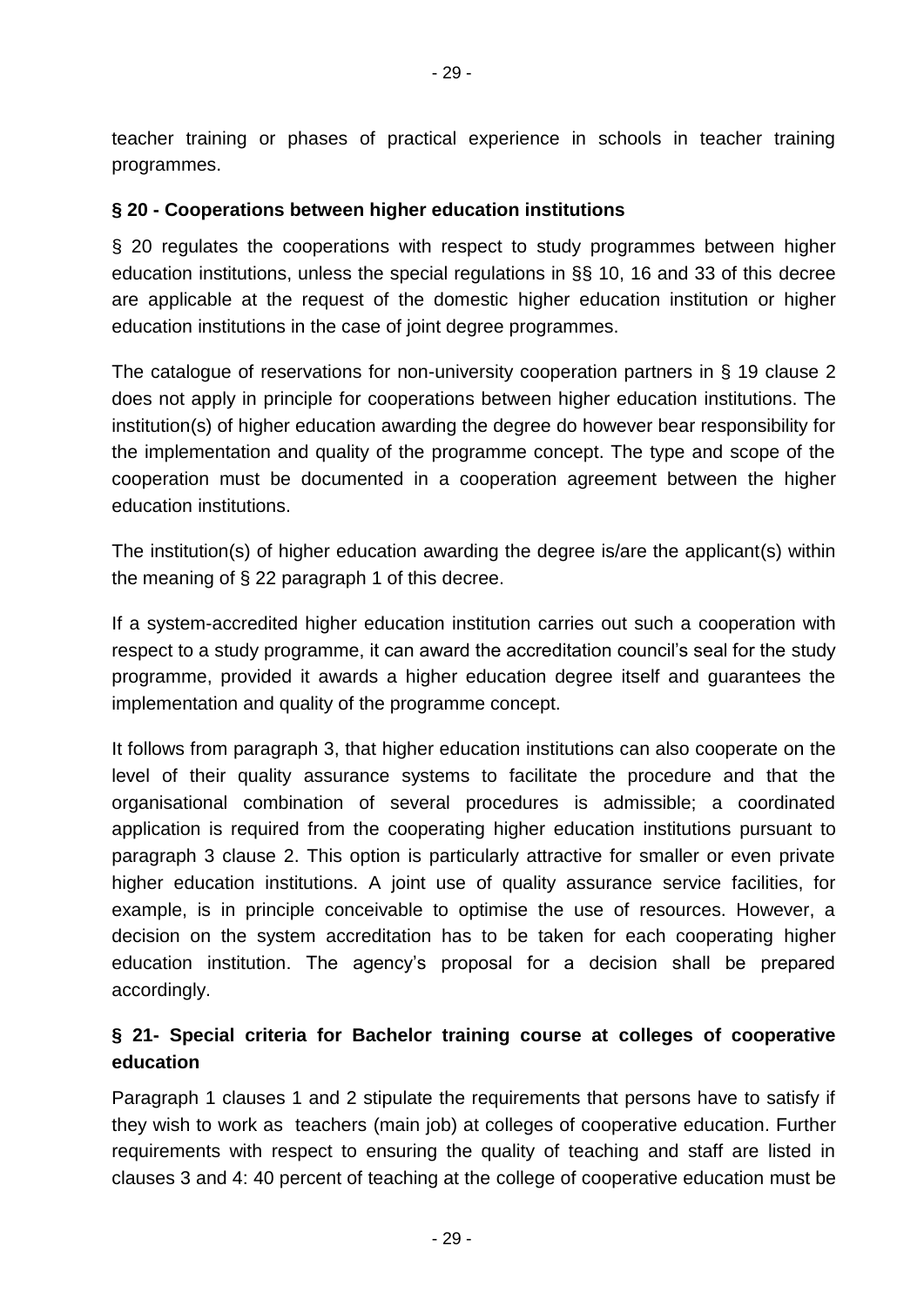teacher training or phases of practical experience in schools in teacher training programmes.

**§ 20 - Cooperations between higher education institutions**

§ 20 regulates the cooperations with respect to study programmes between higher education institutions, unless the special regulations in §§ 10, 16 and 33 of this decree are applicable at the request of the domestic higher education institution or higher education institutions in the case of joint degree programmes.

The catalogue of reservations for non-university cooperation partners in § 19 clause 2 does not apply in principle for cooperations between higher education institutions. The institution(s) of higher education awarding the degree do however bear responsibility for the implementation and quality of the programme concept. The type and scope of the cooperation must be documented in a cooperation agreement between the higher education institutions.

The institution(s) of higher education awarding the degree is/are the applicant(s) within the meaning of § 22 paragraph 1 of this decree.

If a system-accredited higher education institution carries out such a cooperation with respect to a study programme, it can award the accreditation council's seal for the study programme, provided it awards a higher education degree itself and guarantees the implementation and quality of the programme concept.

It follows from paragraph 3, that higher education institutions can also cooperate on the level of their quality assurance systems to facilitate the procedure and that the organisational combination of several procedures is admissible; a coordinated application is required from the cooperating higher education institutions pursuant to paragraph 3 clause 2. This option is particularly attractive for smaller or even private higher education institutions. A joint use of quality assurance service facilities, for example, is in principle conceivable to optimise the use of resources. However, a decision on the system accreditation has to be taken for each cooperating higher education institution. The agency's proposal for a decision shall be prepared accordingly.

**§ 21- Special criteria for Bachelor training course at colleges of cooperative education**

Paragraph 1 clauses 1 and 2 stipulate the requirements that persons have to satisfy if they wish to work as teachers (main job) at colleges of cooperative education. Further requirements with respect to ensuring the quality of teaching and staff are listed in clauses 3 and 4: 40 percent of teaching at the college of cooperative education must be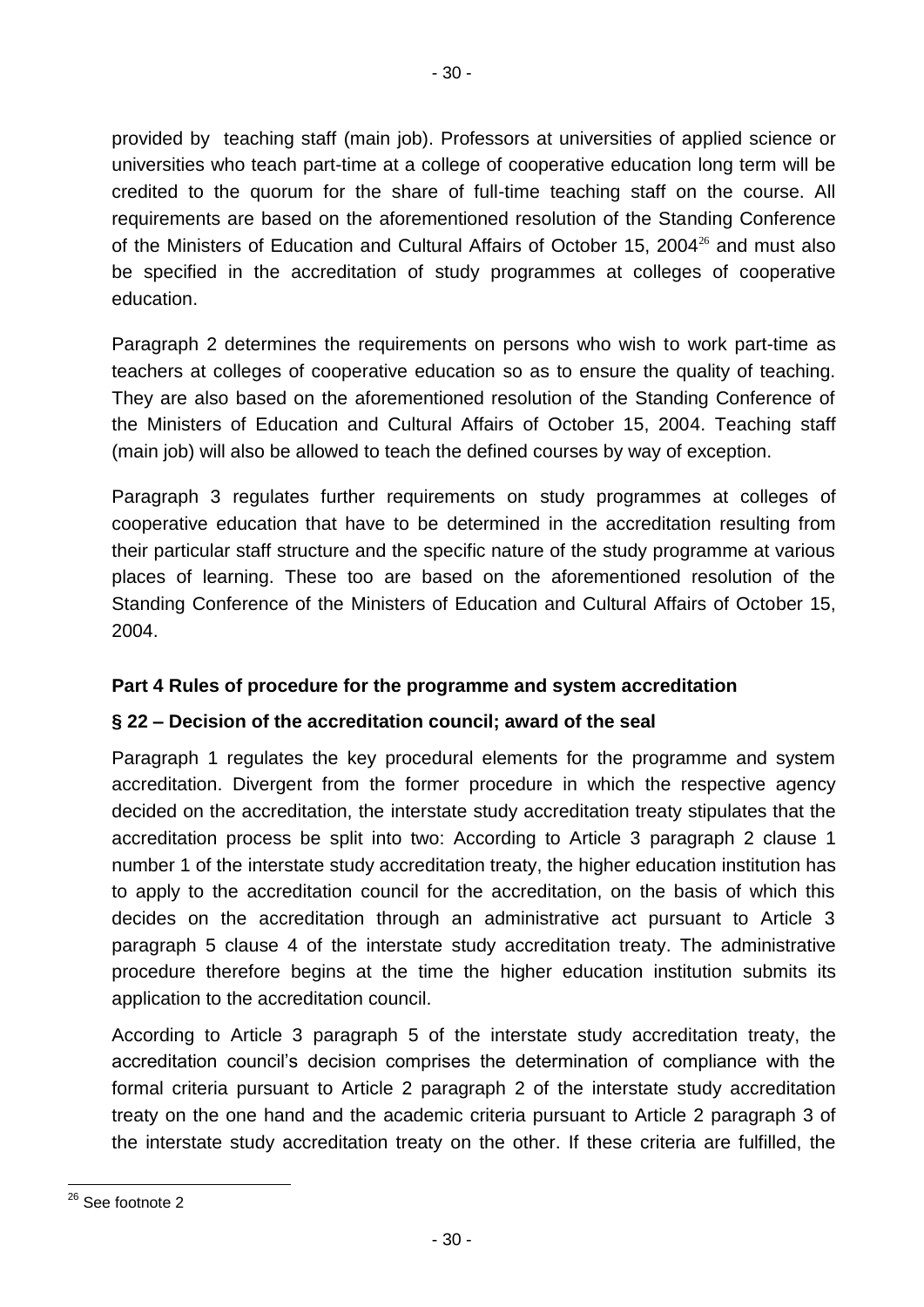provided by teaching staff (main job). Professors at universities of applied science or universities who teach part-time at a college of cooperative education long term will be credited to the quorum for the share of full-time teaching staff on the course. All requirements are based on the aforementioned resolution of the Standing Conference of the Ministers of Education and Cultural Affairs of October 15, 2004[26] and must also be specified in the accreditation of study programmes at colleges of cooperative education.

Paragraph 2 determines the requirements on persons who wish to work part-time as teachers at colleges of cooperative education so as to ensure the quality of teaching. They are also based on the aforementioned resolution of the Standing Conference of the Ministers of Education and Cultural Affairs of October 15, 2004. Teaching staff (main job) will also be allowed to teach the defined courses by way of exception.

Paragraph 3 regulates further requirements on study programmes at colleges of cooperative education that have to be determined in the accreditation resulting from their particular staff structure and the specific nature of the study programme at various places of learning. These too are based on the aforementioned resolution of the Standing Conference of the Ministers of Education and Cultural Affairs of October 15, 2004.

## Part 4 Rules of procedure for the programme and system accreditation

### § 22 – Decision of the accreditation council; award of the seal

Paragraph 1 regulates the key procedural elements for the programme and system accreditation. Divergent from the former procedure in which the respective agency decided on the accreditation, the interstate study accreditation treaty stipulates that the accreditation process be split into two: According to Article 3 paragraph 2 clause 1 number 1 of the interstate study accreditation treaty, the higher education institution has to apply to the accreditation council for the accreditation, on the basis of which this decides on the accreditation through an administrative act pursuant to Article 3 paragraph 5 clause 4 of the interstate study accreditation treaty. The administrative procedure therefore begins at the time the higher education institution submits its application to the accreditation council.

According to Article 3 paragraph 5 of the interstate study accreditation treaty, the accreditation council's decision comprises the determination of compliance with the formal criteria pursuant to Article 2 paragraph 2 of the interstate study accreditation treaty on the one hand and the academic criteria pursuant to Article 2 paragraph 3 of the interstate study accreditation treaty on the other. If these criteria are fulfilled, the

[26] See footnote 2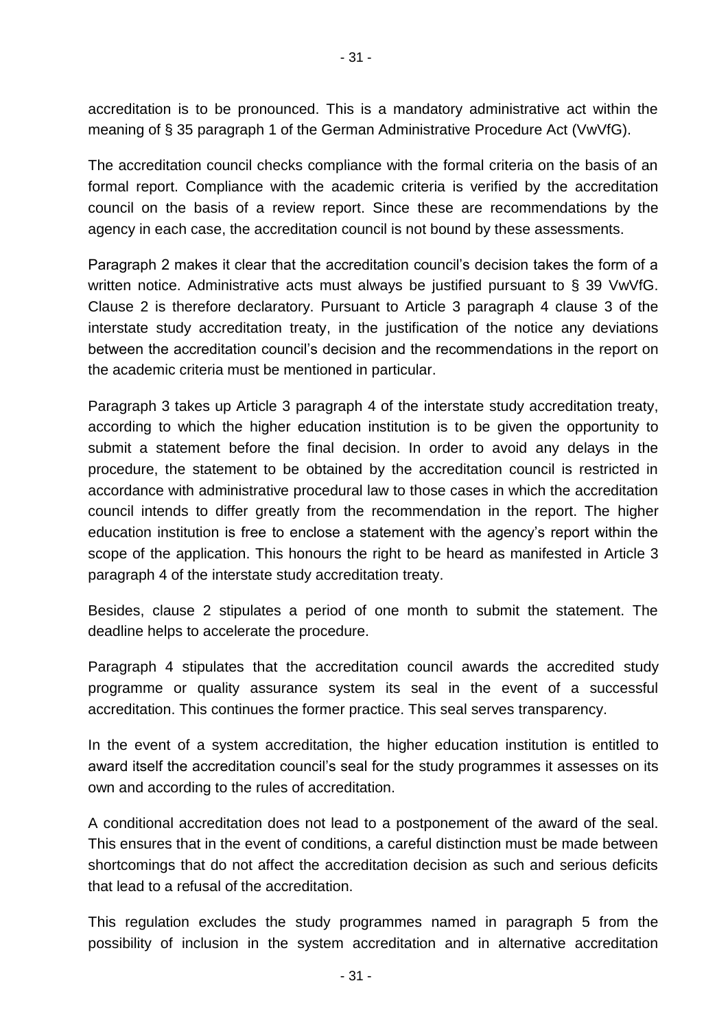accreditation is to be pronounced. This is a mandatory administrative act within the meaning of § 35 paragraph 1 of the German Administrative Procedure Act (VwVfG).

The accreditation council checks compliance with the formal criteria on the basis of an formal report. Compliance with the academic criteria is verified by the accreditation council on the basis of a review report. Since these are recommendations by the agency in each case, the accreditation council is not bound by these assessments.

Paragraph 2 makes it clear that the accreditation council's decision takes the form of a written notice. Administrative acts must always be justified pursuant to § 39 VwVfG. Clause 2 is therefore declaratory. Pursuant to Article 3 paragraph 4 clause 3 of the interstate study accreditation treaty, in the justification of the notice any deviations between the accreditation council's decision and the recommendations in the report on the academic criteria must be mentioned in particular.

Paragraph 3 takes up Article 3 paragraph 4 of the interstate study accreditation treaty, according to which the higher education institution is to be given the opportunity to submit a statement before the final decision. In order to avoid any delays in the procedure, the statement to be obtained by the accreditation council is restricted in accordance with administrative procedural law to those cases in which the accreditation council intends to differ greatly from the recommendation in the report. The higher education institution is free to enclose a statement with the agency's report within the scope of the application. This honours the right to be heard as manifested in Article 3 paragraph 4 of the interstate study accreditation treaty.

Besides, clause 2 stipulates a period of one month to submit the statement. The deadline helps to accelerate the procedure.

Paragraph 4 stipulates that the accreditation council awards the accredited study programme or quality assurance system its seal in the event of a successful accreditation. This continues the former practice. This seal serves transparency.

In the event of a system accreditation, the higher education institution is entitled to award itself the accreditation council's seal for the study programmes it assesses on its own and according to the rules of accreditation.

A conditional accreditation does not lead to a postponement of the award of the seal. This ensures that in the event of conditions, a careful distinction must be made between shortcomings that do not affect the accreditation decision as such and serious deficits that lead to a refusal of the accreditation.

This regulation excludes the study programmes named in paragraph 5 from the possibility of inclusion in the system accreditation and in alternative accreditation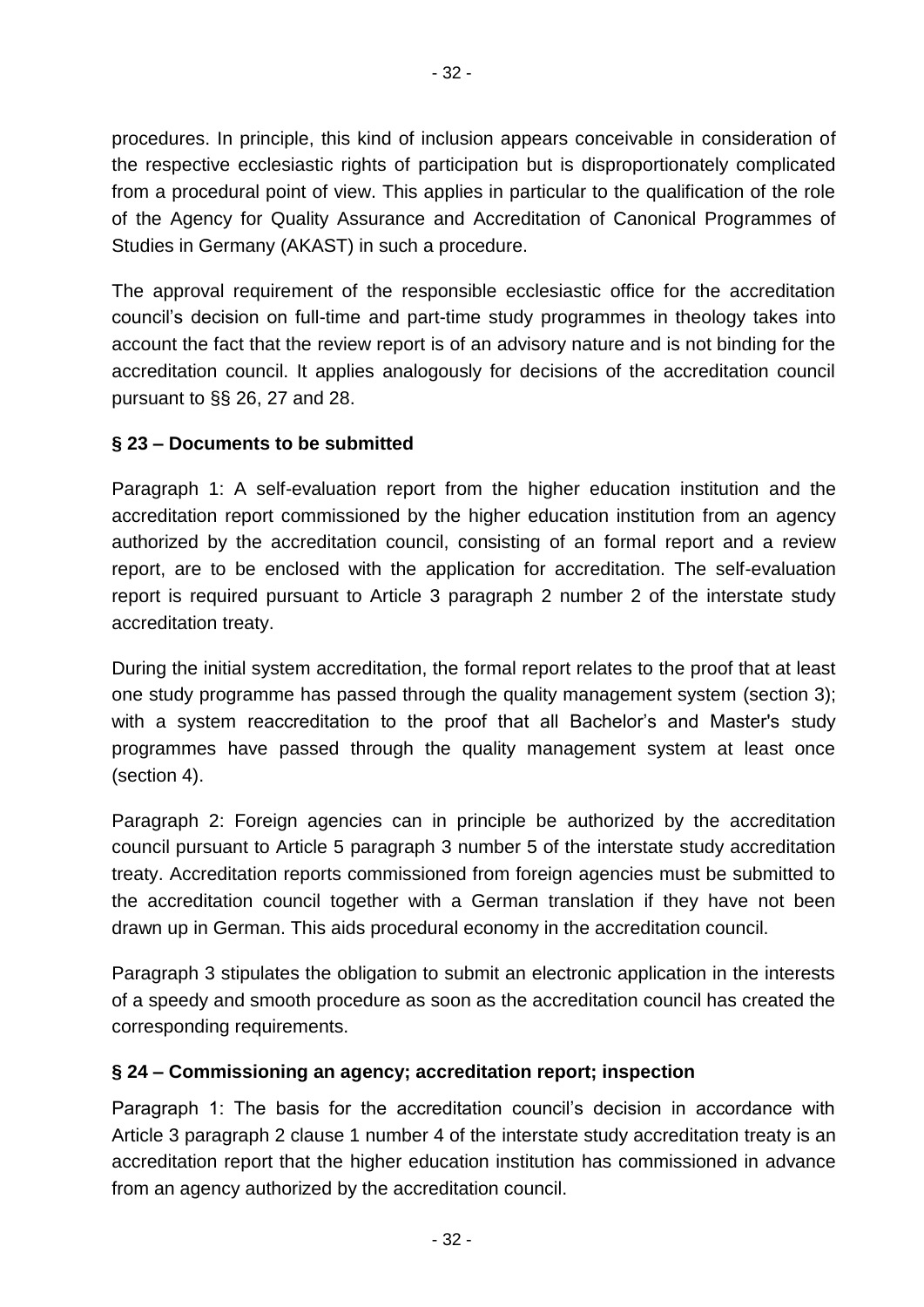procedures. In principle, this kind of inclusion appears conceivable in consideration of the respective ecclesiastic rights of participation but is disproportionately complicated from a procedural point of view. This applies in particular to the qualification of the role of the Agency for Quality Assurance and Accreditation of Canonical Programmes of Studies in Germany (AKAST) in such a procedure.

The approval requirement of the responsible ecclesiastic office for the accreditation council's decision on full-time and part-time study programmes in theology takes into account the fact that the review report is of an advisory nature and is not binding for the accreditation council. It applies analogously for decisions of the accreditation council pursuant to §§ 26, 27 and 28.

### § 23 – Documents to be submitted

Paragraph 1: A self-evaluation report from the higher education institution and the accreditation report commissioned by the higher education institution from an agency authorized by the accreditation council, consisting of an formal report and a review report, are to be enclosed with the application for accreditation. The self-evaluation report is required pursuant to Article 3 paragraph 2 number 2 of the interstate study accreditation treaty.

During the initial system accreditation, the formal report relates to the proof that at least one study programme has passed through the quality management system (section 3); with a system reaccreditation to the proof that all Bachelor's and Master's study programmes have passed through the quality management system at least once (section 4).

Paragraph 2: Foreign agencies can in principle be authorized by the accreditation council pursuant to Article 5 paragraph 3 number 5 of the interstate study accreditation treaty. Accreditation reports commissioned from foreign agencies must be submitted to the accreditation council together with a German translation if they have not been drawn up in German. This aids procedural economy in the accreditation council.

Paragraph 3 stipulates the obligation to submit an electronic application in the interests of a speedy and smooth procedure as soon as the accreditation council has created the corresponding requirements.

### § 24 – Commissioning an agency; accreditation report; inspection

Paragraph 1: The basis for the accreditation council's decision in accordance with Article 3 paragraph 2 clause 1 number 4 of the interstate study accreditation treaty is an accreditation report that the higher education institution has commissioned in advance from an agency authorized by the accreditation council.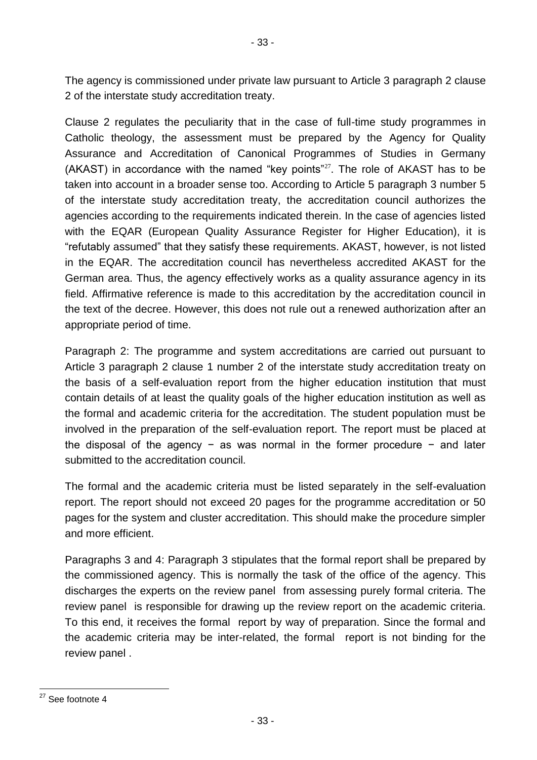The agency is commissioned under private law pursuant to Article 3 paragraph 2 clause 2 of the interstate study accreditation treaty.

Clause 2 regulates the peculiarity that in the case of full-time study programmes in Catholic theology, the assessment must be prepared by the Agency for Quality Assurance and Accreditation of Canonical Programmes of Studies in Germany (AKAST) in accordance with the named "key points"[27]. The role of AKAST has to be taken into account in a broader sense too. According to Article 5 paragraph 3 number 5 of the interstate study accreditation treaty, the accreditation council authorizes the agencies according to the requirements indicated therein. In the case of agencies listed with the EQAR (European Quality Assurance Register for Higher Education), it is "refutably assumed" that they satisfy these requirements. AKAST, however, is not listed in the EQAR. The accreditation council has nevertheless accredited AKAST for the German area. Thus, the agency effectively works as a quality assurance agency in its field. Affirmative reference is made to this accreditation by the accreditation council in the text of the decree. However, this does not rule out a renewed authorization after an appropriate period of time.

Paragraph 2: The programme and system accreditations are carried out pursuant to Article 3 paragraph 2 clause 1 number 2 of the interstate study accreditation treaty on the basis of a self-evaluation report from the higher education institution that must contain details of at least the quality goals of the higher education institution as well as the formal and academic criteria for the accreditation. The student population must be involved in the preparation of the self-evaluation report. The report must be placed at the disposal of the agency − as was normal in the former procedure − and later submitted to the accreditation council.

The formal and the academic criteria must be listed separately in the self-evaluation report. The report should not exceed 20 pages for the programme accreditation or 50 pages for the system and cluster accreditation. This should make the procedure simpler and more efficient.

Paragraphs 3 and 4: Paragraph 3 stipulates that the formal report shall be prepared by the commissioned agency. This is normally the task of the office of the agency. This discharges the experts on the review panel from assessing purely formal criteria. The review panel is responsible for drawing up the review report on the academic criteria. To this end, it receives the formal report by way of preparation. Since the formal and the academic criteria may be inter-related, the formal report is not binding for the review panel .

---

[27] See footnote 4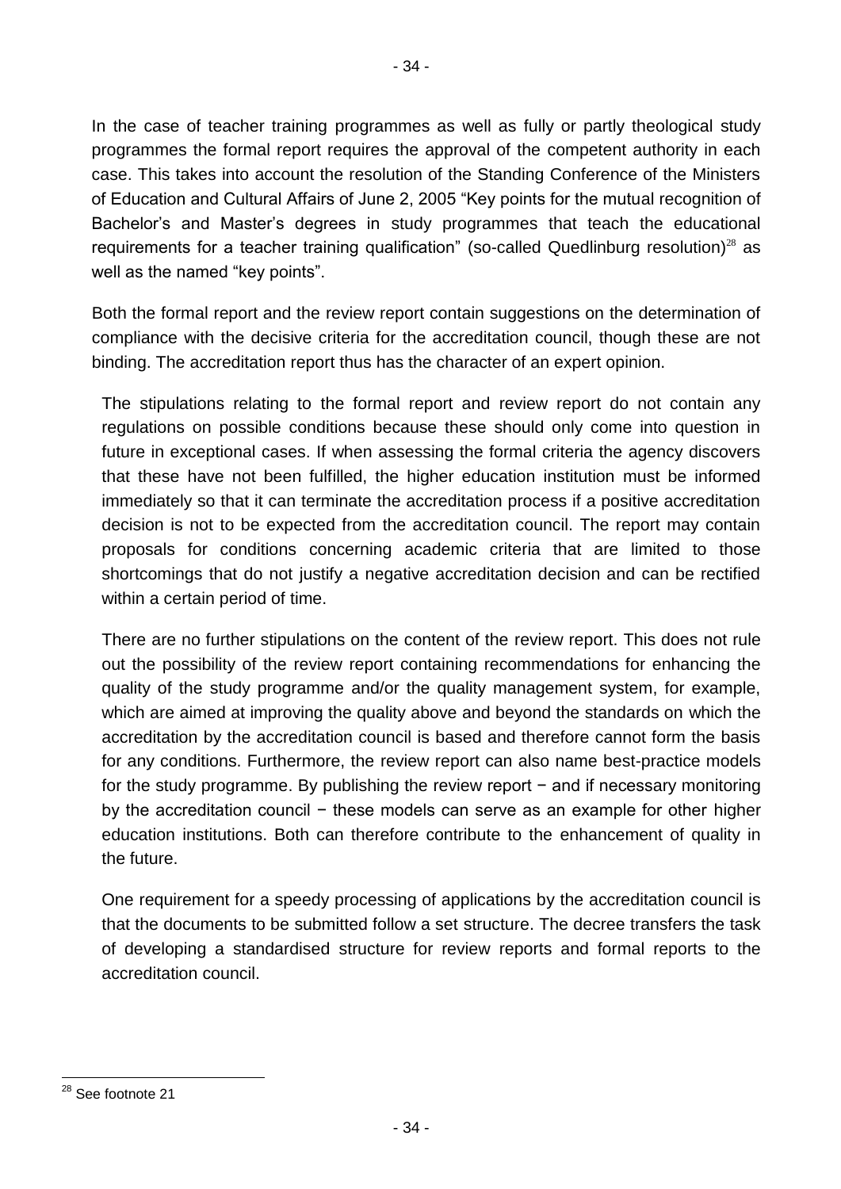In the case of teacher training programmes as well as fully or partly theological study programmes the formal report requires the approval of the competent authority in each case. This takes into account the resolution of the Standing Conference of the Ministers of Education and Cultural Affairs of June 2, 2005 "Key points for the mutual recognition of Bachelor's and Master's degrees in study programmes that teach the educational requirements for a teacher training qualification" (so-called Quedlinburg resolution)[28] as well as the named "key points".

Both the formal report and the review report contain suggestions on the determination of compliance with the decisive criteria for the accreditation council, though these are not binding. The accreditation report thus has the character of an expert opinion.

The stipulations relating to the formal report and review report do not contain any regulations on possible conditions because these should only come into question in future in exceptional cases. If when assessing the formal criteria the agency discovers that these have not been fulfilled, the higher education institution must be informed immediately so that it can terminate the accreditation process if a positive accreditation decision is not to be expected from the accreditation council. The report may contain proposals for conditions concerning academic criteria that are limited to those shortcomings that do not justify a negative accreditation decision and can be rectified within a certain period of time.

There are no further stipulations on the content of the review report. This does not rule out the possibility of the review report containing recommendations for enhancing the quality of the study programme and/or the quality management system, for example, which are aimed at improving the quality above and beyond the standards on which the accreditation by the accreditation council is based and therefore cannot form the basis for any conditions. Furthermore, the review report can also name best-practice models for the study programme. By publishing the review report − and if necessary monitoring by the accreditation council − these models can serve as an example for other higher education institutions. Both can therefore contribute to the enhancement of quality in the future.

One requirement for a speedy processing of applications by the accreditation council is that the documents to be submitted follow a set structure. The decree transfers the task of developing a standardised structure for review reports and formal reports to the accreditation council.

[28] See footnote 21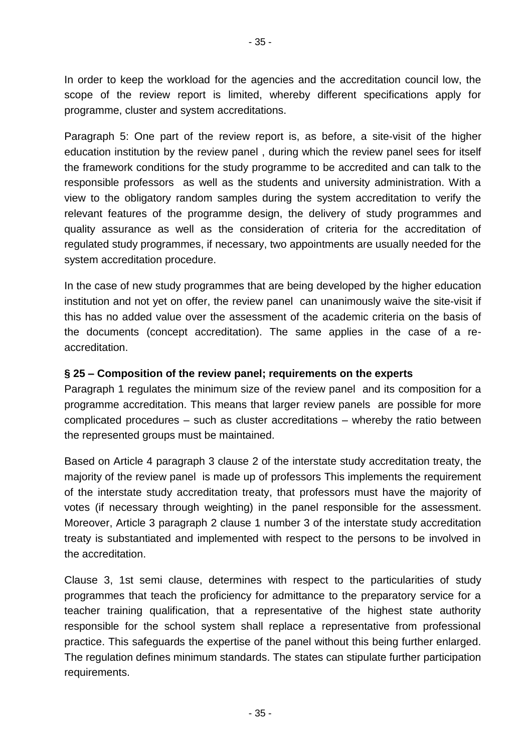In order to keep the workload for the agencies and the accreditation council low, the scope of the review report is limited, whereby different specifications apply for programme, cluster and system accreditations.

Paragraph 5: One part of the review report is, as before, a site-visit of the higher education institution by the review panel , during which the review panel sees for itself the framework conditions for the study programme to be accredited and can talk to the responsible professors as well as the students and university administration. With a view to the obligatory random samples during the system accreditation to verify the relevant features of the programme design, the delivery of study programmes and quality assurance as well as the consideration of criteria for the accreditation of regulated study programmes, if necessary, two appointments are usually needed for the system accreditation procedure.

In the case of new study programmes that are being developed by the higher education institution and not yet on offer, the review panel can unanimously waive the site-visit if this has no added value over the assessment of the academic criteria on the basis of the documents (concept accreditation). The same applies in the case of a re-accreditation.

**§ 25 – Composition of the review panel; requirements on the experts**

Paragraph 1 regulates the minimum size of the review panel and its composition for a programme accreditation. This means that larger review panels are possible for more complicated procedures – such as cluster accreditations – whereby the ratio between the represented groups must be maintained.

Based on Article 4 paragraph 3 clause 2 of the interstate study accreditation treaty, the majority of the review panel is made up of professors This implements the requirement of the interstate study accreditation treaty, that professors must have the majority of votes (if necessary through weighting) in the panel responsible for the assessment. Moreover, Article 3 paragraph 2 clause 1 number 3 of the interstate study accreditation treaty is substantiated and implemented with respect to the persons to be involved in the accreditation.

Clause 3, 1st semi clause, determines with respect to the particularities of study programmes that teach the proficiency for admittance to the preparatory service for a teacher training qualification, that a representative of the highest state authority responsible for the school system shall replace a representative from professional practice. This safeguards the expertise of the panel without this being further enlarged. The regulation defines minimum standards. The states can stipulate further participation requirements.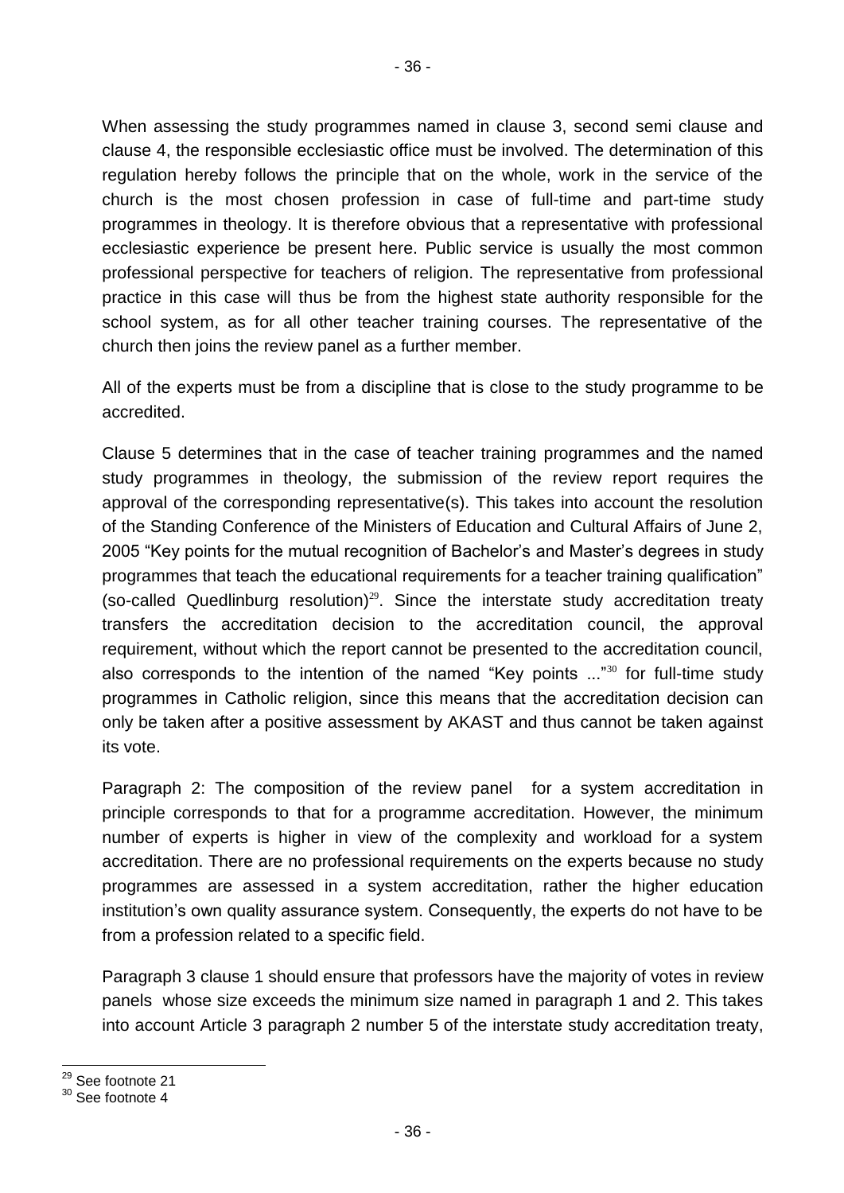When assessing the study programmes named in clause 3, second semi clause and clause 4, the responsible ecclesiastic office must be involved. The determination of this regulation hereby follows the principle that on the whole, work in the service of the church is the most chosen profession in case of full-time and part-time study programmes in theology. It is therefore obvious that a representative with professional ecclesiastic experience be present here. Public service is usually the most common professional perspective for teachers of religion. The representative from professional practice in this case will thus be from the highest state authority responsible for the school system, as for all other teacher training courses. The representative of the church then joins the review panel as a further member.

All of the experts must be from a discipline that is close to the study programme to be accredited.

Clause 5 determines that in the case of teacher training programmes and the named study programmes in theology, the submission of the review report requires the approval of the corresponding representative(s). This takes into account the resolution of the Standing Conference of the Ministers of Education and Cultural Affairs of June 2, 2005 "Key points for the mutual recognition of Bachelor's and Master's degrees in study programmes that teach the educational requirements for a teacher training qualification" (so-called Quedlinburg resolution)[29]. Since the interstate study accreditation treaty transfers the accreditation decision to the accreditation council, the approval requirement, without which the report cannot be presented to the accreditation council, also corresponds to the intention of the named "Key points ..."[30] for full-time study programmes in Catholic religion, since this means that the accreditation decision can only be taken after a positive assessment by AKAST and thus cannot be taken against its vote.

Paragraph 2: The composition of the review panel for a system accreditation in principle corresponds to that for a programme accreditation. However, the minimum number of experts is higher in view of the complexity and workload for a system accreditation. There are no professional requirements on the experts because no study programmes are assessed in a system accreditation, rather the higher education institution's own quality assurance system. Consequently, the experts do not have to be from a profession related to a specific field.

Paragraph 3 clause 1 should ensure that professors have the majority of votes in review panels whose size exceeds the minimum size named in paragraph 1 and 2. This takes into account Article 3 paragraph 2 number 5 of the interstate study accreditation treaty,

---

[29] See footnote 21

[30] See footnote 4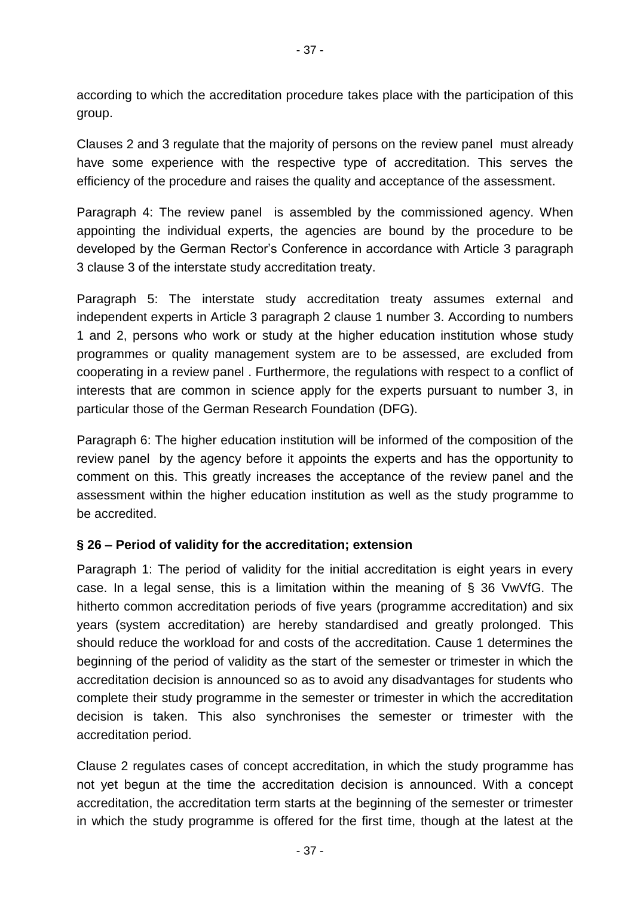according to which the accreditation procedure takes place with the participation of this group.

Clauses 2 and 3 regulate that the majority of persons on the review panel must already have some experience with the respective type of accreditation. This serves the efficiency of the procedure and raises the quality and acceptance of the assessment.

Paragraph 4: The review panel is assembled by the commissioned agency. When appointing the individual experts, the agencies are bound by the procedure to be developed by the German Rector's Conference in accordance with Article 3 paragraph 3 clause 3 of the interstate study accreditation treaty.

Paragraph 5: The interstate study accreditation treaty assumes external and independent experts in Article 3 paragraph 2 clause 1 number 3. According to numbers 1 and 2, persons who work or study at the higher education institution whose study programmes or quality management system are to be assessed, are excluded from cooperating in a review panel . Furthermore, the regulations with respect to a conflict of interests that are common in science apply for the experts pursuant to number 3, in particular those of the German Research Foundation (DFG).

Paragraph 6: The higher education institution will be informed of the composition of the review panel by the agency before it appoints the experts and has the opportunity to comment on this. This greatly increases the acceptance of the review panel and the assessment within the higher education institution as well as the study programme to be accredited.

### § 26 – Period of validity for the accreditation; extension

Paragraph 1: The period of validity for the initial accreditation is eight years in every case. In a legal sense, this is a limitation within the meaning of § 36 VwVfG. The hitherto common accreditation periods of five years (programme accreditation) and six years (system accreditation) are hereby standardised and greatly prolonged. This should reduce the workload for and costs of the accreditation. Cause 1 determines the beginning of the period of validity as the start of the semester or trimester in which the accreditation decision is announced so as to avoid any disadvantages for students who complete their study programme in the semester or trimester in which the accreditation decision is taken. This also synchronises the semester or trimester with the accreditation period.

Clause 2 regulates cases of concept accreditation, in which the study programme has not yet begun at the time the accreditation decision is announced. With a concept accreditation, the accreditation term starts at the beginning of the semester or trimester in which the study programme is offered for the first time, though at the latest at the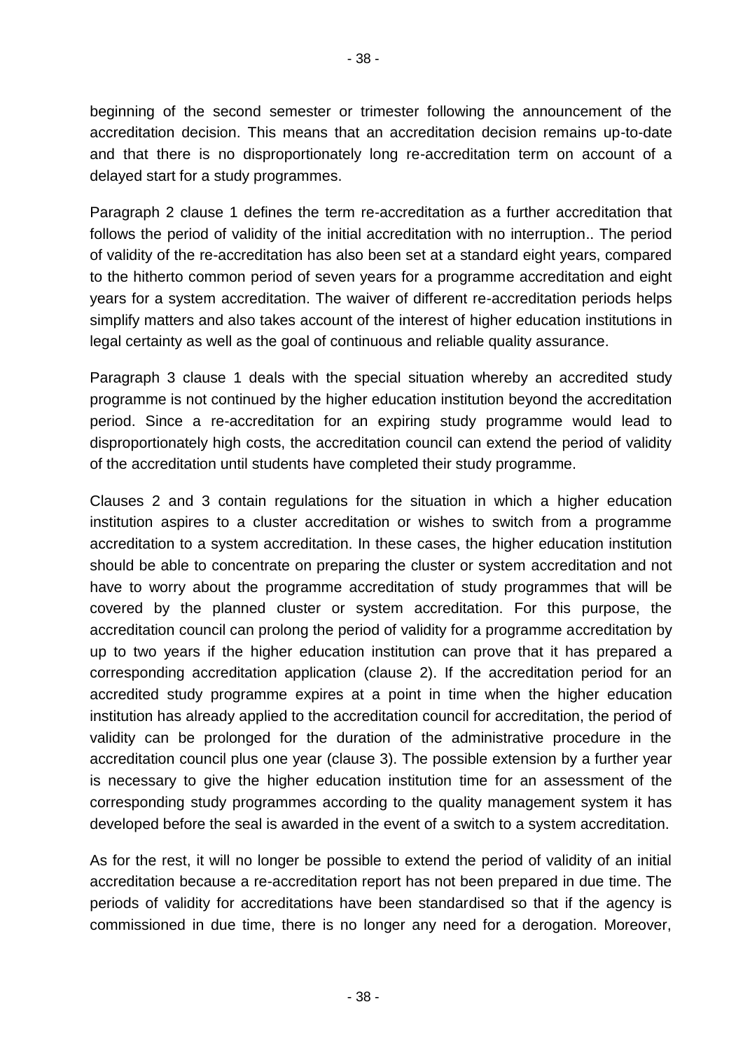beginning of the second semester or trimester following the announcement of the accreditation decision. This means that an accreditation decision remains up-to-date and that there is no disproportionately long re-accreditation term on account of a delayed start for a study programmes.

Paragraph 2 clause 1 defines the term re-accreditation as a further accreditation that follows the period of validity of the initial accreditation with no interruption.. The period of validity of the re-accreditation has also been set at a standard eight years, compared to the hitherto common period of seven years for a programme accreditation and eight years for a system accreditation. The waiver of different re-accreditation periods helps simplify matters and also takes account of the interest of higher education institutions in legal certainty as well as the goal of continuous and reliable quality assurance.

Paragraph 3 clause 1 deals with the special situation whereby an accredited study programme is not continued by the higher education institution beyond the accreditation period. Since a re-accreditation for an expiring study programme would lead to disproportionately high costs, the accreditation council can extend the period of validity of the accreditation until students have completed their study programme.

Clauses 2 and 3 contain regulations for the situation in which a higher education institution aspires to a cluster accreditation or wishes to switch from a programme accreditation to a system accreditation. In these cases, the higher education institution should be able to concentrate on preparing the cluster or system accreditation and not have to worry about the programme accreditation of study programmes that will be covered by the planned cluster or system accreditation. For this purpose, the accreditation council can prolong the period of validity for a programme accreditation by up to two years if the higher education institution can prove that it has prepared a corresponding accreditation application (clause 2). If the accreditation period for an accredited study programme expires at a point in time when the higher education institution has already applied to the accreditation council for accreditation, the period of validity can be prolonged for the duration of the administrative procedure in the accreditation council plus one year (clause 3). The possible extension by a further year is necessary to give the higher education institution time for an assessment of the corresponding study programmes according to the quality management system it has developed before the seal is awarded in the event of a switch to a system accreditation.

As for the rest, it will no longer be possible to extend the period of validity of an initial accreditation because a re-accreditation report has not been prepared in due time. The periods of validity for accreditations have been standardised so that if the agency is commissioned in due time, there is no longer any need for a derogation. Moreover,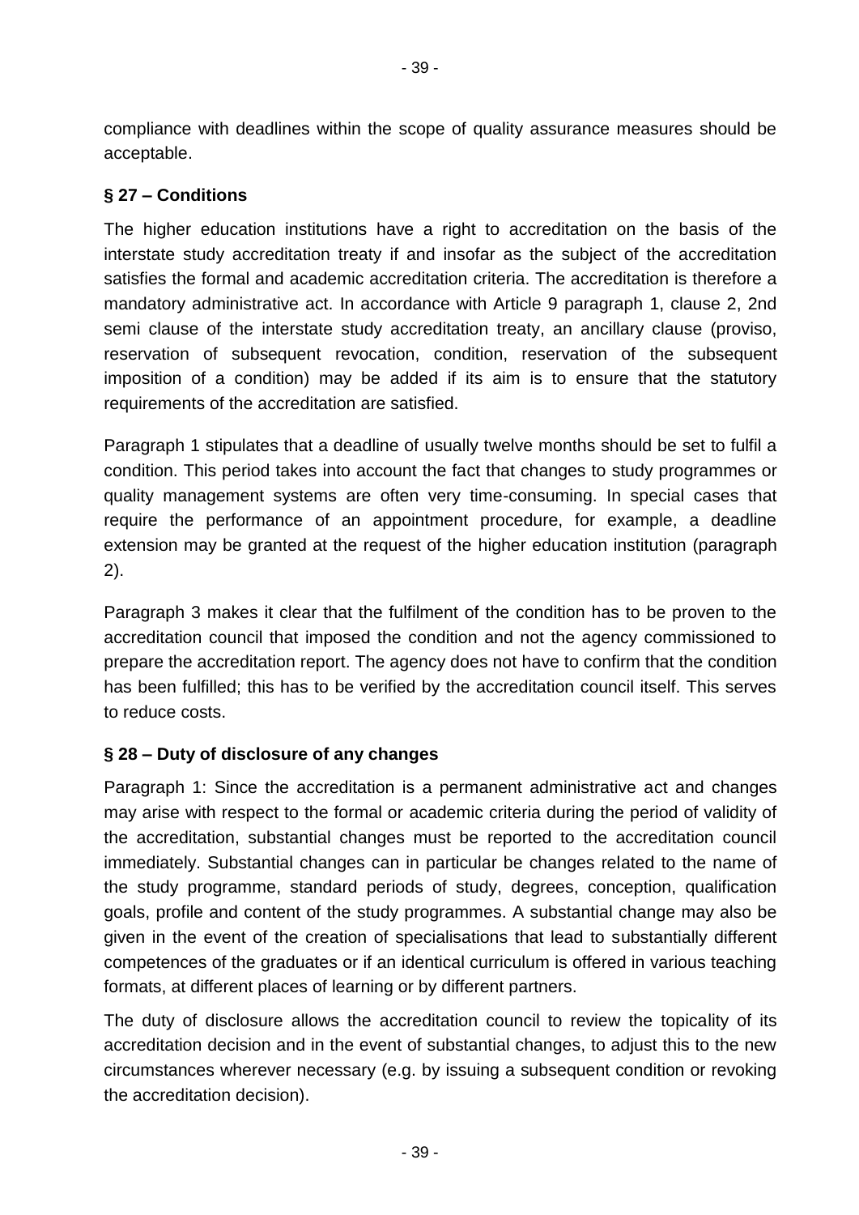compliance with deadlines within the scope of quality assurance measures should be acceptable.

### § 27 – Conditions

The higher education institutions have a right to accreditation on the basis of the interstate study accreditation treaty if and insofar as the subject of the accreditation satisfies the formal and academic accreditation criteria. The accreditation is therefore a mandatory administrative act. In accordance with Article 9 paragraph 1, clause 2, 2nd semi clause of the interstate study accreditation treaty, an ancillary clause (proviso, reservation of subsequent revocation, condition, reservation of the subsequent imposition of a condition) may be added if its aim is to ensure that the statutory requirements of the accreditation are satisfied.

Paragraph 1 stipulates that a deadline of usually twelve months should be set to fulfil a condition. This period takes into account the fact that changes to study programmes or quality management systems are often very time-consuming. In special cases that require the performance of an appointment procedure, for example, a deadline extension may be granted at the request of the higher education institution (paragraph 2).

Paragraph 3 makes it clear that the fulfilment of the condition has to be proven to the accreditation council that imposed the condition and not the agency commissioned to prepare the accreditation report. The agency does not have to confirm that the condition has been fulfilled; this has to be verified by the accreditation council itself. This serves to reduce costs.

### § 28 – Duty of disclosure of any changes

Paragraph 1: Since the accreditation is a permanent administrative act and changes may arise with respect to the formal or academic criteria during the period of validity of the accreditation, substantial changes must be reported to the accreditation council immediately. Substantial changes can in particular be changes related to the name of the study programme, standard periods of study, degrees, conception, qualification goals, profile and content of the study programmes. A substantial change may also be given in the event of the creation of specialisations that lead to substantially different competences of the graduates or if an identical curriculum is offered in various teaching formats, at different places of learning or by different partners.

The duty of disclosure allows the accreditation council to review the topicality of its accreditation decision and in the event of substantial changes, to adjust this to the new circumstances wherever necessary (e.g. by issuing a subsequent condition or revoking the accreditation decision).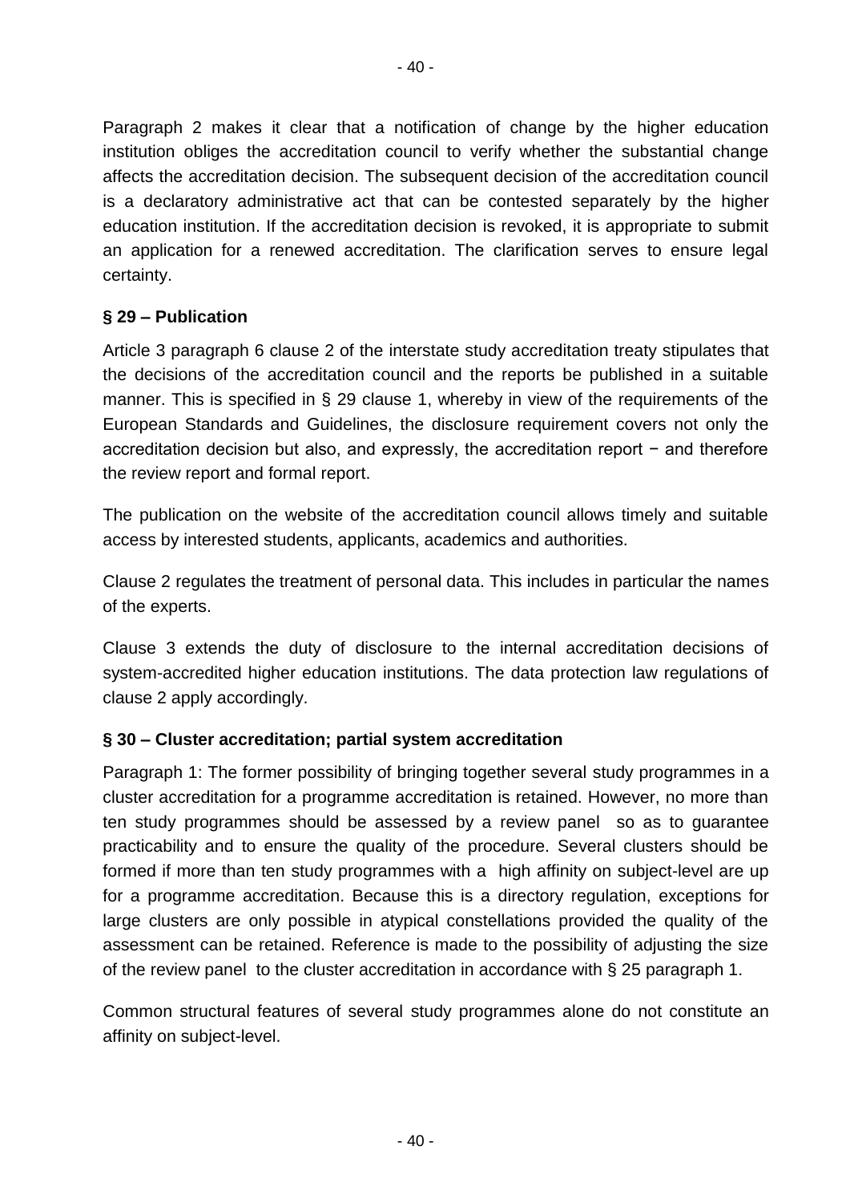Paragraph 2 makes it clear that a notification of change by the higher education institution obliges the accreditation council to verify whether the substantial change affects the accreditation decision. The subsequent decision of the accreditation council is a declaratory administrative act that can be contested separately by the higher education institution. If the accreditation decision is revoked, it is appropriate to submit an application for a renewed accreditation. The clarification serves to ensure legal certainty.

**§ 29 – Publication**

Article 3 paragraph 6 clause 2 of the interstate study accreditation treaty stipulates that the decisions of the accreditation council and the reports be published in a suitable manner. This is specified in § 29 clause 1, whereby in view of the requirements of the European Standards and Guidelines, the disclosure requirement covers not only the accreditation decision but also, and expressly, the accreditation report − and therefore the review report and formal report.

The publication on the website of the accreditation council allows timely and suitable access by interested students, applicants, academics and authorities.

Clause 2 regulates the treatment of personal data. This includes in particular the names of the experts.

Clause 3 extends the duty of disclosure to the internal accreditation decisions of system-accredited higher education institutions. The data protection law regulations of clause 2 apply accordingly.

**§ 30 – Cluster accreditation; partial system accreditation**

Paragraph 1: The former possibility of bringing together several study programmes in a cluster accreditation for a programme accreditation is retained. However, no more than ten study programmes should be assessed by a review panel so as to guarantee practicability and to ensure the quality of the procedure. Several clusters should be formed if more than ten study programmes with a high affinity on subject-level are up for a programme accreditation. Because this is a directory regulation, exceptions for large clusters are only possible in atypical constellations provided the quality of the assessment can be retained. Reference is made to the possibility of adjusting the size of the review panel to the cluster accreditation in accordance with § 25 paragraph 1.

Common structural features of several study programmes alone do not constitute an affinity on subject-level.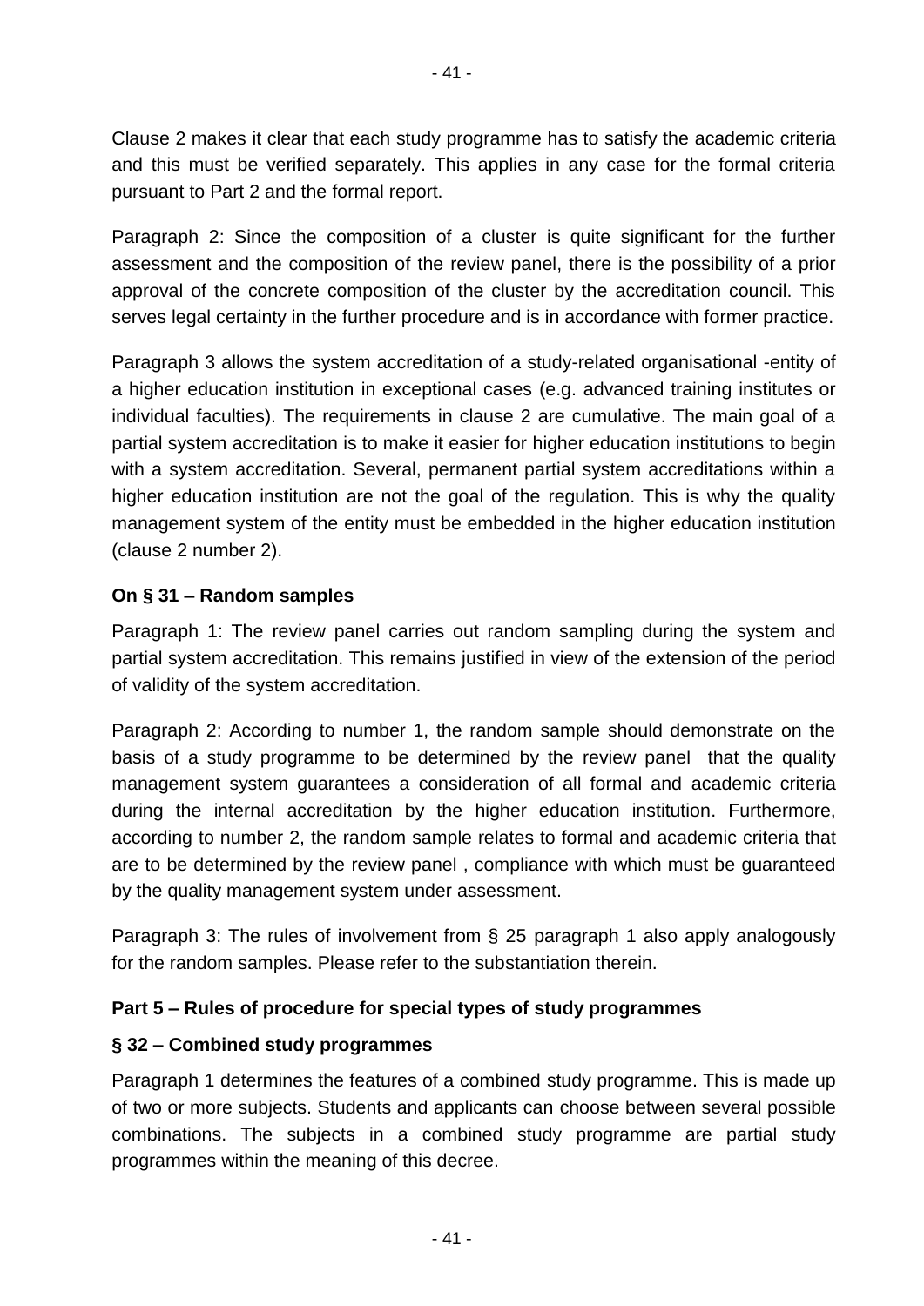Clause 2 makes it clear that each study programme has to satisfy the academic criteria and this must be verified separately. This applies in any case for the formal criteria pursuant to Part 2 and the formal report.

Paragraph 2: Since the composition of a cluster is quite significant for the further assessment and the composition of the review panel, there is the possibility of a prior approval of the concrete composition of the cluster by the accreditation council. This serves legal certainty in the further procedure and is in accordance with former practice.

Paragraph 3 allows the system accreditation of a study-related organisational -entity of a higher education institution in exceptional cases (e.g. advanced training institutes or individual faculties). The requirements in clause 2 are cumulative. The main goal of a partial system accreditation is to make it easier for higher education institutions to begin with a system accreditation. Several, permanent partial system accreditations within a higher education institution are not the goal of the regulation. This is why the quality management system of the entity must be embedded in the higher education institution (clause 2 number 2).

**On § 31 – Random samples**

Paragraph 1: The review panel carries out random sampling during the system and partial system accreditation. This remains justified in view of the extension of the period of validity of the system accreditation.

Paragraph 2: According to number 1, the random sample should demonstrate on the basis of a study programme to be determined by the review panel that the quality management system guarantees a consideration of all formal and academic criteria during the internal accreditation by the higher education institution. Furthermore, according to number 2, the random sample relates to formal and academic criteria that are to be determined by the review panel , compliance with which must be guaranteed by the quality management system under assessment.

Paragraph 3: The rules of involvement from § 25 paragraph 1 also apply analogously for the random samples. Please refer to the substantiation therein.

**Part 5 – Rules of procedure for special types of study programmes**

**§ 32 – Combined study programmes**

Paragraph 1 determines the features of a combined study programme. This is made up of two or more subjects. Students and applicants can choose between several possible combinations. The subjects in a combined study programme are partial study programmes within the meaning of this decree.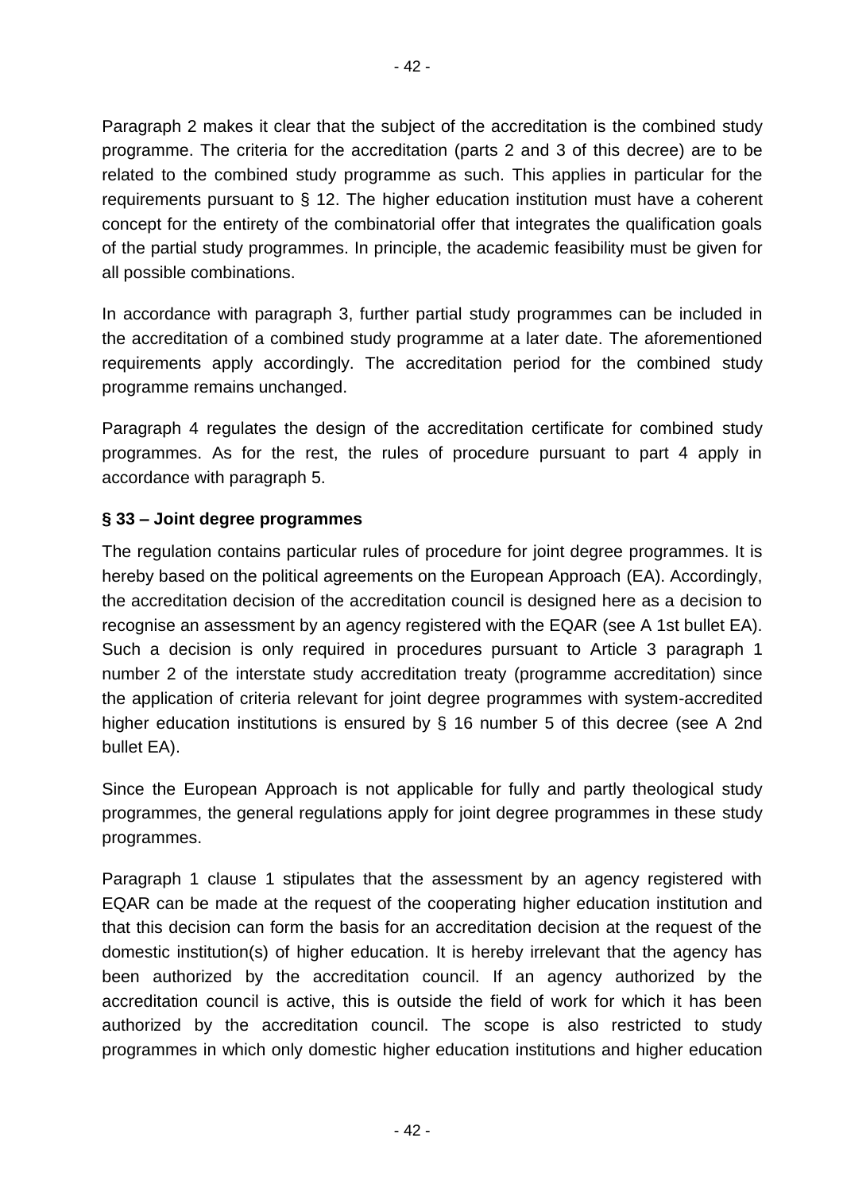Paragraph 2 makes it clear that the subject of the accreditation is the combined study programme. The criteria for the accreditation (parts 2 and 3 of this decree) are to be related to the combined study programme as such. This applies in particular for the requirements pursuant to § 12. The higher education institution must have a coherent concept for the entirety of the combinatorial offer that integrates the qualification goals of the partial study programmes. In principle, the academic feasibility must be given for all possible combinations.

In accordance with paragraph 3, further partial study programmes can be included in the accreditation of a combined study programme at a later date. The aforementioned requirements apply accordingly. The accreditation period for the combined study programme remains unchanged.

Paragraph 4 regulates the design of the accreditation certificate for combined study programmes. As for the rest, the rules of procedure pursuant to part 4 apply in accordance with paragraph 5.

**§ 33 – Joint degree programmes**

The regulation contains particular rules of procedure for joint degree programmes. It is hereby based on the political agreements on the European Approach (EA). Accordingly, the accreditation decision of the accreditation council is designed here as a decision to recognise an assessment by an agency registered with the EQAR (see A 1st bullet EA). Such a decision is only required in procedures pursuant to Article 3 paragraph 1 number 2 of the interstate study accreditation treaty (programme accreditation) since the application of criteria relevant for joint degree programmes with system-accredited higher education institutions is ensured by § 16 number 5 of this decree (see A 2nd bullet EA).

Since the European Approach is not applicable for fully and partly theological study programmes, the general regulations apply for joint degree programmes in these study programmes.

Paragraph 1 clause 1 stipulates that the assessment by an agency registered with EQAR can be made at the request of the cooperating higher education institution and that this decision can form the basis for an accreditation decision at the request of the domestic institution(s) of higher education. It is hereby irrelevant that the agency has been authorized by the accreditation council. If an agency authorized by the accreditation council is active, this is outside the field of work for which it has been authorized by the accreditation council. The scope is also restricted to study programmes in which only domestic higher education institutions and higher education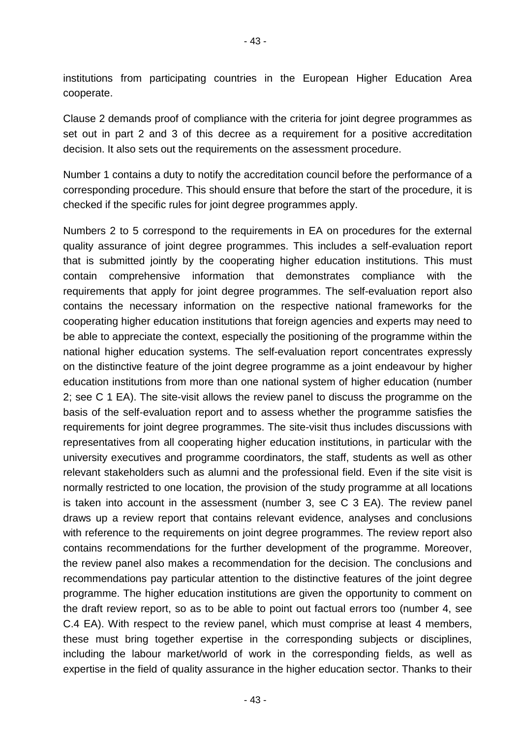institutions from participating countries in the European Higher Education Area cooperate.

Clause 2 demands proof of compliance with the criteria for joint degree programmes as set out in part 2 and 3 of this decree as a requirement for a positive accreditation decision. It also sets out the requirements on the assessment procedure.

Number 1 contains a duty to notify the accreditation council before the performance of a corresponding procedure. This should ensure that before the start of the procedure, it is checked if the specific rules for joint degree programmes apply.

Numbers 2 to 5 correspond to the requirements in EA on procedures for the external quality assurance of joint degree programmes. This includes a self-evaluation report that is submitted jointly by the cooperating higher education institutions. This must contain comprehensive information that demonstrates compliance with the requirements that apply for joint degree programmes. The self-evaluation report also contains the necessary information on the respective national frameworks for the cooperating higher education institutions that foreign agencies and experts may need to be able to appreciate the context, especially the positioning of the programme within the national higher education systems. The self-evaluation report concentrates expressly on the distinctive feature of the joint degree programme as a joint endeavour by higher education institutions from more than one national system of higher education (number 2; see C 1 EA). The site-visit allows the review panel to discuss the programme on the basis of the self-evaluation report and to assess whether the programme satisfies the requirements for joint degree programmes. The site-visit thus includes discussions with representatives from all cooperating higher education institutions, in particular with the university executives and programme coordinators, the staff, students as well as other relevant stakeholders such as alumni and the professional field. Even if the site visit is normally restricted to one location, the provision of the study programme at all locations is taken into account in the assessment (number 3, see C 3 EA). The review panel draws up a review report that contains relevant evidence, analyses and conclusions with reference to the requirements on joint degree programmes. The review report also contains recommendations for the further development of the programme. Moreover, the review panel also makes a recommendation for the decision. The conclusions and recommendations pay particular attention to the distinctive features of the joint degree programme. The higher education institutions are given the opportunity to comment on the draft review report, so as to be able to point out factual errors too (number 4, see C.4 EA). With respect to the review panel, which must comprise at least 4 members, these must bring together expertise in the corresponding subjects or disciplines, including the labour market/world of work in the corresponding fields, as well as expertise in the field of quality assurance in the higher education sector. Thanks to their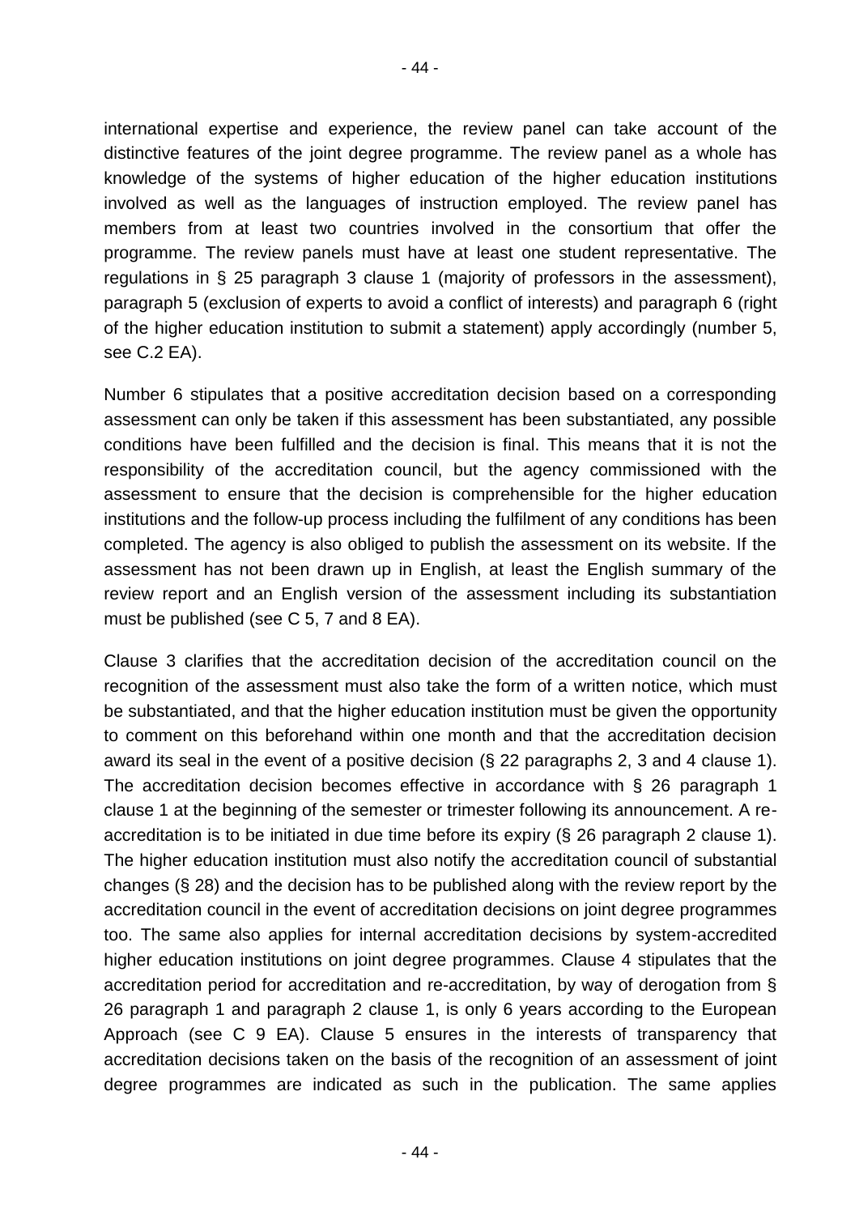international expertise and experience, the review panel can take account of the distinctive features of the joint degree programme. The review panel as a whole has knowledge of the systems of higher education of the higher education institutions involved as well as the languages of instruction employed. The review panel has members from at least two countries involved in the consortium that offer the programme. The review panels must have at least one student representative. The regulations in § 25 paragraph 3 clause 1 (majority of professors in the assessment), paragraph 5 (exclusion of experts to avoid a conflict of interests) and paragraph 6 (right of the higher education institution to submit a statement) apply accordingly (number 5, see C.2 EA).

Number 6 stipulates that a positive accreditation decision based on a corresponding assessment can only be taken if this assessment has been substantiated, any possible conditions have been fulfilled and the decision is final. This means that it is not the responsibility of the accreditation council, but the agency commissioned with the assessment to ensure that the decision is comprehensible for the higher education institutions and the follow-up process including the fulfilment of any conditions has been completed. The agency is also obliged to publish the assessment on its website. If the assessment has not been drawn up in English, at least the English summary of the review report and an English version of the assessment including its substantiation must be published (see C 5, 7 and 8 EA).

Clause 3 clarifies that the accreditation decision of the accreditation council on the recognition of the assessment must also take the form of a written notice, which must be substantiated, and that the higher education institution must be given the opportunity to comment on this beforehand within one month and that the accreditation decision award its seal in the event of a positive decision (§ 22 paragraphs 2, 3 and 4 clause 1). The accreditation decision becomes effective in accordance with § 26 paragraph 1 clause 1 at the beginning of the semester or trimester following its announcement. A re-accreditation is to be initiated in due time before its expiry (§ 26 paragraph 2 clause 1). The higher education institution must also notify the accreditation council of substantial changes (§ 28) and the decision has to be published along with the review report by the accreditation council in the event of accreditation decisions on joint degree programmes too. The same also applies for internal accreditation decisions by system-accredited higher education institutions on joint degree programmes. Clause 4 stipulates that the accreditation period for accreditation and re-accreditation, by way of derogation from § 26 paragraph 1 and paragraph 2 clause 1, is only 6 years according to the European Approach (see C 9 EA). Clause 5 ensures in the interests of transparency that accreditation decisions taken on the basis of the recognition of an assessment of joint degree programmes are indicated as such in the publication. The same applies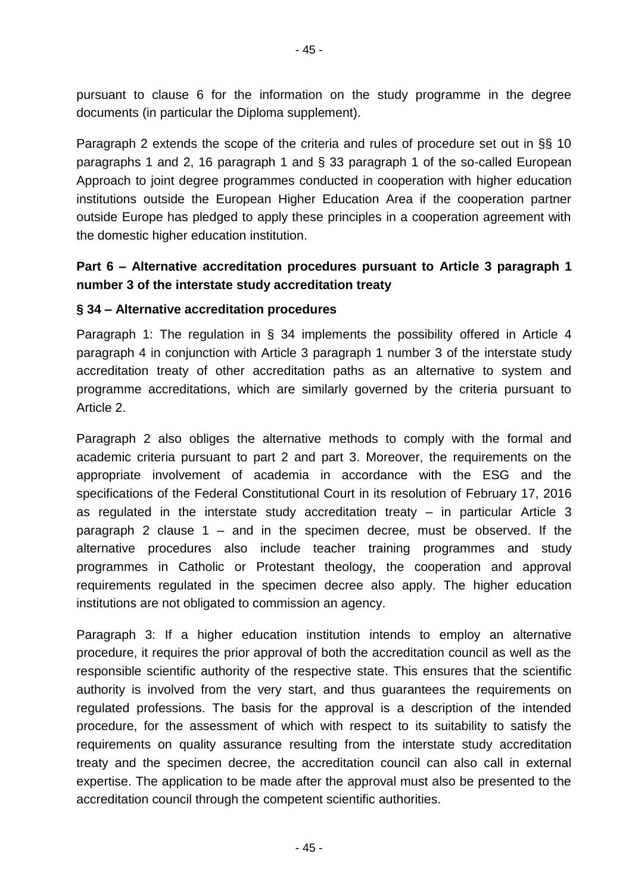pursuant to clause 6 for the information on the study programme in the degree documents (in particular the Diploma supplement).

Paragraph 2 extends the scope of the criteria and rules of procedure set out in §§ 10 paragraphs 1 and 2, 16 paragraph 1 and § 33 paragraph 1 of the so-called European Approach to joint degree programmes conducted in cooperation with higher education institutions outside the European Higher Education Area if the cooperation partner outside Europe has pledged to apply these principles in a cooperation agreement with the domestic higher education institution.

## Part 6 – Alternative accreditation procedures pursuant to Article 3 paragraph 1 number 3 of the interstate study accreditation treaty

### § 34 – Alternative accreditation procedures

Paragraph 1: The regulation in § 34 implements the possibility offered in Article 4 paragraph 4 in conjunction with Article 3 paragraph 1 number 3 of the interstate study accreditation treaty of other accreditation paths as an alternative to system and programme accreditations, which are similarly governed by the criteria pursuant to Article 2.

Paragraph 2 also obliges the alternative methods to comply with the formal and academic criteria pursuant to part 2 and part 3. Moreover, the requirements on the appropriate involvement of academia in accordance with the ESG and the specifications of the Federal Constitutional Court in its resolution of February 17, 2016 as regulated in the interstate study accreditation treaty – in particular Article 3 paragraph 2 clause 1 – and in the specimen decree, must be observed. If the alternative procedures also include teacher training programmes and study programmes in Catholic or Protestant theology, the cooperation and approval requirements regulated in the specimen decree also apply. The higher education institutions are not obligated to commission an agency.

Paragraph 3: If a higher education institution intends to employ an alternative procedure, it requires the prior approval of both the accreditation council as well as the responsible scientific authority of the respective state. This ensures that the scientific authority is involved from the very start, and thus guarantees the requirements on regulated professions. The basis for the approval is a description of the intended procedure, for the assessment of which with respect to its suitability to satisfy the requirements on quality assurance resulting from the interstate study accreditation treaty and the specimen decree, the accreditation council can also call in external expertise. The application to be made after the approval must also be presented to the accreditation council through the competent scientific authorities.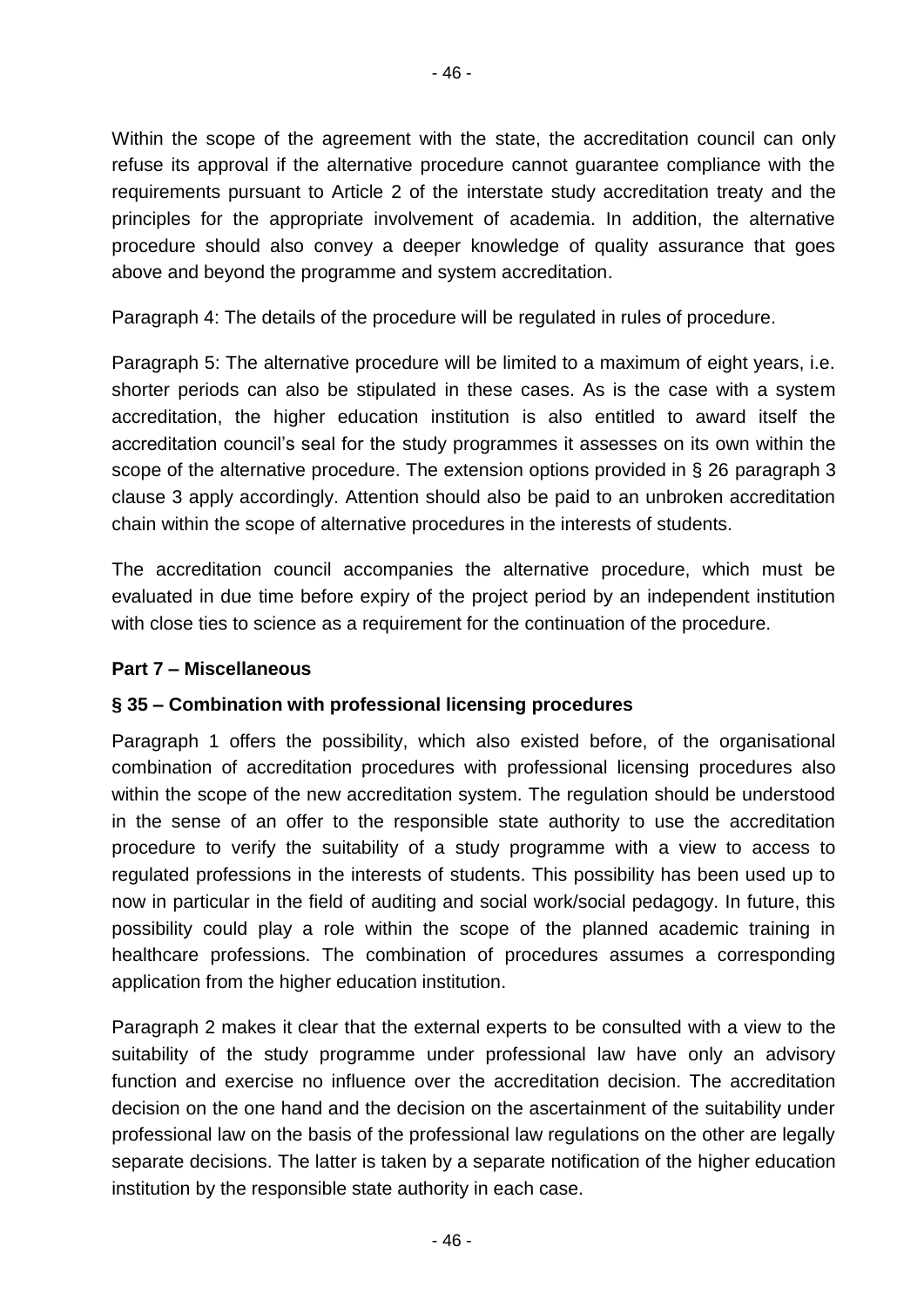Within the scope of the agreement with the state, the accreditation council can only refuse its approval if the alternative procedure cannot guarantee compliance with the requirements pursuant to Article 2 of the interstate study accreditation treaty and the principles for the appropriate involvement of academia. In addition, the alternative procedure should also convey a deeper knowledge of quality assurance that goes above and beyond the programme and system accreditation.

Paragraph 4: The details of the procedure will be regulated in rules of procedure.

Paragraph 5: The alternative procedure will be limited to a maximum of eight years, i.e. shorter periods can also be stipulated in these cases. As is the case with a system accreditation, the higher education institution is also entitled to award itself the accreditation council's seal for the study programmes it assesses on its own within the scope of the alternative procedure. The extension options provided in § 26 paragraph 3 clause 3 apply accordingly. Attention should also be paid to an unbroken accreditation chain within the scope of alternative procedures in the interests of students.

The accreditation council accompanies the alternative procedure, which must be evaluated in due time before expiry of the project period by an independent institution with close ties to science as a requirement for the continuation of the procedure.

**Part 7 – Miscellaneous**

**§ 35 – Combination with professional licensing procedures**

Paragraph 1 offers the possibility, which also existed before, of the organisational combination of accreditation procedures with professional licensing procedures also within the scope of the new accreditation system. The regulation should be understood in the sense of an offer to the responsible state authority to use the accreditation procedure to verify the suitability of a study programme with a view to access to regulated professions in the interests of students. This possibility has been used up to now in particular in the field of auditing and social work/social pedagogy. In future, this possibility could play a role within the scope of the planned academic training in healthcare professions. The combination of procedures assumes a corresponding application from the higher education institution.

Paragraph 2 makes it clear that the external experts to be consulted with a view to the suitability of the study programme under professional law have only an advisory function and exercise no influence over the accreditation decision. The accreditation decision on the one hand and the decision on the ascertainment of the suitability under professional law on the basis of the professional law regulations on the other are legally separate decisions. The latter is taken by a separate notification of the higher education institution by the responsible state authority in each case.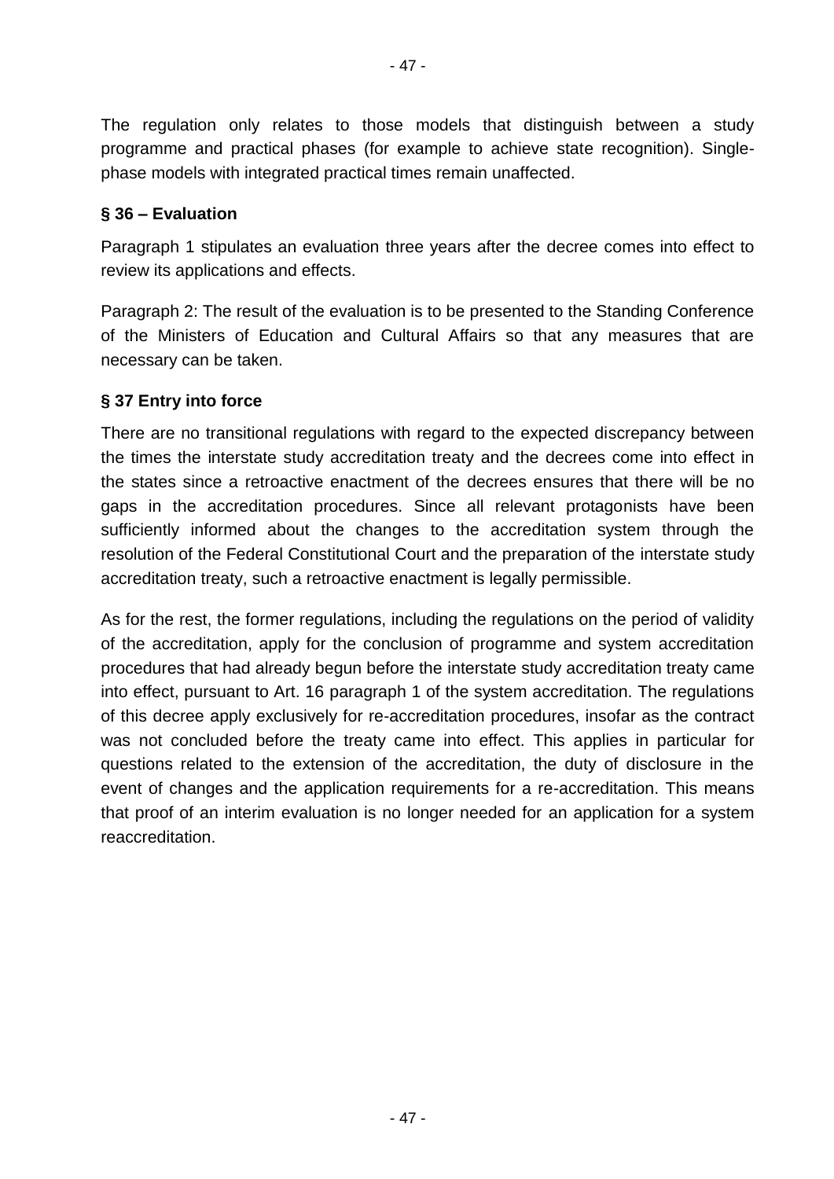The regulation only relates to those models that distinguish between a study programme and practical phases (for example to achieve state recognition). Single-phase models with integrated practical times remain unaffected.

### § 36 – Evaluation

Paragraph 1 stipulates an evaluation three years after the decree comes into effect to review its applications and effects.

Paragraph 2: The result of the evaluation is to be presented to the Standing Conference of the Ministers of Education and Cultural Affairs so that any measures that are necessary can be taken.

### § 37 Entry into force

There are no transitional regulations with regard to the expected discrepancy between the times the interstate study accreditation treaty and the decrees come into effect in the states since a retroactive enactment of the decrees ensures that there will be no gaps in the accreditation procedures. Since all relevant protagonists have been sufficiently informed about the changes to the accreditation system through the resolution of the Federal Constitutional Court and the preparation of the interstate study accreditation treaty, such a retroactive enactment is legally permissible.

As for the rest, the former regulations, including the regulations on the period of validity of the accreditation, apply for the conclusion of programme and system accreditation procedures that had already begun before the interstate study accreditation treaty came into effect, pursuant to Art. 16 paragraph 1 of the system accreditation. The regulations of this decree apply exclusively for re-accreditation procedures, insofar as the contract was not concluded before the treaty came into effect. This applies in particular for questions related to the extension of the accreditation, the duty of disclosure in the event of changes and the application requirements for a re-accreditation. This means that proof of an interim evaluation is no longer needed for an application for a system reaccreditation.